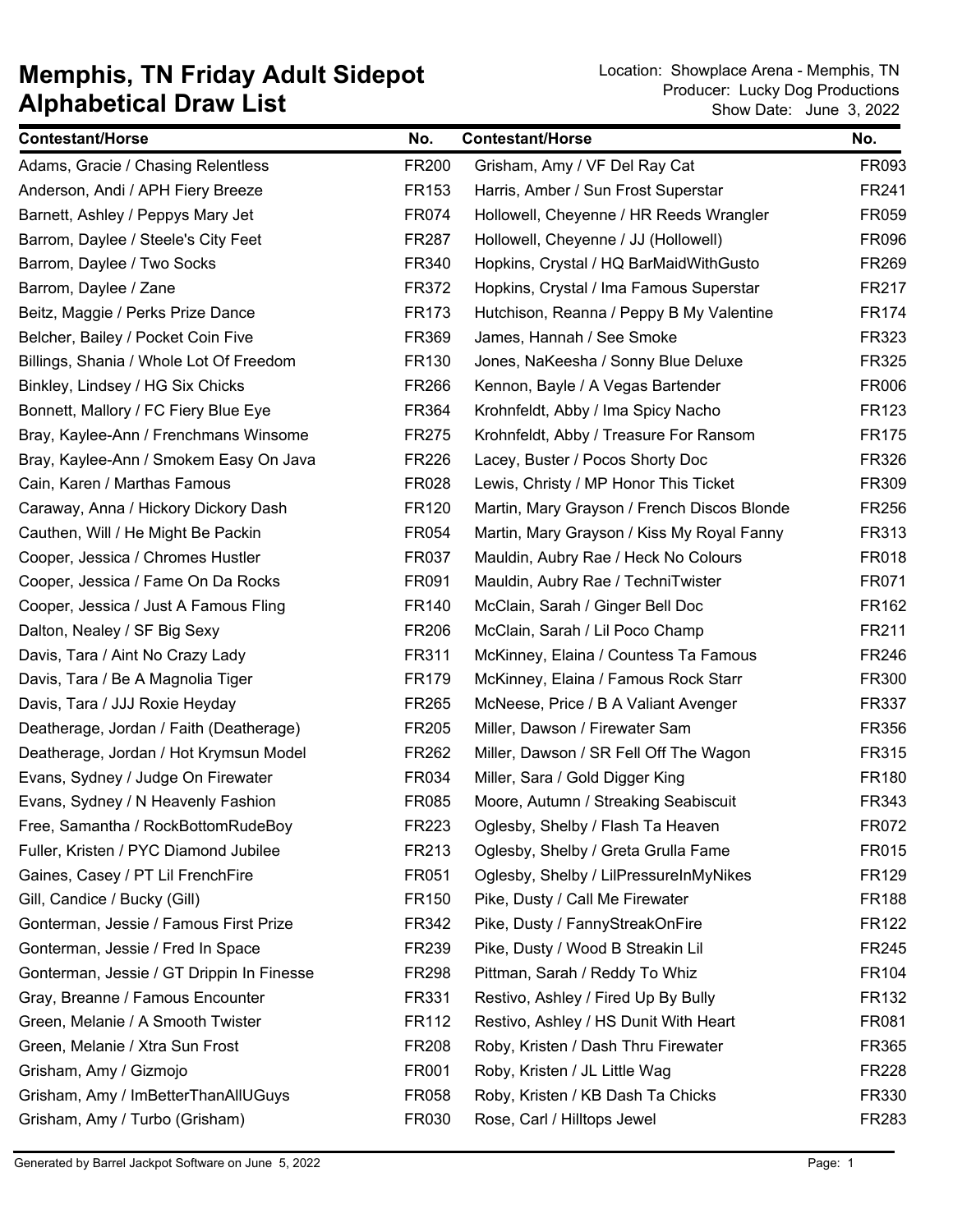# Memphis, TN Friday Adult Sidepot
## Alphabetical Draw List

Location: Showplace Arena - Memphis, TN
Producer: Lucky Dog Productions
Show Date: June 3, 2022

| Contestant/Horse | No. |
|---|---|
| Adams, Gracie / Chasing Relentless | FR200 |
| Anderson, Andi / APH Fiery Breeze | FR153 |
| Barnett, Ashley / Peppys Mary Jet | FR074 |
| Barrom, Daylee / Steele's City Feet | FR287 |
| Barrom, Daylee / Two Socks | FR340 |
| Barrom, Daylee / Zane | FR372 |
| Beitz, Maggie / Perks Prize Dance | FR173 |
| Belcher, Bailey / Pocket Coin Five | FR369 |
| Billings, Shania / Whole Lot Of Freedom | FR130 |
| Binkley, Lindsey / HG Six Chicks | FR266 |
| Bonnett, Mallory / FC Fiery Blue Eye | FR364 |
| Bray, Kaylee-Ann / Frenchmans Winsome | FR275 |
| Bray, Kaylee-Ann / Smokem Easy On Java | FR226 |
| Cain, Karen / Marthas Famous | FR028 |
| Caraway, Anna / Hickory Dickory Dash | FR120 |
| Cauthen, Will / He Might Be Packin | FR054 |
| Cooper, Jessica / Chromes Hustler | FR037 |
| Cooper, Jessica / Fame On Da Rocks | FR091 |
| Cooper, Jessica / Just A Famous Fling | FR140 |
| Dalton, Nealey / SF Big Sexy | FR206 |
| Davis, Tara / Aint No Crazy Lady | FR311 |
| Davis, Tara / Be A Magnolia Tiger | FR179 |
| Davis, Tara / JJJ Roxie Heyday | FR265 |
| Deatherage, Jordan / Faith (Deatherage) | FR205 |
| Deatherage, Jordan / Hot Krymsun Model | FR262 |
| Evans, Sydney / Judge On Firewater | FR034 |
| Evans, Sydney / N Heavenly Fashion | FR085 |
| Free, Samantha / RockBottomRudeBoy | FR223 |
| Fuller, Kristen / PYC Diamond Jubilee | FR213 |
| Gaines, Casey / PT Lil FrenchFire | FR051 |
| Gill, Candice / Bucky (Gill) | FR150 |
| Gonterman, Jessie / Famous First Prize | FR342 |
| Gonterman, Jessie / Fred In Space | FR239 |
| Gonterman, Jessie / GT Drippin In Finesse | FR298 |
| Gray, Breanne / Famous Encounter | FR331 |
| Green, Melanie / A Smooth Twister | FR112 |
| Green, Melanie / Xtra Sun Frost | FR208 |
| Grisham, Amy / Gizmojo | FR001 |
| Grisham, Amy / ImBetterThanAllUGuys | FR058 |
| Grisham, Amy / Turbo (Grisham) | FR030 |
| Grisham, Amy / VF Del Ray Cat | FR093 |
| Harris, Amber / Sun Frost Superstar | FR241 |
| Hollowell, Cheyenne / HR Reeds Wrangler | FR059 |
| Hollowell, Cheyenne / JJ (Hollowell) | FR096 |
| Hopkins, Crystal / HQ BarMaidWithGusto | FR269 |
| Hopkins, Crystal / Ima Famous Superstar | FR217 |
| Hutchison, Reanna / Peppy B My Valentine | FR174 |
| James, Hannah / See Smoke | FR323 |
| Jones, NaKeesha / Sonny Blue Deluxe | FR325 |
| Kennon, Bayle / A Vegas Bartender | FR006 |
| Krohnfeldt, Abby / Ima Spicy Nacho | FR123 |
| Krohnfeldt, Abby / Treasure For Ransom | FR175 |
| Lacey, Buster / Pocos Shorty Doc | FR326 |
| Lewis, Christy / MP Honor This Ticket | FR309 |
| Martin, Mary Grayson / French Discos Blonde | FR256 |
| Martin, Mary Grayson / Kiss My Royal Fanny | FR313 |
| Mauldin, Aubry Rae / Heck No Colours | FR018 |
| Mauldin, Aubry Rae / TechniTwister | FR071 |
| McClain, Sarah / Ginger Bell Doc | FR162 |
| McClain, Sarah / Lil Poco Champ | FR211 |
| McKinney, Elaina / Countess Ta Famous | FR246 |
| McKinney, Elaina / Famous Rock Starr | FR300 |
| McNeese, Price / B A Valiant Avenger | FR337 |
| Miller, Dawson / Firewater Sam | FR356 |
| Miller, Dawson / SR Fell Off The Wagon | FR315 |
| Miller, Sara / Gold Digger King | FR180 |
| Moore, Autumn / Streaking Seabiscuit | FR343 |
| Oglesby, Shelby / Flash Ta Heaven | FR072 |
| Oglesby, Shelby / Greta Grulla Fame | FR015 |
| Oglesby, Shelby / LilPressureInMyNikes | FR129 |
| Pike, Dusty / Call Me Firewater | FR188 |
| Pike, Dusty / FannyStreakOnFire | FR122 |
| Pike, Dusty / Wood B Streakin Lil | FR245 |
| Pittman, Sarah / Reddy To Whiz | FR104 |
| Restivo, Ashley / Fired Up By Bully | FR132 |
| Restivo, Ashley / HS Dunit With Heart | FR081 |
| Roby, Kristen / Dash Thru Firewater | FR365 |
| Roby, Kristen / JL Little Wag | FR228 |
| Roby, Kristen / KB Dash Ta Chicks | FR330 |
| Rose, Carl / Hilltops Jewel | FR283 |

Generated by Barrel Jackpot Software on June 5, 2022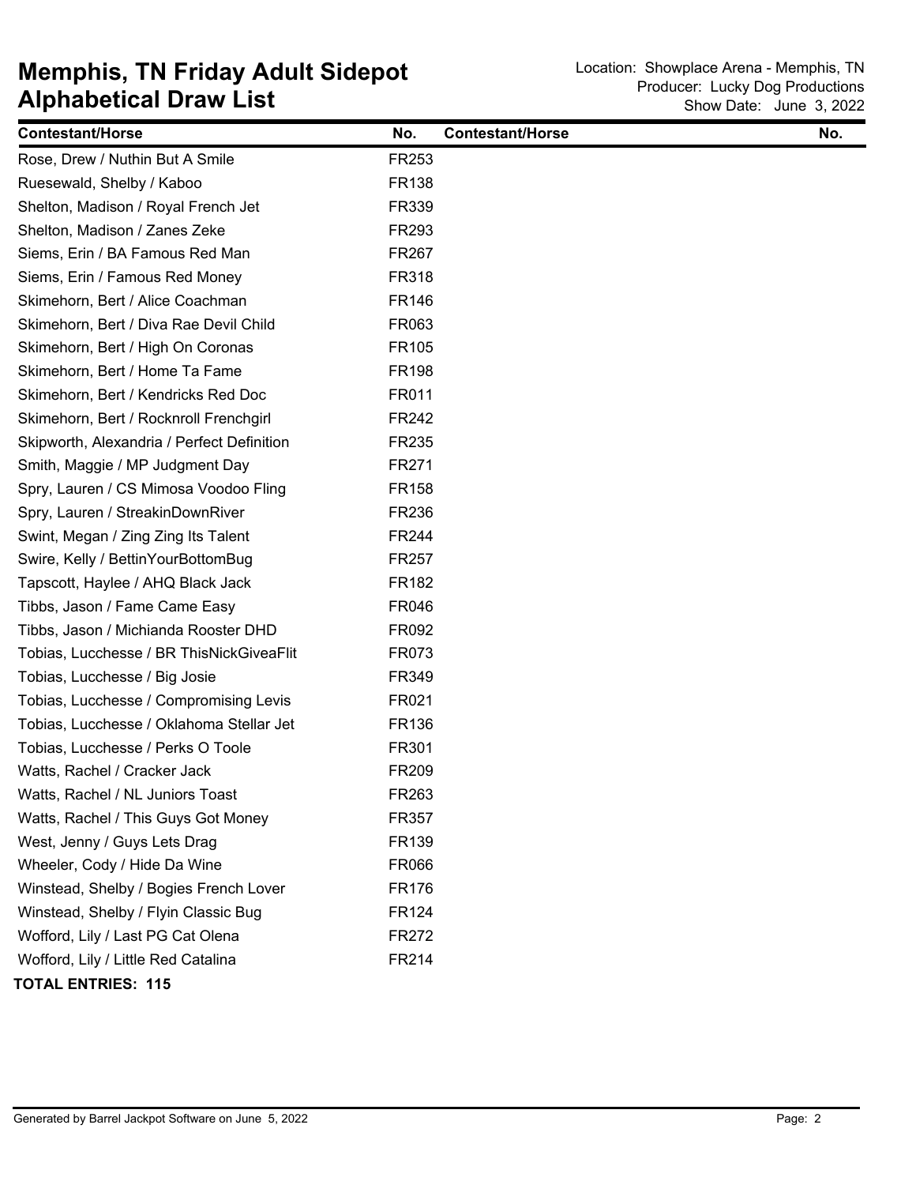# Memphis, TN Friday Adult Sidepot
# Alphabetical Draw List

Location: Showplace Arena - Memphis, TN
Producer: Lucky Dog Productions
Show Date: June 3, 2022

| Contestant/Horse | No. | Contestant/Horse | No. |
|---|---|---|---|
| Rose, Drew / Nuthin But A Smile | FR253 | | |
| Ruesewald, Shelby / Kaboo | FR138 | | |
| Shelton, Madison / Royal French Jet | FR339 | | |
| Shelton, Madison / Zanes Zeke | FR293 | | |
| Siems, Erin / BA Famous Red Man | FR267 | | |
| Siems, Erin / Famous Red Money | FR318 | | |
| Skimehorn, Bert / Alice Coachman | FR146 | | |
| Skimehorn, Bert / Diva Rae Devil Child | FR063 | | |
| Skimehorn, Bert / High On Coronas | FR105 | | |
| Skimehorn, Bert / Home Ta Fame | FR198 | | |
| Skimehorn, Bert / Kendricks Red Doc | FR011 | | |
| Skimehorn, Bert / Rocknroll Frenchgirl | FR242 | | |
| Skipworth, Alexandria / Perfect Definition | FR235 | | |
| Smith, Maggie / MP Judgment Day | FR271 | | |
| Spry, Lauren / CS Mimosa Voodoo Fling | FR158 | | |
| Spry, Lauren / StreakinDownRiver | FR236 | | |
| Swint, Megan / Zing Zing Its Talent | FR244 | | |
| Swire, Kelly / BettinYourBottomBug | FR257 | | |
| Tapscott, Haylee / AHQ Black Jack | FR182 | | |
| Tibbs, Jason / Fame Came Easy | FR046 | | |
| Tibbs, Jason / Michianda Rooster DHD | FR092 | | |
| Tobias, Lucchesse / BR ThisNickGiveaFlit | FR073 | | |
| Tobias, Lucchesse / Big Josie | FR349 | | |
| Tobias, Lucchesse / Compromising Levis | FR021 | | |
| Tobias, Lucchesse / Oklahoma Stellar Jet | FR136 | | |
| Tobias, Lucchesse / Perks O Toole | FR301 | | |
| Watts, Rachel / Cracker Jack | FR209 | | |
| Watts, Rachel / NL Juniors Toast | FR263 | | |
| Watts, Rachel / This Guys Got Money | FR357 | | |
| West, Jenny / Guys Lets Drag | FR139 | | |
| Wheeler, Cody / Hide Da Wine | FR066 | | |
| Winstead, Shelby / Bogies French Lover | FR176 | | |
| Winstead, Shelby / Flyin Classic Bug | FR124 | | |
| Wofford, Lily / Last PG Cat Olena | FR272 | | |
| Wofford, Lily / Little Red Catalina | FR214 | | |

**TOTAL ENTRIES: 115**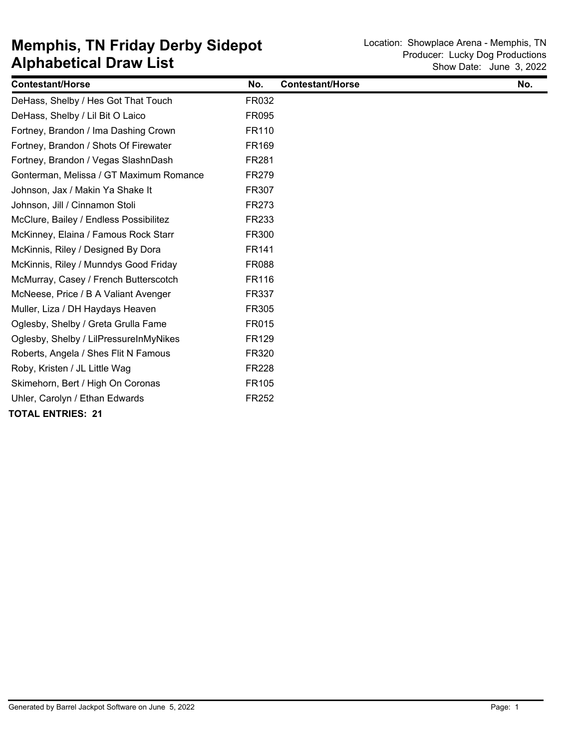# Memphis, TN Friday Derby Sidepot
# Alphabetical Draw List

Location: Showplace Arena - Memphis, TN
Producer: Lucky Dog Productions
Show Date: June 3, 2022

| Contestant/Horse | No. | Contestant/Horse | No. |
|---|---|---|---|
| DeHass, Shelby / Hes Got That Touch | FR032 | | |
| DeHass, Shelby / Lil Bit O Laico | FR095 | | |
| Fortney, Brandon / Ima Dashing Crown | FR110 | | |
| Fortney, Brandon / Shots Of Firewater | FR169 | | |
| Fortney, Brandon / Vegas SlashnDash | FR281 | | |
| Gonterman, Melissa / GT Maximum Romance | FR279 | | |
| Johnson, Jax / Makin Ya Shake It | FR307 | | |
| Johnson, Jill / Cinnamon Stoli | FR273 | | |
| McClure, Bailey / Endless Possibilitez | FR233 | | |
| McKinney, Elaina / Famous Rock Starr | FR300 | | |
| McKinnis, Riley / Designed By Dora | FR141 | | |
| McKinnis, Riley / Munndys Good Friday | FR088 | | |
| McMurray, Casey / French Butterscotch | FR116 | | |
| McNeese, Price / B A Valiant Avenger | FR337 | | |
| Muller, Liza / DH Haydays Heaven | FR305 | | |
| Oglesby, Shelby / Greta Grulla Fame | FR015 | | |
| Oglesby, Shelby / LilPressureInMyNikes | FR129 | | |
| Roberts, Angela / Shes Flit N Famous | FR320 | | |
| Roby, Kristen / JL Little Wag | FR228 | | |
| Skimehorn, Bert / High On Coronas | FR105 | | |
| Uhler, Carolyn / Ethan Edwards | FR252 | | |

**TOTAL ENTRIES: 21**

Generated by Barrel Jackpot Software on June 5, 2022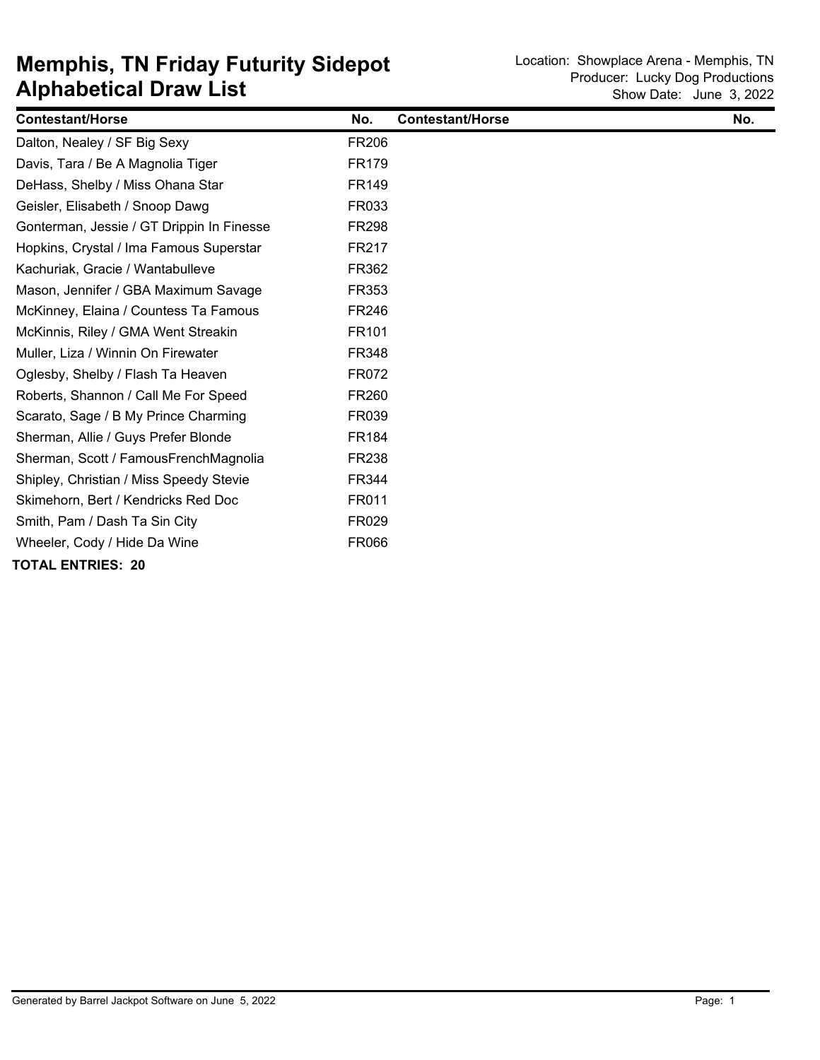# Memphis, TN Friday Futurity Sidepot Alphabetical Draw List

Location: Showplace Arena - Memphis, TN
Producer: Lucky Dog Productions
Show Date: June 3, 2022

| Contestant/Horse | No. | Contestant/Horse | No. |
|---|---|---|---|
| Dalton, Nealey / SF Big Sexy | FR206 | | |
| Davis, Tara / Be A Magnolia Tiger | FR179 | | |
| DeHass, Shelby / Miss Ohana Star | FR149 | | |
| Geisler, Elisabeth / Snoop Dawg | FR033 | | |
| Gonterman, Jessie / GT Drippin In Finesse | FR298 | | |
| Hopkins, Crystal / Ima Famous Superstar | FR217 | | |
| Kachuriak, Gracie / Wantabulleve | FR362 | | |
| Mason, Jennifer / GBA Maximum Savage | FR353 | | |
| McKinney, Elaina / Countess Ta Famous | FR246 | | |
| McKinnis, Riley / GMA Went Streakin | FR101 | | |
| Muller, Liza / Winnin On Firewater | FR348 | | |
| Oglesby, Shelby / Flash Ta Heaven | FR072 | | |
| Roberts, Shannon / Call Me For Speed | FR260 | | |
| Scarato, Sage / B My Prince Charming | FR039 | | |
| Sherman, Allie / Guys Prefer Blonde | FR184 | | |
| Sherman, Scott / FamousFrenchMagnolia | FR238 | | |
| Shipley, Christian / Miss Speedy Stevie | FR344 | | |
| Skimehorn, Bert / Kendricks Red Doc | FR011 | | |
| Smith, Pam / Dash Ta Sin City | FR029 | | |
| Wheeler, Cody / Hide Da Wine | FR066 | | |

**TOTAL ENTRIES: 20**

Generated by Barrel Jackpot Software on June 5, 2022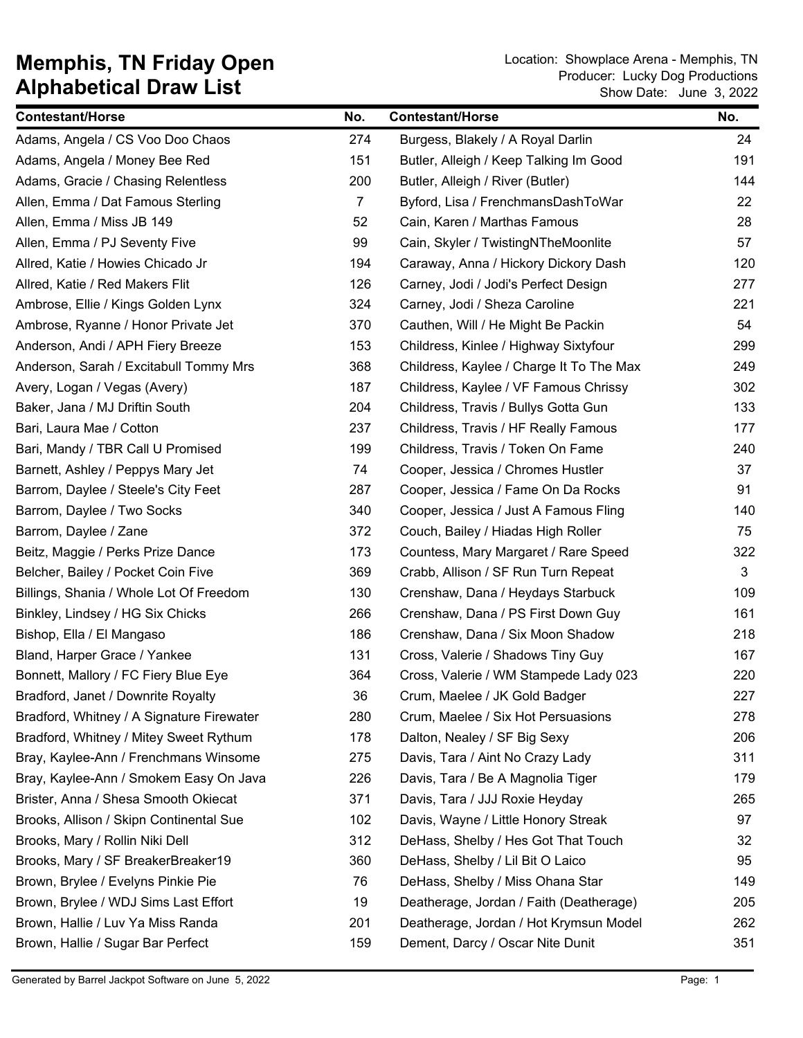# Memphis, TN Friday Open
# Alphabetical Draw List

Location: Showplace Arena - Memphis, TN
Producer: Lucky Dog Productions
Show Date: June 3, 2022

| Contestant/Horse | No. | Contestant/Horse | No. |
|---|---|---|---|
| Adams, Angela / CS Voo Doo Chaos | 274 | Burgess, Blakely / A Royal Darlin | 24 |
| Adams, Angela / Money Bee Red | 151 | Butler, Alleigh / Keep Talking Im Good | 191 |
| Adams, Gracie / Chasing Relentless | 200 | Butler, Alleigh / River (Butler) | 144 |
| Allen, Emma / Dat Famous Sterling | 7 | Byford, Lisa / FrenchmansDashToWar | 22 |
| Allen, Emma / Miss JB 149 | 52 | Cain, Karen / Marthas Famous | 28 |
| Allen, Emma / PJ Seventy Five | 99 | Cain, Skyler / TwistingNTheMoonlite | 57 |
| Allred, Katie / Howies Chicago Jr | 194 | Caraway, Anna / Hickory Dickory Dash | 120 |
| Allred, Katie / Red Makers Flit | 126 | Carney, Jodi / Jodi's Perfect Design | 277 |
| Ambrose, Ellie / Kings Golden Lynx | 324 | Carney, Jodi / Sheza Caroline | 221 |
| Ambrose, Ryanne / Honor Private Jet | 370 | Cauthen, Will / He Might Be Packin | 54 |
| Anderson, Andi / APH Fiery Breeze | 153 | Childress, Kinlee / Highway Sixtyfour | 299 |
| Anderson, Sarah / Excitabull Tommy Mrs | 368 | Childress, Kaylee / Charge It To The Max | 249 |
| Avery, Logan / Vegas (Avery) | 187 | Childress, Kaylee / VF Famous Chrissy | 302 |
| Baker, Jana / MJ Driftin South | 204 | Childress, Travis / Bullys Gotta Gun | 133 |
| Bari, Laura Mae / Cotton | 237 | Childress, Travis / HF Really Famous | 177 |
| Bari, Mandy / TBR Call U Promised | 199 | Childress, Travis / Token On Fame | 240 |
| Barnett, Ashley / Peppys Mary Jet | 74 | Cooper, Jessica / Chromes Hustler | 37 |
| Barrom, Daylee / Steele's City Feet | 287 | Cooper, Jessica / Fame On Da Rocks | 91 |
| Barrom, Daylee / Two Socks | 340 | Cooper, Jessica / Just A Famous Fling | 140 |
| Barrom, Daylee / Zane | 372 | Couch, Bailey / Hiadas High Roller | 75 |
| Beitz, Maggie / Perks Prize Dance | 173 | Countess, Mary Margaret / Rare Speed | 322 |
| Belcher, Bailey / Pocket Coin Five | 369 | Crabb, Allison / SF Run Turn Repeat | 3 |
| Billings, Shania / Whole Lot Of Freedom | 130 | Crenshaw, Dana / Heydays Starbuck | 109 |
| Binkley, Lindsey / HG Six Chicks | 266 | Crenshaw, Dana / PS First Down Guy | 161 |
| Bishop, Ella / El Mangaso | 186 | Crenshaw, Dana / Six Moon Shadow | 218 |
| Bland, Harper Grace / Yankee | 131 | Cross, Valerie / Shadows Tiny Guy | 167 |
| Bonnett, Mallory / FC Fiery Blue Eye | 364 | Cross, Valerie / WM Stampede Lady 023 | 220 |
| Bradford, Janet / Downrite Royalty | 36 | Crum, Maelee / JK Gold Badger | 227 |
| Bradford, Whitney / A Signature Firewater | 280 | Crum, Maelee / Six Hot Persuasions | 278 |
| Bradford, Whitney / Mitey Sweet Rythum | 178 | Dalton, Nealey / SF Big Sexy | 206 |
| Bray, Kaylee-Ann / Frenchmans Winsome | 275 | Davis, Tara / Aint No Crazy Lady | 311 |
| Bray, Kaylee-Ann / Smokem Easy On Java | 226 | Davis, Tara / Be A Magnolia Tiger | 179 |
| Brister, Anna / Shesa Smooth Okiecat | 371 | Davis, Tara / JJJ Roxie Heyday | 265 |
| Brooks, Allison / Skipn Continental Sue | 102 | Davis, Wayne / Little Honory Streak | 97 |
| Brooks, Mary / Rollin Niki Dell | 312 | DeHass, Shelby / Hes Got That Touch | 32 |
| Brooks, Mary / SF BreakerBreaker19 | 360 | DeHass, Shelby / Lil Bit O Laico | 95 |
| Brown, Brylee / Evelyns Pinkie Pie | 76 | DeHass, Shelby / Miss Ohana Star | 149 |
| Brown, Brylee / WDJ Sims Last Effort | 19 | Deatherage, Jordan / Faith (Deatherage) | 205 |
| Brown, Hallie / Luv Ya Miss Randa | 201 | Deatherage, Jordan / Hot Krymsun Model | 262 |
| Brown, Hallie / Sugar Bar Perfect | 159 | Dement, Darcy / Oscar Nite Dunit | 351 |

Generated by Barrel Jackpot Software on June 5, 2022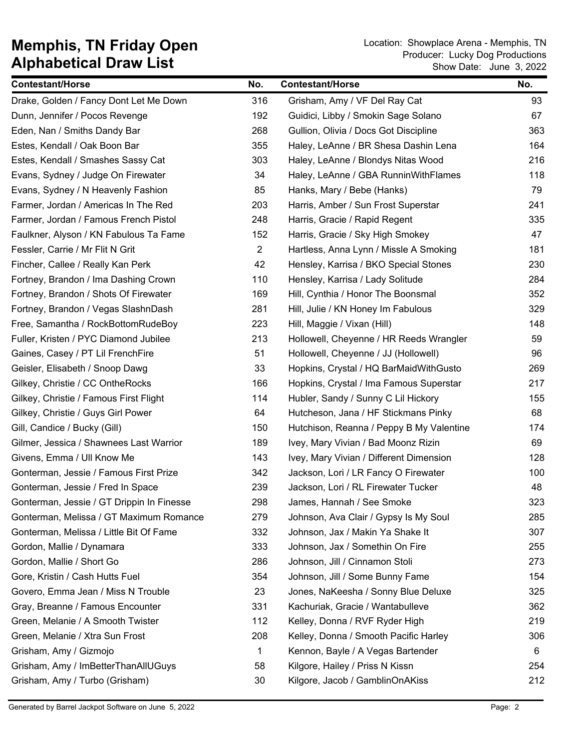# Memphis, TN Friday Open
# Alphabetical Draw List

Location: Showplace Arena - Memphis, TN
Producer: Lucky Dog Productions
Show Date: June 3, 2022

| Contestant/Horse | No. | Contestant/Horse | No. |
|---|---|---|---|
| Drake, Golden / Fancy Dont Let Me Down | 316 | Grisham, Amy / VF Del Ray Cat | 93 |
| Dunn, Jennifer / Pocos Revenge | 192 | Guidici, Libby / Smokin Sage Solano | 67 |
| Eden, Nan / Smiths Dandy Bar | 268 | Gullion, Olivia / Docs Got Discipline | 363 |
| Estes, Kendall / Oak Boon Bar | 355 | Haley, LeAnne / BR Shesa Dashin Lena | 164 |
| Estes, Kendall / Smashes Sassy Cat | 303 | Haley, LeAnne / Blondys Nitas Wood | 216 |
| Evans, Sydney / Judge On Firewater | 34 | Haley, LeAnne / GBA RunninWithFlames | 118 |
| Evans, Sydney / N Heavenly Fashion | 85 | Hanks, Mary / Bebe (Hanks) | 79 |
| Farmer, Jordan / Americas In The Red | 203 | Harris, Amber / Sun Frost Superstar | 241 |
| Farmer, Jordan / Famous French Pistol | 248 | Harris, Gracie / Rapid Regent | 335 |
| Faulkner, Alyson / KN Fabulous Ta Fame | 152 | Harris, Gracie / Sky High Smokey | 47 |
| Fessler, Carrie / Mr Flit N Grit | 2 | Hartless, Anna Lynn / Missle A Smoking | 181 |
| Fincher, Callee / Really Kan Perk | 42 | Hensley, Karrisa / BKO Special Stones | 230 |
| Fortney, Brandon / Ima Dashing Crown | 110 | Hensley, Karrisa / Lady Solitude | 284 |
| Fortney, Brandon / Shots Of Firewater | 169 | Hill, Cynthia / Honor The Boonsmal | 352 |
| Fortney, Brandon / Vegas SlashnDash | 281 | Hill, Julie / KN Honey Im Fabulous | 329 |
| Free, Samantha / RockBottomRudeBoy | 223 | Hill, Maggie / Vixan (Hill) | 148 |
| Fuller, Kristen / PYC Diamond Jubilee | 213 | Hollowell, Cheyenne / HR Reeds Wrangler | 59 |
| Gaines, Casey / PT Lil FrenchFire | 51 | Hollowell, Cheyenne / JJ (Hollowell) | 96 |
| Geisler, Elisabeth / Snoop Dawg | 33 | Hopkins, Crystal / HQ BarMaidWithGusto | 269 |
| Gilkey, Christie / CC OntheRocks | 166 | Hopkins, Crystal / Ima Famous Superstar | 217 |
| Gilkey, Christie / Famous First Flight | 114 | Hubler, Sandy / Sunny C Lil Hickory | 155 |
| Gilkey, Christie / Guys Girl Power | 64 | Hutcheson, Jana / HF Stickmans Pinky | 68 |
| Gill, Candice / Bucky (Gill) | 150 | Hutchison, Reanna / Peppy B My Valentine | 174 |
| Gilmer, Jessica / Shawnees Last Warrior | 189 | Ivey, Mary Vivian / Bad Moonz Rizin | 69 |
| Givens, Emma / Ull Know Me | 143 | Ivey, Mary Vivian / Different Dimension | 128 |
| Gonterman, Jessie / Famous First Prize | 342 | Jackson, Lori / LR Fancy O Firewater | 100 |
| Gonterman, Jessie / Fred In Space | 239 | Jackson, Lori / RL Firewater Tucker | 48 |
| Gonterman, Jessie / GT Drippin In Finesse | 298 | James, Hannah / See Smoke | 323 |
| Gonterman, Melissa / GT Maximum Romance | 279 | Johnson, Ava Clair / Gypsy Is My Soul | 285 |
| Gonterman, Melissa / Little Bit Of Fame | 332 | Johnson, Jax / Makin Ya Shake It | 307 |
| Gordon, Mallie / Dynamara | 333 | Johnson, Jax / Somethin On Fire | 255 |
| Gordon, Mallie / Short Go | 286 | Johnson, Jill / Cinnamon Stoli | 273 |
| Gore, Kristin / Cash Hutts Fuel | 354 | Johnson, Jill / Some Bunny Fame | 154 |
| Govero, Emma Jean / Miss N Trouble | 23 | Jones, NaKeesha / Sonny Blue Deluxe | 325 |
| Gray, Breanne / Famous Encounter | 331 | Kachuriak, Gracie / Wantabulleve | 362 |
| Green, Melanie / A Smooth Twister | 112 | Kelley, Donna / RVF Ryder High | 219 |
| Green, Melanie / Xtra Sun Frost | 208 | Kelley, Donna / Smooth Pacific Harley | 306 |
| Grisham, Amy / Gizmojo | 1 | Kennon, Bayle / A Vegas Bartender | 6 |
| Grisham, Amy / ImBetterThanAllUGuys | 58 | Kilgore, Hailey / Priss N Kissn | 254 |
| Grisham, Amy / Turbo (Grisham) | 30 | Kilgore, Jacob / GamblinOnAKiss | 212 |

Generated by Barrel Jackpot Software on June 5, 2022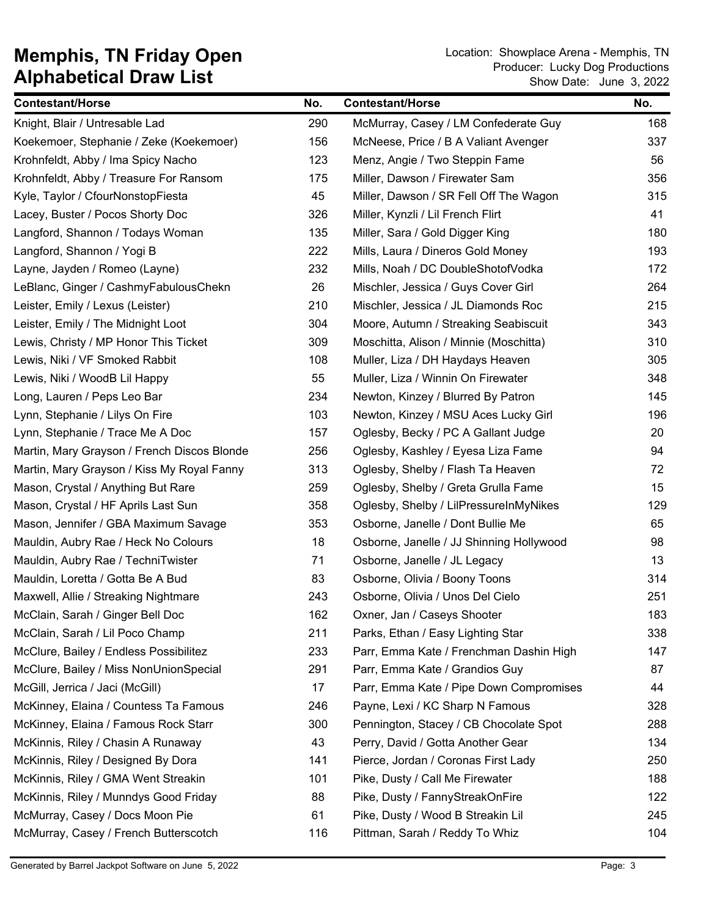# Memphis, TN Friday Open
# Alphabetical Draw List

Location: Showplace Arena - Memphis, TN
Producer: Lucky Dog Productions
Show Date: June 3, 2022

| Contestant/Horse | No. |
|---|---|
| Knight, Blair / Untresable Lad | 290 |
| Koekemoer, Stephanie / Zeke (Koekemoer) | 156 |
| Krohnfeldt, Abby / Ima Spicy Nacho | 123 |
| Krohnfeldt, Abby / Treasure For Ransom | 175 |
| Kyle, Taylor / CfourNonstopFiesta | 45 |
| Lacey, Buster / Pocos Shorty Doc | 326 |
| Langford, Shannon / Todays Woman | 135 |
| Langford, Shannon / Yogi B | 222 |
| Layne, Jayden / Romeo (Layne) | 232 |
| LeBlanc, Ginger / CashmyFabulousChekn | 26 |
| Leister, Emily / Lexus (Leister) | 210 |
| Leister, Emily / The Midnight Loot | 304 |
| Lewis, Christy / MP Honor This Ticket | 309 |
| Lewis, Niki / VF Smoked Rabbit | 108 |
| Lewis, Niki / WoodB Lil Happy | 55 |
| Long, Lauren / Peps Leo Bar | 234 |
| Lynn, Stephanie / Lilys On Fire | 103 |
| Lynn, Stephanie / Trace Me A Doc | 157 |
| Martin, Mary Grayson / French Discos Blonde | 256 |
| Martin, Mary Grayson / Kiss My Royal Fanny | 313 |
| Mason, Crystal / Anything But Rare | 259 |
| Mason, Crystal / HF Aprils Last Sun | 358 |
| Mason, Jennifer / GBA Maximum Savage | 353 |
| Mauldin, Aubry Rae / Heck No Colours | 18 |
| Mauldin, Aubry Rae / TechniTwister | 71 |
| Mauldin, Loretta / Gotta Be A Bud | 83 |
| Maxwell, Allie / Streaking Nightmare | 243 |
| McClain, Sarah / Ginger Bell Doc | 162 |
| McClain, Sarah / Lil Poco Champ | 211 |
| McClure, Bailey / Endless Possibilitez | 233 |
| McClure, Bailey / Miss NonUnionSpecial | 291 |
| McGill, Jerrica / Jaci (McGill) | 17 |
| McKinney, Elaina / Countess Ta Famous | 246 |
| McKinney, Elaina / Famous Rock Starr | 300 |
| McKinnis, Riley / Chasin A Runaway | 43 |
| McKinnis, Riley / Designed By Dora | 141 |
| McKinnis, Riley / GMA Went Streakin | 101 |
| McKinnis, Riley / Munndys Good Friday | 88 |
| McMurray, Casey / Docs Moon Pie | 61 |
| McMurray, Casey / French Butterscotch | 116 |
| McMurray, Casey / LM Confederate Guy | 168 |
| McNeese, Price / B A Valiant Avenger | 337 |
| Menz, Angie / Two Steppin Fame | 56 |
| Miller, Dawson / Firewater Sam | 356 |
| Miller, Dawson / SR Fell Off The Wagon | 315 |
| Miller, Kynzli / Lil French Flirt | 41 |
| Miller, Sara / Gold Digger King | 180 |
| Mills, Laura / Dineros Gold Money | 193 |
| Mills, Noah / DC DoubleShotofVodka | 172 |
| Mischler, Jessica / Guys Cover Girl | 264 |
| Mischler, Jessica / JL Diamonds Roc | 215 |
| Moore, Autumn / Streaking Seabiscuit | 343 |
| Moschitta, Alison / Minnie (Moschitta) | 310 |
| Muller, Liza / DH Haydays Heaven | 305 |
| Muller, Liza / Winnin On Firewater | 348 |
| Newton, Kinzey / Blurred By Patron | 145 |
| Newton, Kinzey / MSU Aces Lucky Girl | 196 |
| Oglesby, Becky / PC A Gallant Judge | 20 |
| Oglesby, Kashley / Eyesa Liza Fame | 94 |
| Oglesby, Shelby / Flash Ta Heaven | 72 |
| Oglesby, Shelby / Greta Grulla Fame | 15 |
| Oglesby, Shelby / LilPressureInMyNikes | 129 |
| Osborne, Janelle / Dont Bullie Me | 65 |
| Osborne, Janelle / JJ Shinning Hollywood | 98 |
| Osborne, Janelle / JL Legacy | 13 |
| Osborne, Olivia / Boony Toons | 314 |
| Osborne, Olivia / Unos Del Cielo | 251 |
| Oxner, Jan / Caseys Shooter | 183 |
| Parks, Ethan / Easy Lighting Star | 338 |
| Parr, Emma Kate / Frenchman Dashin High | 147 |
| Parr, Emma Kate / Grandios Guy | 87 |
| Parr, Emma Kate / Pipe Down Compromises | 44 |
| Payne, Lexi / KC Sharp N Famous | 328 |
| Pennington, Stacey / CB Chocolate Spot | 288 |
| Perry, David / Gotta Another Gear | 134 |
| Pierce, Jordan / Coronas First Lady | 250 |
| Pike, Dusty / Call Me Firewater | 188 |
| Pike, Dusty / FannyStreakOnFire | 122 |
| Pike, Dusty / Wood B Streakin Lil | 245 |
| Pittman, Sarah / Reddy To Whiz | 104 |

Generated by Barrel Jackpot Software on June 5, 2022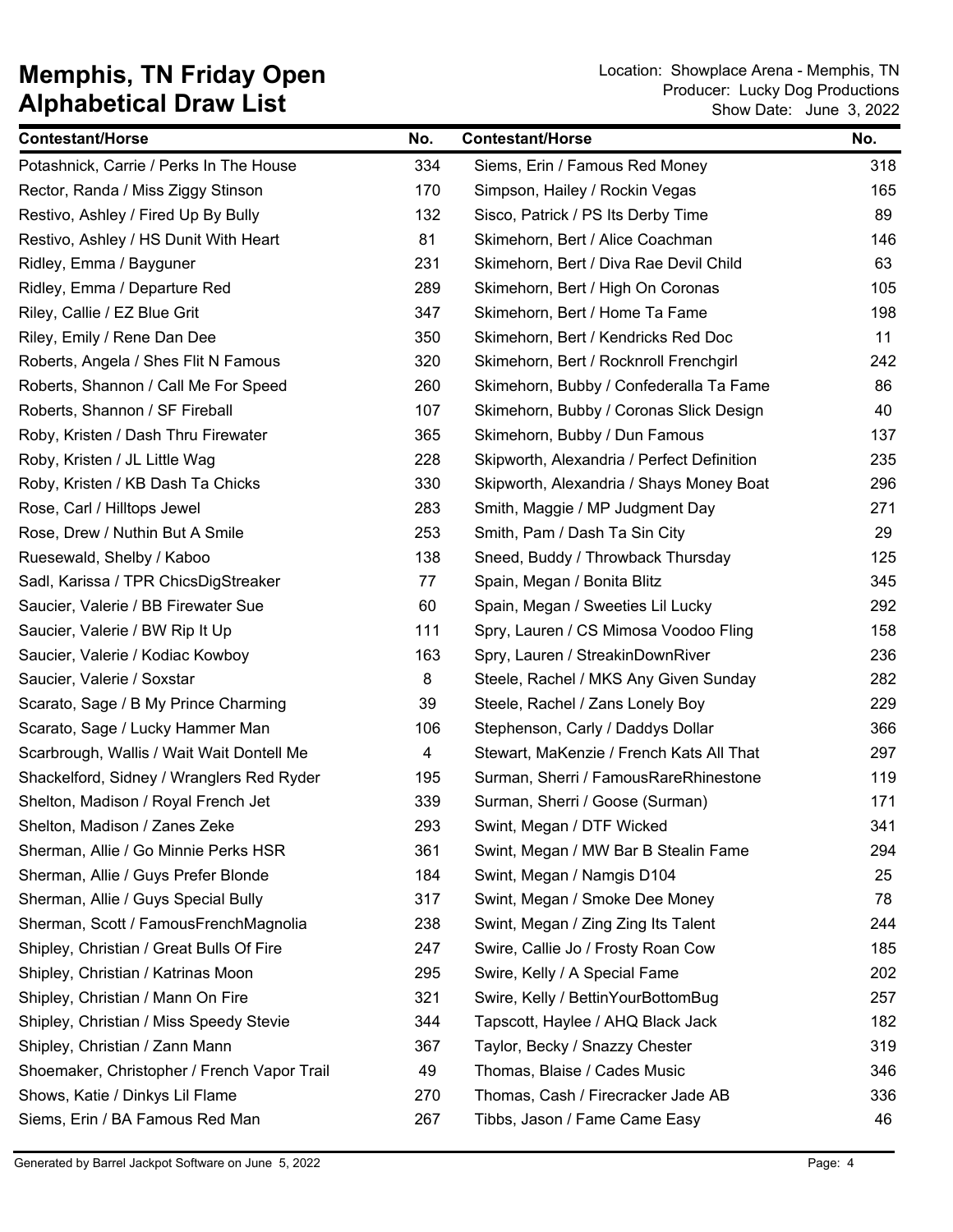# Memphis, TN Friday Open
# Alphabetical Draw List

Location: Showplace Arena - Memphis, TN
Producer: Lucky Dog Productions
Show Date: June 3, 2022

| Contestant/Horse | No. | Contestant/Horse | No. |
|---|---|---|---|
| Potashnick, Carrie / Perks In The House | 334 | Siems, Erin / Famous Red Money | 318 |
| Rector, Randa / Miss Ziggy Stinson | 170 | Simpson, Hailey / Rockin Vegas | 165 |
| Restivo, Ashley / Fired Up By Bully | 132 | Sisco, Patrick / PS Its Derby Time | 89 |
| Restivo, Ashley / HS Dunit With Heart | 81 | Skimehorn, Bert / Alice Coachman | 146 |
| Ridley, Emma / Bayguner | 231 | Skimehorn, Bert / Diva Rae Devil Child | 63 |
| Ridley, Emma / Departure Red | 289 | Skimehorn, Bert / High On Coronas | 105 |
| Riley, Callie / EZ Blue Grit | 347 | Skimehorn, Bert / Home Ta Fame | 198 |
| Riley, Emily / Rene Dan Dee | 350 | Skimehorn, Bert / Kendricks Red Doc | 11 |
| Roberts, Angela / Shes Flit N Famous | 320 | Skimehorn, Bert / Rocknroll Frenchgirl | 242 |
| Roberts, Shannon / Call Me For Speed | 260 | Skimehorn, Bubby / Confederalla Ta Fame | 86 |
| Roberts, Shannon / SF Fireball | 107 | Skimehorn, Bubby / Coronas Slick Design | 40 |
| Roby, Kristen / Dash Thru Firewater | 365 | Skimehorn, Bubby / Dun Famous | 137 |
| Roby, Kristen / JL Little Wag | 228 | Skipworth, Alexandria / Perfect Definition | 235 |
| Roby, Kristen / KB Dash Ta Chicks | 330 | Skipworth, Alexandria / Shays Money Boat | 296 |
| Rose, Carl / Hilltops Jewel | 283 | Smith, Maggie / MP Judgment Day | 271 |
| Rose, Drew / Nuthin But A Smile | 253 | Smith, Pam / Dash Ta Sin City | 29 |
| Ruesewald, Shelby / Kaboo | 138 | Sneed, Buddy / Throwback Thursday | 125 |
| Sadl, Karissa / TPR ChicsDigStreaker | 77 | Spain, Megan / Bonita Blitz | 345 |
| Saucier, Valerie / BB Firewater Sue | 60 | Spain, Megan / Sweeties Lil Lucky | 292 |
| Saucier, Valerie / BW Rip It Up | 111 | Spry, Lauren / CS Mimosa Voodoo Fling | 158 |
| Saucier, Valerie / Kodiac Kowboy | 163 | Spry, Lauren / StreakinDownRiver | 236 |
| Saucier, Valerie / Soxstar | 8 | Steele, Rachel / MKS Any Given Sunday | 282 |
| Scarato, Sage / B My Prince Charming | 39 | Steele, Rachel / Zans Lonely Boy | 229 |
| Scarato, Sage / Lucky Hammer Man | 106 | Stephenson, Carly / Daddys Dollar | 366 |
| Scarbrough, Wallis / Wait Wait Dontell Me | 4 | Stewart, MaKenzie / French Kats All That | 297 |
| Shackelford, Sidney / Wranglers Red Ryder | 195 | Surman, Sherri / FamousRareRhinestone | 119 |
| Shelton, Madison / Royal French Jet | 339 | Surman, Sherri / Goose (Surman) | 171 |
| Shelton, Madison / Zanes Zeke | 293 | Swint, Megan / DTF Wicked | 341 |
| Sherman, Allie / Go Minnie Perks HSR | 361 | Swint, Megan / MW Bar B Stealin Fame | 294 |
| Sherman, Allie / Guys Prefer Blonde | 184 | Swint, Megan / Namgis D104 | 25 |
| Sherman, Allie / Guys Special Bully | 317 | Swint, Megan / Smoke Dee Money | 78 |
| Sherman, Scott / FamousFrenchMagnolia | 238 | Swint, Megan / Zing Zing Its Talent | 244 |
| Shipley, Christian / Great Bulls Of Fire | 247 | Swire, Callie Jo / Frosty Roan Cow | 185 |
| Shipley, Christian / Katrinas Moon | 295 | Swire, Kelly / A Special Fame | 202 |
| Shipley, Christian / Mann On Fire | 321 | Swire, Kelly / BettinYourBottomBug | 257 |
| Shipley, Christian / Miss Speedy Stevie | 344 | Tapscott, Haylee / AHQ Black Jack | 182 |
| Shipley, Christian / Zann Mann | 367 | Taylor, Becky / Snazzy Chester | 319 |
| Shoemaker, Christopher / French Vapor Trail | 49 | Thomas, Blaise / Cades Music | 346 |
| Shows, Katie / Dinkys Lil Flame | 270 | Thomas, Cash / Firecracker Jade AB | 336 |
| Siems, Erin / BA Famous Red Man | 267 | Tibbs, Jason / Fame Came Easy | 46 |

Generated by Barrel Jackpot Software on June 5, 2022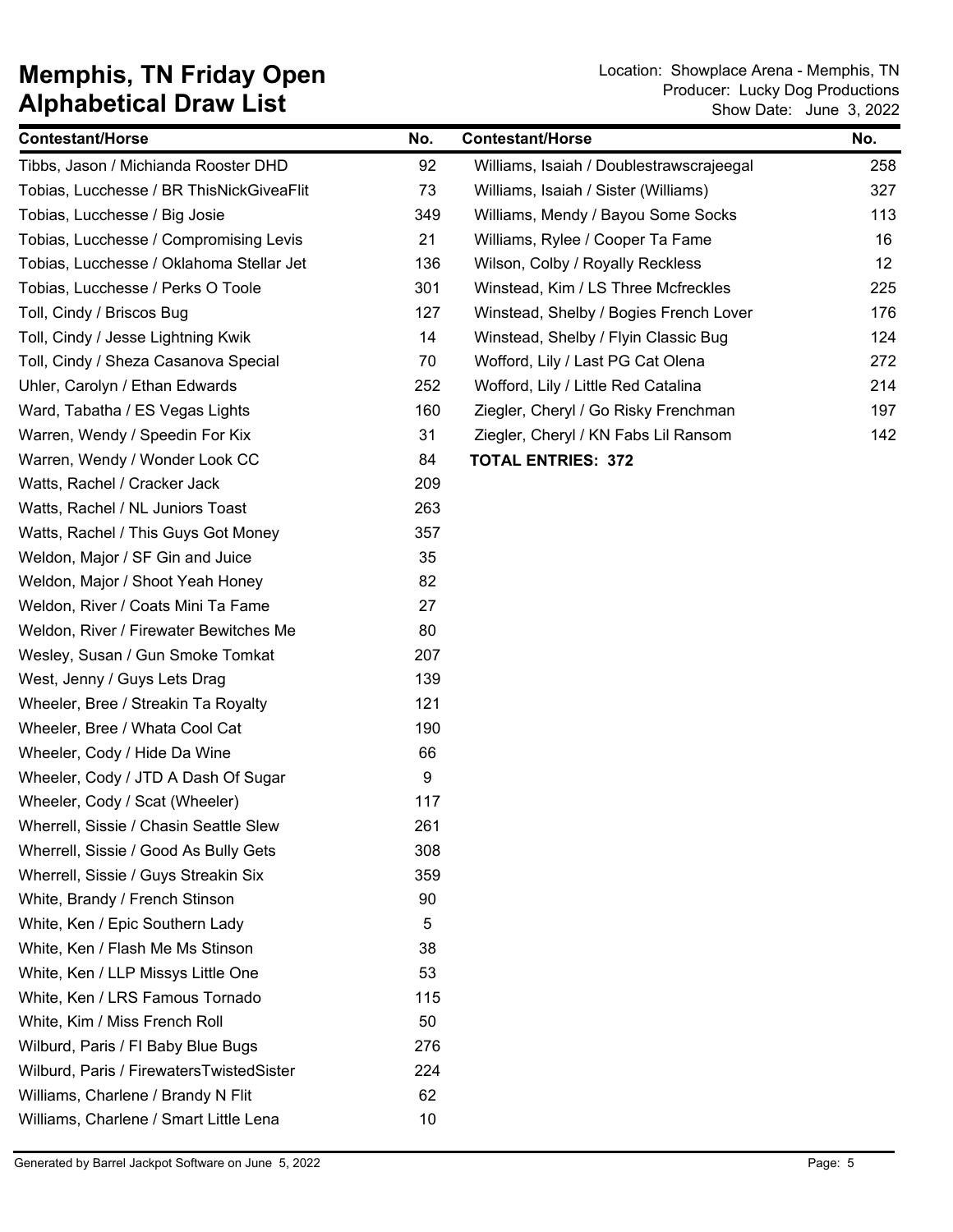# Memphis, TN Friday Open
# Alphabetical Draw List

Location: Showplace Arena - Memphis, TN
Producer: Lucky Dog Productions
Show Date: June 3, 2022

| Contestant/Horse | No. |
|---|---|
| Tibbs, Jason / Michianda Rooster DHD | 92 |
| Tobias, Lucchesse / BR ThisNickGiveaFlit | 73 |
| Tobias, Lucchesse / Big Josie | 349 |
| Tobias, Lucchesse / Compromising Levis | 21 |
| Tobias, Lucchesse / Oklahoma Stellar Jet | 136 |
| Tobias, Lucchesse / Perks O Toole | 301 |
| Toll, Cindy / Briscos Bug | 127 |
| Toll, Cindy / Jesse Lightning Kwik | 14 |
| Toll, Cindy / Sheza Casanova Special | 70 |
| Uhler, Carolyn / Ethan Edwards | 252 |
| Ward, Tabatha / ES Vegas Lights | 160 |
| Warren, Wendy / Speedin For Kix | 31 |
| Warren, Wendy / Wonder Look CC | 84 |
| Watts, Rachel / Cracker Jack | 209 |
| Watts, Rachel / NL Juniors Toast | 263 |
| Watts, Rachel / This Guys Got Money | 357 |
| Weldon, Major / SF Gin and Juice | 35 |
| Weldon, Major / Shoot Yeah Honey | 82 |
| Weldon, River / Coats Mini Ta Fame | 27 |
| Weldon, River / Firewater Bewitches Me | 80 |
| Wesley, Susan / Gun Smoke Tomkat | 207 |
| West, Jenny / Guys Lets Drag | 139 |
| Wheeler, Bree / Streakin Ta Royalty | 121 |
| Wheeler, Bree / Whata Cool Cat | 190 |
| Wheeler, Cody / Hide Da Wine | 66 |
| Wheeler, Cody / JTD A Dash Of Sugar | 9 |
| Wheeler, Cody / Scat (Wheeler) | 117 |
| Wherrell, Sissie / Chasin Seattle Slew | 261 |
| Wherrell, Sissie / Good As Bully Gets | 308 |
| Wherrell, Sissie / Guys Streakin Six | 359 |
| White, Brandy / French Stinson | 90 |
| White, Ken / Epic Southern Lady | 5 |
| White, Ken / Flash Me Ms Stinson | 38 |
| White, Ken / LLP Missys Little One | 53 |
| White, Ken / LRS Famous Tornado | 115 |
| White, Kim / Miss French Roll | 50 |
| Wilburd, Paris / Fl Baby Blue Bugs | 276 |
| Wilburd, Paris / FirewatersTwistedSister | 224 |
| Williams, Charlene / Brandy N Flit | 62 |
| Williams, Charlene / Smart Little Lena | 10 |
| Williams, Isaiah / Doublestrawscrajeegal | 258 |
| Williams, Isaiah / Sister (Williams) | 327 |
| Williams, Mendy / Bayou Some Socks | 113 |
| Williams, Rylee / Cooper Ta Fame | 16 |
| Wilson, Colby / Royally Reckless | 12 |
| Winstead, Kim / LS Three Mcfreckles | 225 |
| Winstead, Shelby / Bogies French Lover | 176 |
| Winstead, Shelby / Flyin Classic Bug | 124 |
| Wofford, Lily / Last PG Cat Olena | 272 |
| Wofford, Lily / Little Red Catalina | 214 |
| Ziegler, Cheryl / Go Risky Frenchman | 197 |
| Ziegler, Cheryl / KN Fabs Lil Ransom | 142 |

**TOTAL ENTRIES: 372**

Generated by Barrel Jackpot Software on June 5, 2022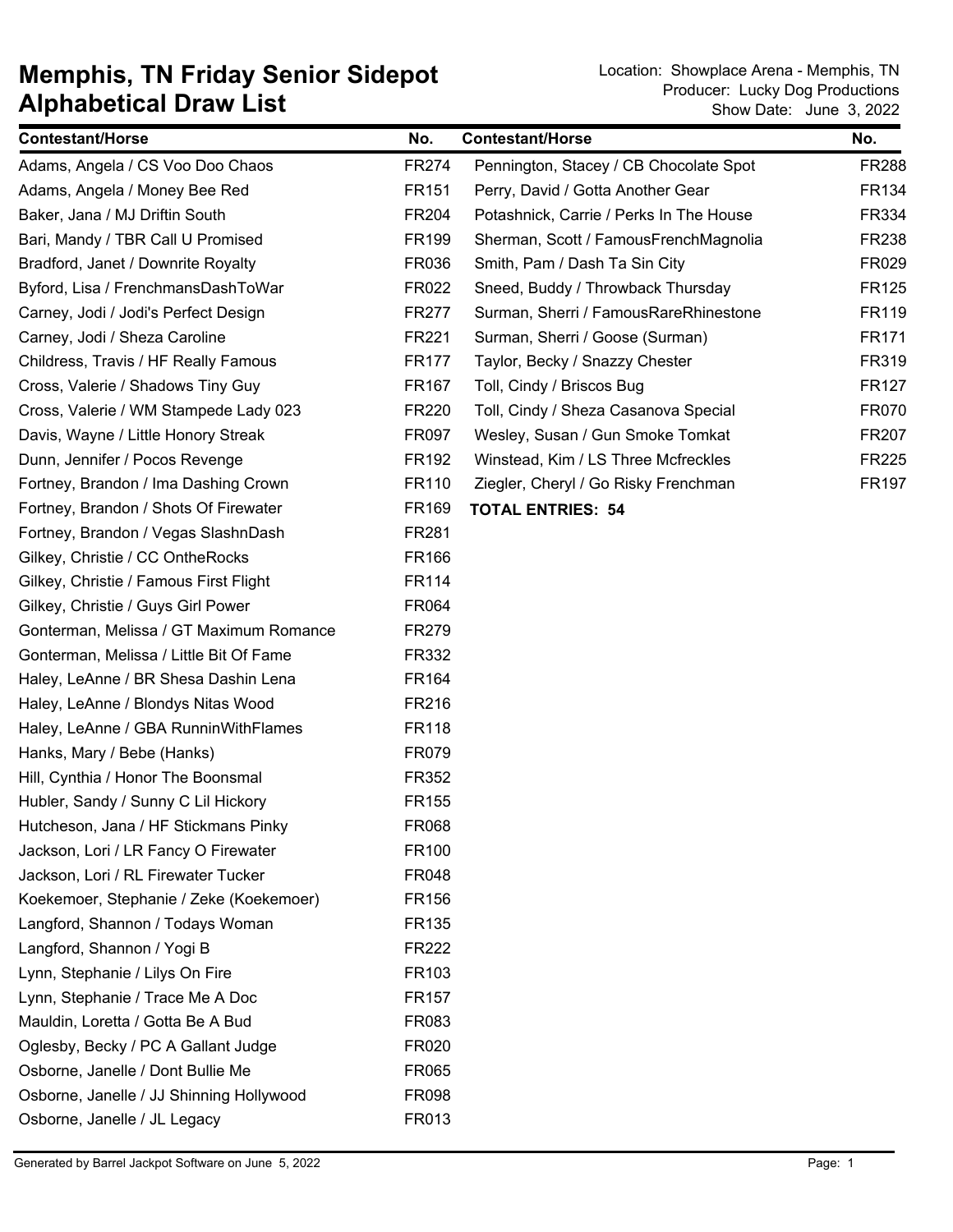# Memphis, TN Friday Senior Sidepot
## Alphabetical Draw List

Location: Showplace Arena - Memphis, TN
Producer: Lucky Dog Productions
Show Date: June 3, 2022

| Contestant/Horse | No. |
|---|---|
| Adams, Angela / CS Voo Doo Chaos | FR274 |
| Adams, Angela / Money Bee Red | FR151 |
| Baker, Jana / MJ Driftin South | FR204 |
| Bari, Mandy / TBR Call U Promised | FR199 |
| Bradford, Janet / Downrite Royalty | FR036 |
| Byford, Lisa / FrenchmansDashToWar | FR022 |
| Carney, Jodi / Jodi's Perfect Design | FR277 |
| Carney, Jodi / Sheza Caroline | FR221 |
| Childress, Travis / HF Really Famous | FR177 |
| Cross, Valerie / Shadows Tiny Guy | FR167 |
| Cross, Valerie / WM Stampede Lady 023 | FR220 |
| Davis, Wayne / Little Honory Streak | FR097 |
| Dunn, Jennifer / Pocos Revenge | FR192 |
| Fortney, Brandon / Ima Dashing Crown | FR110 |
| Fortney, Brandon / Shots Of Firewater | FR169 |
| Fortney, Brandon / Vegas SlashnDash | FR281 |
| Gilkey, Christie / CC OntheRocks | FR166 |
| Gilkey, Christie / Famous First Flight | FR114 |
| Gilkey, Christie / Guys Girl Power | FR064 |
| Gonterman, Melissa / GT Maximum Romance | FR279 |
| Gonterman, Melissa / Little Bit Of Fame | FR332 |
| Haley, LeAnne / BR Shesa Dashin Lena | FR164 |
| Haley, LeAnne / Blondys Nitas Wood | FR216 |
| Haley, LeAnne / GBA RunninWithFlames | FR118 |
| Hanks, Mary / Bebe (Hanks) | FR079 |
| Hill, Cynthia / Honor The Boonsmal | FR352 |
| Hubler, Sandy / Sunny C Lil Hickory | FR155 |
| Hutcheson, Jana / HF Stickmans Pinky | FR068 |
| Jackson, Lori / LR Fancy O Firewater | FR100 |
| Jackson, Lori / RL Firewater Tucker | FR048 |
| Koekemoer, Stephanie / Zeke (Koekemoer) | FR156 |
| Langford, Shannon / Todays Woman | FR135 |
| Langford, Shannon / Yogi B | FR222 |
| Lynn, Stephanie / Lilys On Fire | FR103 |
| Lynn, Stephanie / Trace Me A Doc | FR157 |
| Mauldin, Loretta / Gotta Be A Bud | FR083 |
| Oglesby, Becky / PC A Gallant Judge | FR020 |
| Osborne, Janelle / Dont Bullie Me | FR065 |
| Osborne, Janelle / JJ Shinning Hollywood | FR098 |
| Osborne, Janelle / JL Legacy | FR013 |
| Pennington, Stacey / CB Chocolate Spot | FR288 |
| Perry, David / Gotta Another Gear | FR134 |
| Potashnick, Carrie / Perks In The House | FR334 |
| Sherman, Scott / FamousFrenchMagnolia | FR238 |
| Smith, Pam / Dash Ta Sin City | FR029 |
| Sneed, Buddy / Throwback Thursday | FR125 |
| Surman, Sherri / FamousRareRhinestone | FR119 |
| Surman, Sherri / Goose (Surman) | FR171 |
| Taylor, Becky / Snazzy Chester | FR319 |
| Toll, Cindy / Briscos Bug | FR127 |
| Toll, Cindy / Sheza Casanova Special | FR070 |
| Wesley, Susan / Gun Smoke Tomkat | FR207 |
| Winstead, Kim / LS Three Mcfreckles | FR225 |
| Ziegler, Cheryl / Go Risky Frenchman | FR197 |

**TOTAL ENTRIES: 54**

Generated by Barrel Jackpot Software on June 5, 2022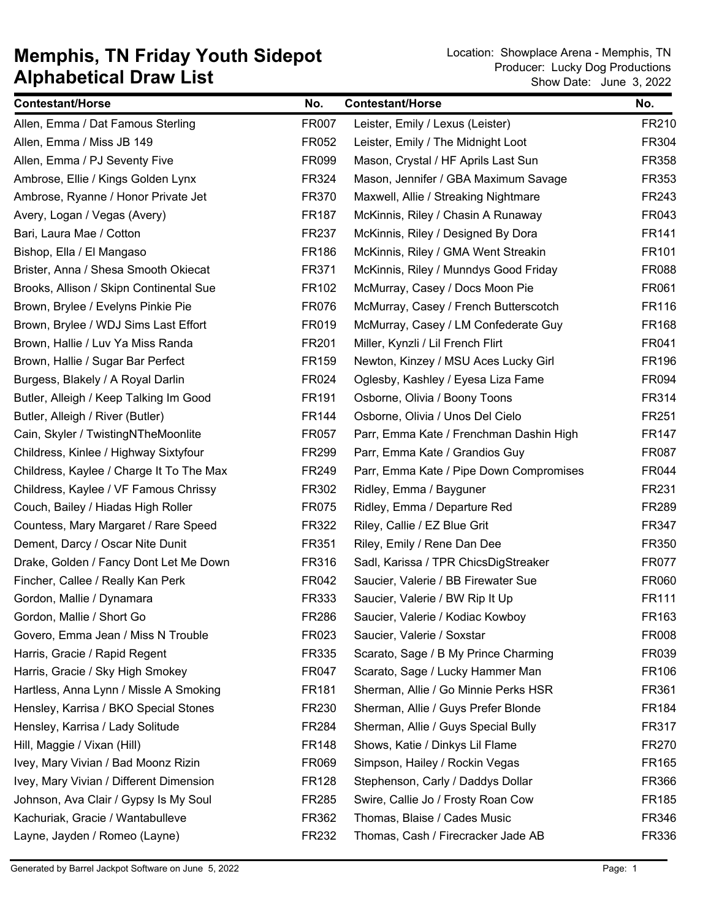# Memphis, TN Friday Youth Sidepot
## Alphabetical Draw List

Location: Showplace Arena - Memphis, TN
Producer: Lucky Dog Productions
Show Date: June 3, 2022

| Contestant/Horse | No. |
|---|---|
| Allen, Emma / Dat Famous Sterling | FR007 |
| Allen, Emma / Miss JB 149 | FR052 |
| Allen, Emma / PJ Seventy Five | FR099 |
| Ambrose, Ellie / Kings Golden Lynx | FR324 |
| Ambrose, Ryanne / Honor Private Jet | FR370 |
| Avery, Logan / Vegas (Avery) | FR187 |
| Bari, Laura Mae / Cotton | FR237 |
| Bishop, Ella / El Mangaso | FR186 |
| Brister, Anna / Shesa Smooth Okiecat | FR371 |
| Brooks, Allison / Skipn Continental Sue | FR102 |
| Brown, Brylee / Evelyns Pinkie Pie | FR076 |
| Brown, Brylee / WDJ Sims Last Effort | FR019 |
| Brown, Hallie / Luv Ya Miss Randa | FR201 |
| Brown, Hallie / Sugar Bar Perfect | FR159 |
| Burgess, Blakely / A Royal Darlin | FR024 |
| Butler, Alleigh / Keep Talking Im Good | FR191 |
| Butler, Alleigh / River (Butler) | FR144 |
| Cain, Skyler / TwistingNTheMoonlite | FR057 |
| Childress, Kinlee / Highway Sixtyfour | FR299 |
| Childress, Kaylee / Charge It To The Max | FR249 |
| Childress, Kaylee / VF Famous Chrissy | FR302 |
| Couch, Bailey / Hiadas High Roller | FR075 |
| Countess, Mary Margaret / Rare Speed | FR322 |
| Dement, Darcy / Oscar Nite Dunit | FR351 |
| Drake, Golden / Fancy Dont Let Me Down | FR316 |
| Fincher, Callee / Really Kan Perk | FR042 |
| Gordon, Mallie / Dynamara | FR333 |
| Gordon, Mallie / Short Go | FR286 |
| Govero, Emma Jean / Miss N Trouble | FR023 |
| Harris, Gracie / Rapid Regent | FR335 |
| Harris, Gracie / Sky High Smokey | FR047 |
| Hartless, Anna Lynn / Missle A Smoking | FR181 |
| Hensley, Karrisa / BKO Special Stones | FR230 |
| Hensley, Karrisa / Lady Solitude | FR284 |
| Hill, Maggie / Vixan (Hill) | FR148 |
| Ivey, Mary Vivian / Bad Moonz Rizin | FR069 |
| Ivey, Mary Vivian / Different Dimension | FR128 |
| Johnson, Ava Clair / Gypsy Is My Soul | FR285 |
| Kachuriak, Gracie / Wantabulleve | FR362 |
| Layne, Jayden / Romeo (Layne) | FR232 |
| Leister, Emily / Lexus (Leister) | FR210 |
| Leister, Emily / The Midnight Loot | FR304 |
| Mason, Crystal / HF Aprils Last Sun | FR358 |
| Mason, Jennifer / GBA Maximum Savage | FR353 |
| Maxwell, Allie / Streaking Nightmare | FR243 |
| McKinnis, Riley / Chasin A Runaway | FR043 |
| McKinnis, Riley / Designed By Dora | FR141 |
| McKinnis, Riley / GMA Went Streakin | FR101 |
| McKinnis, Riley / Munndys Good Friday | FR088 |
| McMurray, Casey / Docs Moon Pie | FR061 |
| McMurray, Casey / French Butterscotch | FR116 |
| McMurray, Casey / LM Confederate Guy | FR168 |
| Miller, Kynzli / Lil French Flirt | FR041 |
| Newton, Kinzey / MSU Aces Lucky Girl | FR196 |
| Oglesby, Kashley / Eyesa Liza Fame | FR094 |
| Osborne, Olivia / Boony Toons | FR314 |
| Osborne, Olivia / Unos Del Cielo | FR251 |
| Parr, Emma Kate / Frenchman Dashin High | FR147 |
| Parr, Emma Kate / Grandios Guy | FR087 |
| Parr, Emma Kate / Pipe Down Compromises | FR044 |
| Ridley, Emma / Bayguner | FR231 |
| Ridley, Emma / Departure Red | FR289 |
| Riley, Callie / EZ Blue Grit | FR347 |
| Riley, Emily / Rene Dan Dee | FR350 |
| Sadl, Karissa / TPR ChicsDigStreaker | FR077 |
| Saucier, Valerie / BB Firewater Sue | FR060 |
| Saucier, Valerie / BW Rip It Up | FR111 |
| Saucier, Valerie / Kodiac Kowboy | FR163 |
| Saucier, Valerie / Soxstar | FR008 |
| Scarato, Sage / B My Prince Charming | FR039 |
| Scarato, Sage / Lucky Hammer Man | FR106 |
| Sherman, Allie / Go Minnie Perks HSR | FR361 |
| Sherman, Allie / Guys Prefer Blonde | FR184 |
| Sherman, Allie / Guys Special Bully | FR317 |
| Shows, Katie / Dinkys Lil Flame | FR270 |
| Simpson, Hailey / Rockin Vegas | FR165 |
| Stephenson, Carly / Daddys Dollar | FR366 |
| Swire, Callie Jo / Frosty Roan Cow | FR185 |
| Thomas, Blaise / Cades Music | FR346 |
| Thomas, Cash / Firecracker Jade AB | FR336 |

Generated by Barrel Jackpot Software on June 5, 2022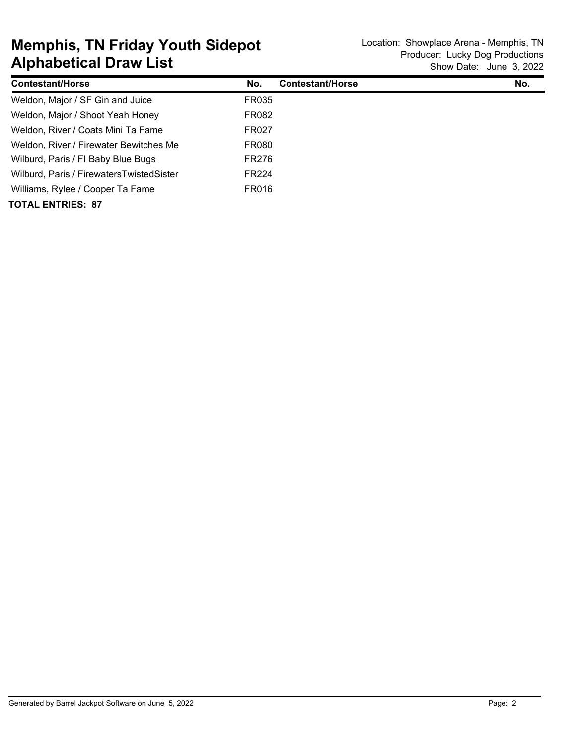# Memphis, TN Friday Youth Sidepot Alphabetical Draw List

Location: Showplace Arena - Memphis, TN
Producer: Lucky Dog Productions
Show Date: June 3, 2022

| Contestant/Horse | No. | Contestant/Horse | No. |
|---|---|---|---|
| Weldon, Major / SF Gin and Juice | FR035 | | |
| Weldon, Major / Shoot Yeah Honey | FR082 | | |
| Weldon, River / Coats Mini Ta Fame | FR027 | | |
| Weldon, River / Firewater Bewitches Me | FR080 | | |
| Wilburd, Paris / FI Baby Blue Bugs | FR276 | | |
| Wilburd, Paris / FirewatersTwistedSister | FR224 | | |
| Williams, Rylee / Cooper Ta Fame | FR016 | | |

**TOTAL ENTRIES: 87**

Generated by Barrel Jackpot Software on June 5, 2022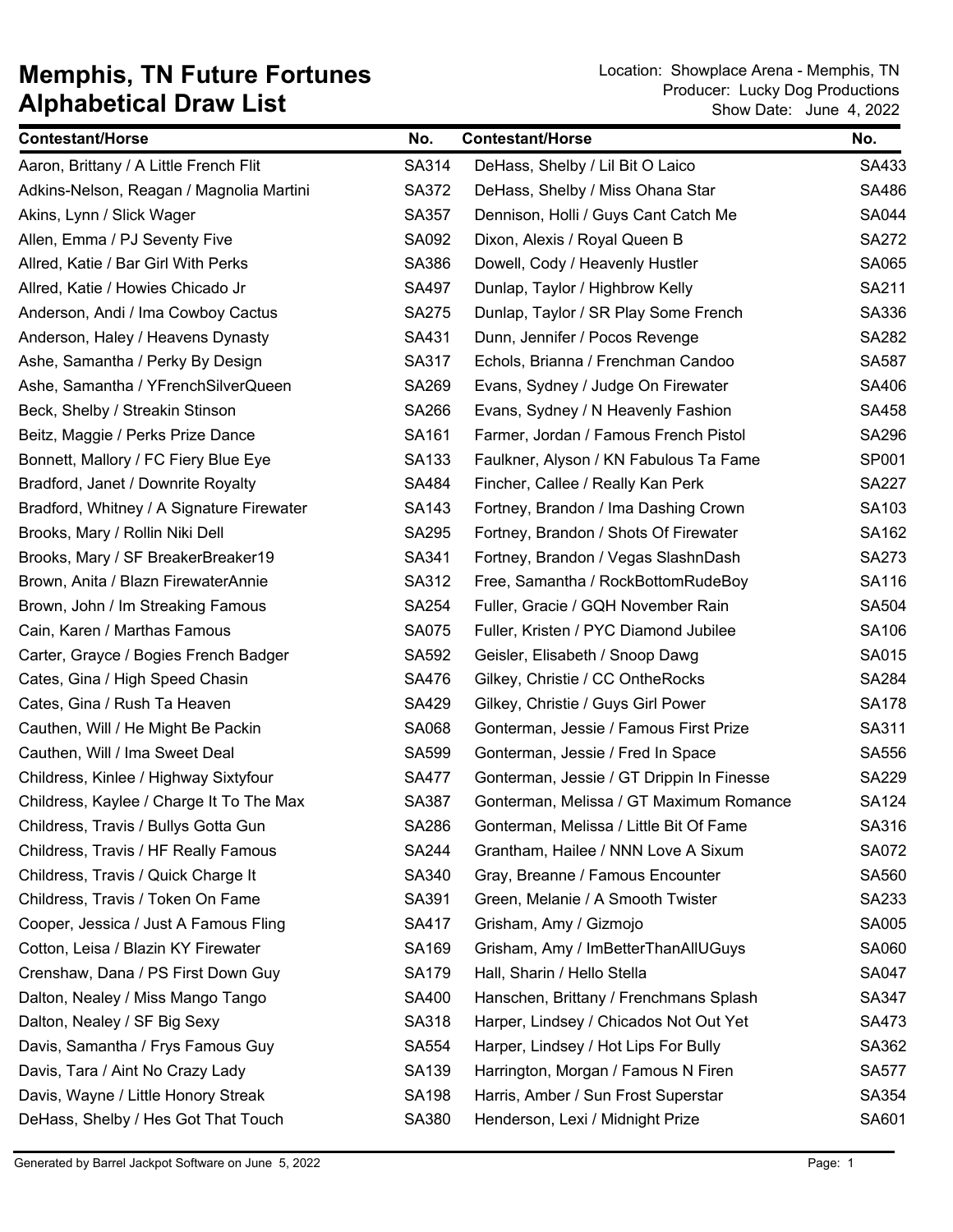# Memphis, TN Future Fortunes
## Alphabetical Draw List

Location: Showplace Arena - Memphis, TN
Producer: Lucky Dog Productions
Show Date: June 4, 2022

| Contestant/Horse | No. |
|---|---|
| Aaron, Brittany / A Little French Flit | SA314 |
| Adkins-Nelson, Reagan / Magnolia Martini | SA372 |
| Akins, Lynn / Slick Wager | SA357 |
| Allen, Emma / PJ Seventy Five | SA092 |
| Allred, Katie / Bar Girl With Perks | SA386 |
| Allred, Katie / Howies Chicado Jr | SA497 |
| Anderson, Andi / Ima Cowboy Cactus | SA275 |
| Anderson, Haley / Heavens Dynasty | SA431 |
| Ashe, Samantha / Perky By Design | SA317 |
| Ashe, Samantha / YFrenchSilverQueen | SA269 |
| Beck, Shelby / Streakin Stinson | SA266 |
| Beitz, Maggie / Perks Prize Dance | SA161 |
| Bonnett, Mallory / FC Fiery Blue Eye | SA133 |
| Bradford, Janet / Downrite Royalty | SA484 |
| Bradford, Whitney / A Signature Firewater | SA143 |
| Brooks, Mary / Rollin Niki Dell | SA295 |
| Brooks, Mary / SF BreakerBreaker19 | SA341 |
| Brown, Anita / Blazn FirewaterAnnie | SA312 |
| Brown, John / Im Streaking Famous | SA254 |
| Cain, Karen / Marthas Famous | SA075 |
| Carter, Grayce / Bogies French Badger | SA592 |
| Cates, Gina / High Speed Chasin | SA476 |
| Cates, Gina / Rush Ta Heaven | SA429 |
| Cauthen, Will / He Might Be Packin | SA068 |
| Cauthen, Will / Ima Sweet Deal | SA599 |
| Childress, Kinlee / Highway Sixtyfour | SA477 |
| Childress, Kaylee / Charge It To The Max | SA387 |
| Childress, Travis / Bullys Gotta Gun | SA286 |
| Childress, Travis / HF Really Famous | SA244 |
| Childress, Travis / Quick Charge It | SA340 |
| Childress, Travis / Token On Fame | SA391 |
| Cooper, Jessica / Just A Famous Fling | SA417 |
| Cotton, Leisa / Blazin KY Firewater | SA169 |
| Crenshaw, Dana / PS First Down Guy | SA179 |
| Dalton, Nealey / Miss Mango Tango | SA400 |
| Dalton, Nealey / SF Big Sexy | SA318 |
| Davis, Samantha / Frys Famous Guy | SA554 |
| Davis, Tara / Aint No Crazy Lady | SA139 |
| Davis, Wayne / Little Honory Streak | SA198 |
| DeHass, Shelby / Hes Got That Touch | SA380 |
| DeHass, Shelby / Lil Bit O Laico | SA433 |
| DeHass, Shelby / Miss Ohana Star | SA486 |
| Dennison, Holli / Guys Cant Catch Me | SA044 |
| Dixon, Alexis / Royal Queen B | SA272 |
| Dowell, Cody / Heavenly Hustler | SA065 |
| Dunlap, Taylor / Highbrow Kelly | SA211 |
| Dunlap, Taylor / SR Play Some French | SA336 |
| Dunn, Jennifer / Pocos Revenge | SA282 |
| Echols, Brianna / Frenchman Candoo | SA587 |
| Evans, Sydney / Judge On Firewater | SA406 |
| Evans, Sydney / N Heavenly Fashion | SA458 |
| Farmer, Jordan / Famous French Pistol | SA296 |
| Faulkner, Alyson / KN Fabulous Ta Fame | SP001 |
| Fincher, Callee / Really Kan Perk | SA227 |
| Fortney, Brandon / Ima Dashing Crown | SA103 |
| Fortney, Brandon / Shots Of Firewater | SA162 |
| Fortney, Brandon / Vegas SlashnDash | SA273 |
| Free, Samantha / RockBottomRudeBoy | SA116 |
| Fuller, Gracie / GQH November Rain | SA504 |
| Fuller, Kristen / PYC Diamond Jubilee | SA106 |
| Geisler, Elisabeth / Snoop Dawg | SA015 |
| Gilkey, Christie / CC OntheRocks | SA284 |
| Gilkey, Christie / Guys Girl Power | SA178 |
| Gonterman, Jessie / Famous First Prize | SA311 |
| Gonterman, Jessie / Fred In Space | SA556 |
| Gonterman, Jessie / GT Drippin In Finesse | SA229 |
| Gonterman, Melissa / GT Maximum Romance | SA124 |
| Gonterman, Melissa / Little Bit Of Fame | SA316 |
| Grantham, Hailee / NNN Love A Sixum | SA072 |
| Gray, Breanne / Famous Encounter | SA560 |
| Green, Melanie / A Smooth Twister | SA233 |
| Grisham, Amy / Gizmojo | SA005 |
| Grisham, Amy / ImBetterThanAllUGuys | SA060 |
| Hall, Sharin / Hello Stella | SA047 |
| Hanschen, Brittany / Frenchmans Splash | SA347 |
| Harper, Lindsey / Chicados Not Out Yet | SA473 |
| Harper, Lindsey / Hot Lips For Bully | SA362 |
| Harrington, Morgan / Famous N Firen | SA577 |
| Harris, Amber / Sun Frost Superstar | SA354 |
| Henderson, Lexi / Midnight Prize | SA601 |

Generated by Barrel Jackpot Software on June 5, 2022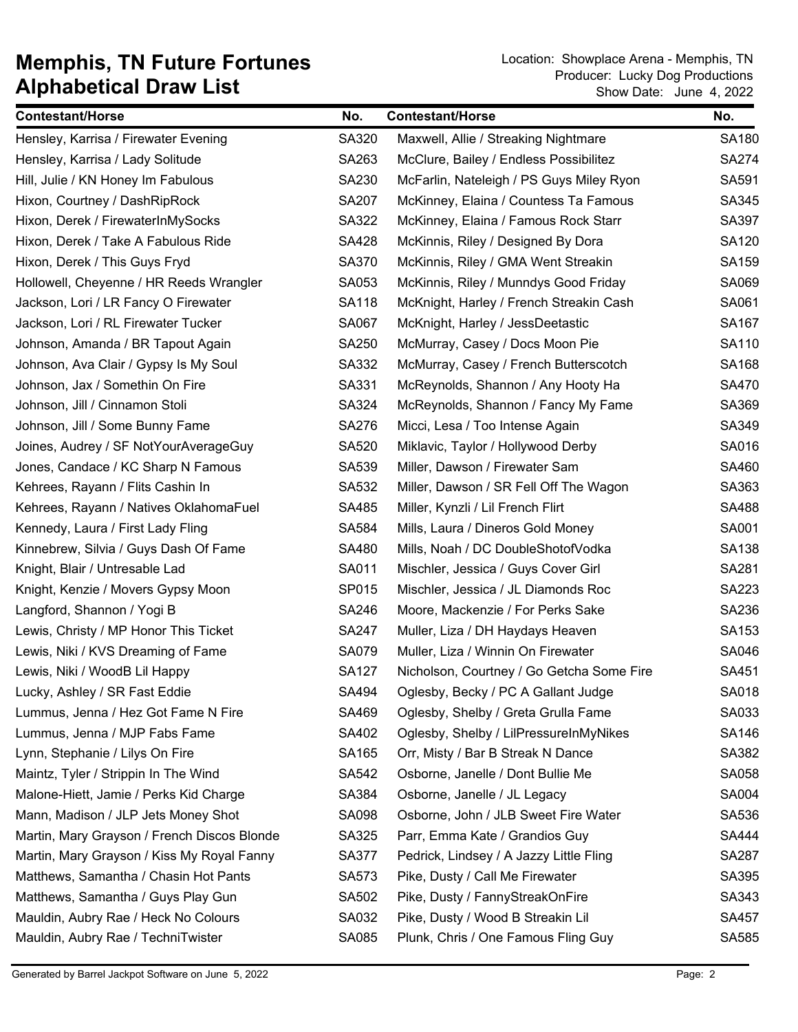# Memphis, TN Future Fortunes
# Alphabetical Draw List

Location: Showplace Arena - Memphis, TN
Producer: Lucky Dog Productions
Show Date: June 4, 2022

| Contestant/Horse | No. |
|---|---|
| Hensley, Karrisa / Firewater Evening | SA320 |
| Hensley, Karrisa / Lady Solitude | SA263 |
| Hill, Julie / KN Honey Im Fabulous | SA230 |
| Hixon, Courtney / DashRipRock | SA207 |
| Hixon, Derek / FirewaterInMySocks | SA322 |
| Hixon, Derek / Take A Fabulous Ride | SA428 |
| Hixon, Derek / This Guys Fryd | SA370 |
| Hollowell, Cheyenne / HR Reeds Wrangler | SA053 |
| Jackson, Lori / LR Fancy O Firewater | SA118 |
| Jackson, Lori / RL Firewater Tucker | SA067 |
| Johnson, Amanda / BR Tapout Again | SA250 |
| Johnson, Ava Clair / Gypsy Is My Soul | SA332 |
| Johnson, Jax / Somethin On Fire | SA331 |
| Johnson, Jill / Cinnamon Stoli | SA324 |
| Johnson, Jill / Some Bunny Fame | SA276 |
| Joines, Audrey / SF NotYourAverageGuy | SA520 |
| Jones, Candace / KC Sharp N Famous | SA539 |
| Kehrees, Rayann / Flits Cashin In | SA532 |
| Kehrees, Rayann / Natives OklahomaFuel | SA485 |
| Kennedy, Laura / First Lady Fling | SA584 |
| Kinnebrew, Silvia / Guys Dash Of Fame | SA480 |
| Knight, Blair / Untresable Lad | SA011 |
| Knight, Kenzie / Movers Gypsy Moon | SP015 |
| Langford, Shannon / Yogi B | SA246 |
| Lewis, Christy / MP Honor This Ticket | SA247 |
| Lewis, Niki / KVS Dreaming of Fame | SA079 |
| Lewis, Niki / WoodB Lil Happy | SA127 |
| Lucky, Ashley / SR Fast Eddie | SA494 |
| Lummus, Jenna / Hez Got Fame N Fire | SA469 |
| Lummus, Jenna / MJP Fabs Fame | SA402 |
| Lynn, Stephanie / Lilys On Fire | SA165 |
| Maintz, Tyler / Strippin In The Wind | SA542 |
| Malone-Hiett, Jamie / Perks Kid Charge | SA384 |
| Mann, Madison / JLP Jets Money Shot | SA098 |
| Martin, Mary Grayson / French Discos Blonde | SA325 |
| Martin, Mary Grayson / Kiss My Royal Fanny | SA377 |
| Matthews, Samantha / Chasin Hot Pants | SA573 |
| Matthews, Samantha / Guys Play Gun | SA502 |
| Mauldin, Aubry Rae / Heck No Colours | SA032 |
| Mauldin, Aubry Rae / TechniTwister | SA085 |
| Maxwell, Allie / Streaking Nightmare | SA180 |
| McClure, Bailey / Endless Possibilitez | SA274 |
| McFarlin, Nateleigh / PS Guys Miley Ryon | SA591 |
| McKinney, Elaina / Countess Ta Famous | SA345 |
| McKinney, Elaina / Famous Rock Starr | SA397 |
| McKinnis, Riley / Designed By Dora | SA120 |
| McKinnis, Riley / GMA Went Streakin | SA159 |
| McKinnis, Riley / Munndys Good Friday | SA069 |
| McKnight, Harley / French Streakin Cash | SA061 |
| McKnight, Harley / JessDeetastic | SA167 |
| McMurray, Casey / Docs Moon Pie | SA110 |
| McMurray, Casey / French Butterscotch | SA168 |
| McReynolds, Shannon / Any Hooty Ha | SA470 |
| McReynolds, Shannon / Fancy My Fame | SA369 |
| Micci, Lesa / Too Intense Again | SA349 |
| Miklavic, Taylor / Hollywood Derby | SA016 |
| Miller, Dawson / Firewater Sam | SA460 |
| Miller, Dawson / SR Fell Off The Wagon | SA363 |
| Miller, Kynzli / Lil French Flirt | SA488 |
| Mills, Laura / Dineros Gold Money | SA001 |
| Mills, Noah / DC DoubleShotofVodka | SA138 |
| Mischler, Jessica / Guys Cover Girl | SA281 |
| Mischler, Jessica / JL Diamonds Roc | SA223 |
| Moore, Mackenzie / For Perks Sake | SA236 |
| Muller, Liza / DH Haydays Heaven | SA153 |
| Muller, Liza / Winnin On Firewater | SA046 |
| Nicholson, Courtney / Go Getcha Some Fire | SA451 |
| Oglesby, Becky / PC A Gallant Judge | SA018 |
| Oglesby, Shelby / Greta Grulla Fame | SA033 |
| Oglesby, Shelby / LilPressureInMyNikes | SA146 |
| Orr, Misty / Bar B Streak N Dance | SA382 |
| Osborne, Janelle / Dont Bullie Me | SA058 |
| Osborne, Janelle / JL Legacy | SA004 |
| Osborne, John / JLB Sweet Fire Water | SA536 |
| Parr, Emma Kate / Grandios Guy | SA444 |
| Pedrick, Lindsey / A Jazzy Little Fling | SA287 |
| Pike, Dusty / Call Me Firewater | SA395 |
| Pike, Dusty / FannyStreakOnFire | SA343 |
| Pike, Dusty / Wood B Streakin Lil | SA457 |
| Plunk, Chris / One Famous Fling Guy | SA585 |

Generated by Barrel Jackpot Software on June 5, 2022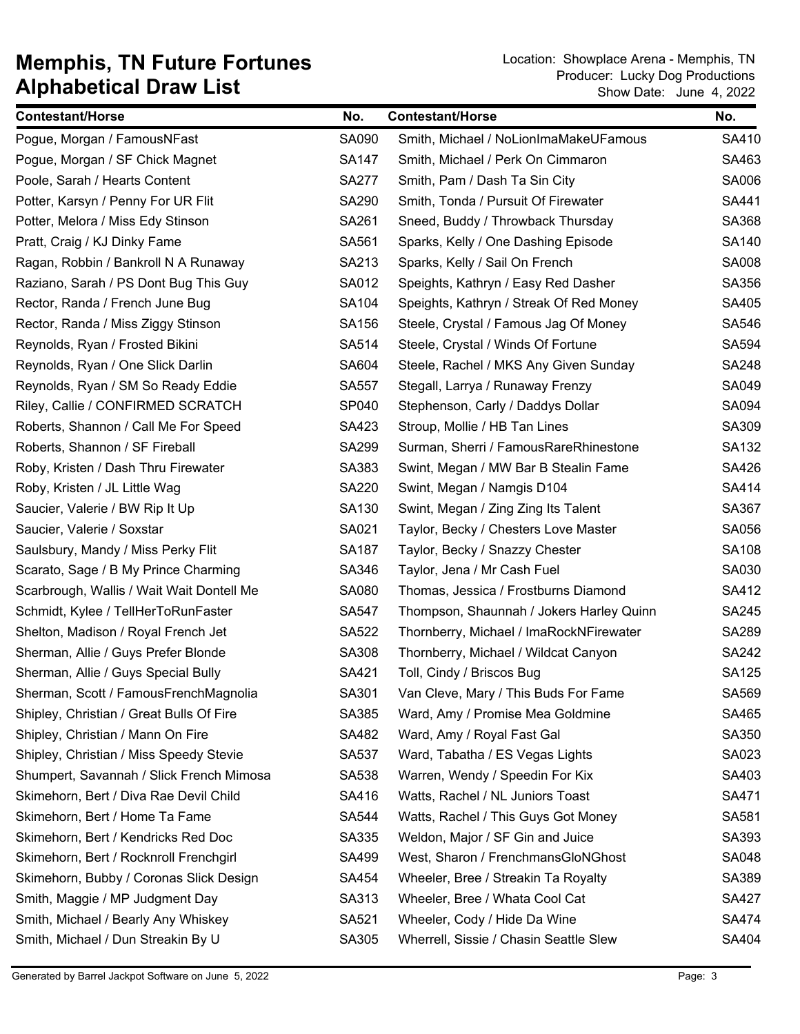# Memphis, TN Future Fortunes
# Alphabetical Draw List

Location: Showplace Arena - Memphis, TN
Producer: Lucky Dog Productions
Show Date: June 4, 2022

| Contestant/Horse | No. | Contestant/Horse | No. |
|---|---|---|---|
| Pogue, Morgan / FamousNFast | SA090 | Smith, Michael / NoLionImaMakeUFamous | SA410 |
| Pogue, Morgan / SF Chick Magnet | SA147 | Smith, Michael / Perk On Cimmaron | SA463 |
| Poole, Sarah / Hearts Content | SA277 | Smith, Pam / Dash Ta Sin City | SA006 |
| Potter, Karsyn / Penny For UR Flit | SA290 | Smith, Tonda / Pursuit Of Firewater | SA441 |
| Potter, Melora / Miss Edy Stinson | SA261 | Sneed, Buddy / Throwback Thursday | SA368 |
| Pratt, Craig / KJ Dinky Fame | SA561 | Sparks, Kelly / One Dashing Episode | SA140 |
| Ragan, Robbin / Bankroll N A Runaway | SA213 | Sparks, Kelly / Sail On French | SA008 |
| Raziano, Sarah / PS Dont Bug This Guy | SA012 | Speights, Kathryn / Easy Red Dasher | SA356 |
| Rector, Randa / French June Bug | SA104 | Speights, Kathryn / Streak Of Red Money | SA405 |
| Rector, Randa / Miss Ziggy Stinson | SA156 | Steele, Crystal / Famous Jag Of Money | SA546 |
| Reynolds, Ryan / Frosted Bikini | SA514 | Steele, Crystal / Winds Of Fortune | SA594 |
| Reynolds, Ryan / One Slick Darlin | SA604 | Steele, Rachel / MKS Any Given Sunday | SA248 |
| Reynolds, Ryan / SM So Ready Eddie | SA557 | Stegall, Larrya / Runaway Frenzy | SA049 |
| Riley, Callie / CONFIRMED SCRATCH | SP040 | Stephenson, Carly / Daddys Dollar | SA094 |
| Roberts, Shannon / Call Me For Speed | SA423 | Stroup, Mollie / HB Tan Lines | SA309 |
| Roberts, Shannon / SF Fireball | SA299 | Surman, Sherri / FamousRareRhinestone | SA132 |
| Roby, Kristen / Dash Thru Firewater | SA383 | Swint, Megan / MW Bar B Stealin Fame | SA426 |
| Roby, Kristen / JL Little Wag | SA220 | Swint, Megan / Namgis D104 | SA414 |
| Saucier, Valerie / BW Rip It Up | SA130 | Swint, Megan / Zing Zing Its Talent | SA367 |
| Saucier, Valerie / Soxstar | SA021 | Taylor, Becky / Chesters Love Master | SA056 |
| Saulsbury, Mandy / Miss Perky Flit | SA187 | Taylor, Becky / Snazzy Chester | SA108 |
| Scarato, Sage / B My Prince Charming | SA346 | Taylor, Jena / Mr Cash Fuel | SA030 |
| Scarbrough, Wallis / Wait Wait Dontell Me | SA080 | Thomas, Jessica / Frostburns Diamond | SA412 |
| Schmidt, Kylee / TellHerToRunFaster | SA547 | Thompson, Shaunnah / Jokers Harley Quinn | SA245 |
| Shelton, Madison / Royal French Jet | SA522 | Thornberry, Michael / ImaRockNFirewater | SA289 |
| Sherman, Allie / Guys Prefer Blonde | SA308 | Thornberry, Michael / Wildcat Canyon | SA242 |
| Sherman, Allie / Guys Special Bully | SA421 | Toll, Cindy / Briscos Bug | SA125 |
| Sherman, Scott / FamousFrenchMagnolia | SA301 | Van Cleve, Mary / This Buds For Fame | SA569 |
| Shipley, Christian / Great Bulls Of Fire | SA385 | Ward, Amy / Promise Mea Goldmine | SA465 |
| Shipley, Christian / Mann On Fire | SA482 | Ward, Amy / Royal Fast Gal | SA350 |
| Shipley, Christian / Miss Speedy Stevie | SA537 | Ward, Tabatha / ES Vegas Lights | SA023 |
| Shumpert, Savannah / Slick French Mimosa | SA538 | Warren, Wendy / Speedin For Kix | SA403 |
| Skimehorn, Bert / Diva Rae Devil Child | SA416 | Watts, Rachel / NL Juniors Toast | SA471 |
| Skimehorn, Bert / Home Ta Fame | SA544 | Watts, Rachel / This Guys Got Money | SA581 |
| Skimehorn, Bert / Kendricks Red Doc | SA335 | Weldon, Major / SF Gin and Juice | SA393 |
| Skimehorn, Bert / Rocknroll Frenchgirl | SA499 | West, Sharon / FrenchmansGloNGhost | SA048 |
| Skimehorn, Bubby / Coronas Slick Design | SA454 | Wheeler, Bree / Streakin Ta Royalty | SA389 |
| Smith, Maggie / MP Judgment Day | SA313 | Wheeler, Bree / Whata Cool Cat | SA427 |
| Smith, Michael / Bearly Any Whiskey | SA521 | Wheeler, Cody / Hide Da Wine | SA474 |
| Smith, Michael / Dun Streakin By U | SA305 | Wherrell, Sissie / Chasin Seattle Slew | SA404 |

Generated by Barrel Jackpot Software on June 5, 2022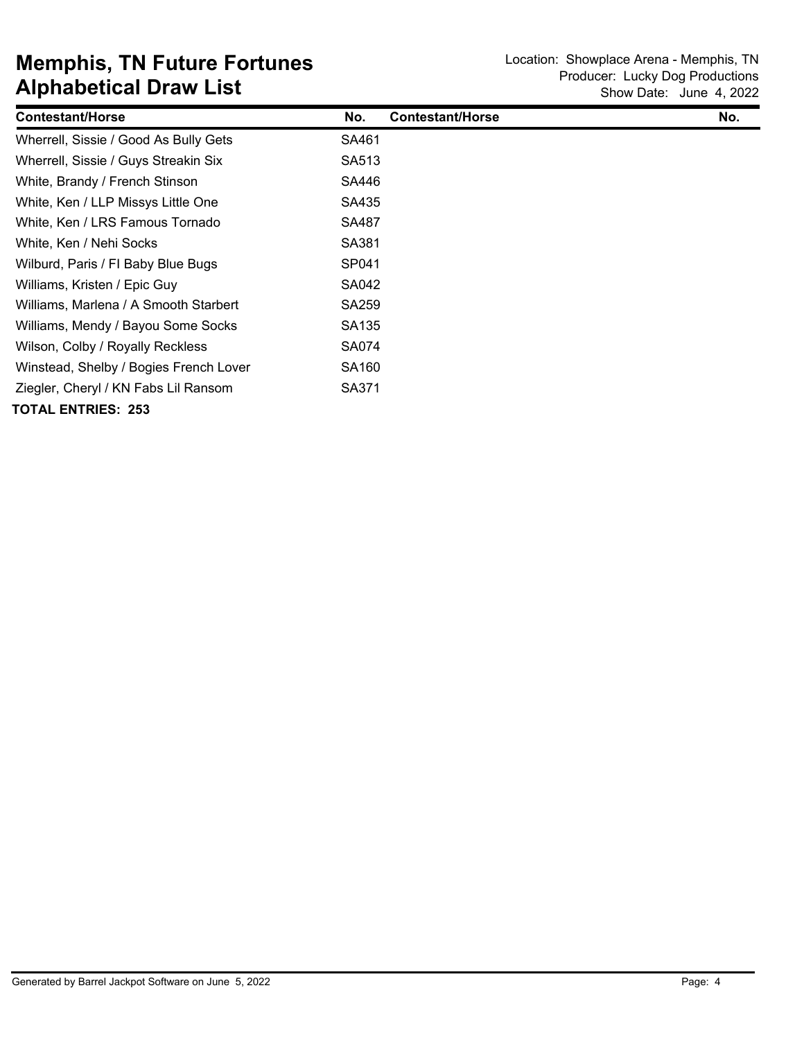# Memphis, TN Future Fortunes
# Alphabetical Draw List

Location: Showplace Arena - Memphis, TN
Producer: Lucky Dog Productions
Show Date: June 4, 2022

| Contestant/Horse | No. | Contestant/Horse | No. |
|---|---|---|---|
| Wherrell, Sissie / Good As Bully Gets | SA461 | | |
| Wherrell, Sissie / Guys Streakin Six | SA513 | | |
| White, Brandy / French Stinson | SA446 | | |
| White, Ken / LLP Missys Little One | SA435 | | |
| White, Ken / LRS Famous Tornado | SA487 | | |
| White, Ken / Nehi Socks | SA381 | | |
| Wilburd, Paris / FI Baby Blue Bugs | SP041 | | |
| Williams, Kristen / Epic Guy | SA042 | | |
| Williams, Marlena / A Smooth Starbert | SA259 | | |
| Williams, Mendy / Bayou Some Socks | SA135 | | |
| Wilson, Colby / Royally Reckless | SA074 | | |
| Winstead, Shelby / Bogies French Lover | SA160 | | |
| Ziegler, Cheryl / KN Fabs Lil Ransom | SA371 | | |

**TOTAL ENTRIES: 253**

Generated by Barrel Jackpot Software on June 5, 2022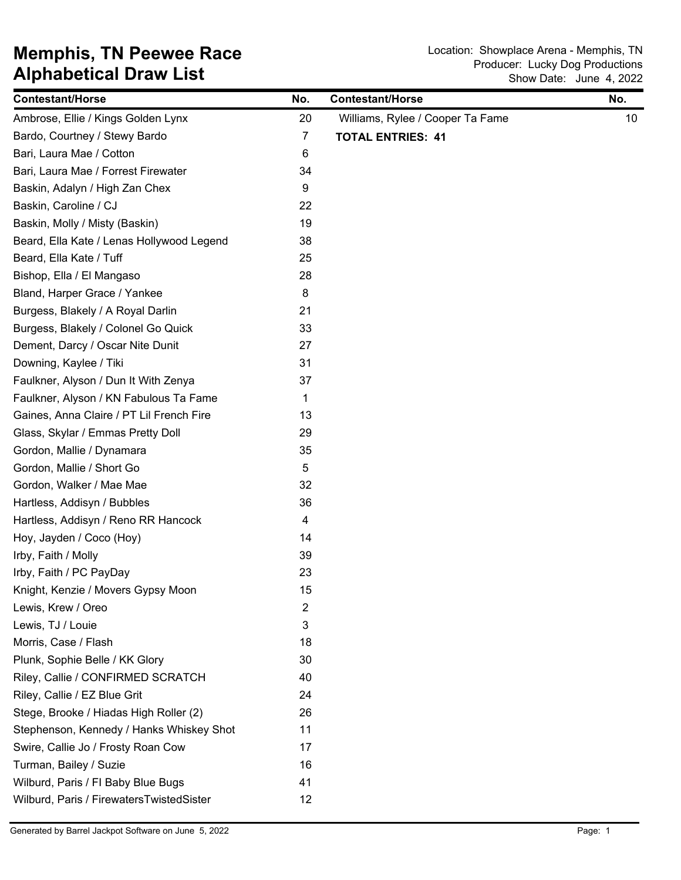# Memphis, TN Peewee Race
## Alphabetical Draw List

Location: Showplace Arena - Memphis, TN
Producer: Lucky Dog Productions
Show Date: June 4, 2022

| Contestant/Horse | No. |
|---|---|
| Ambrose, Ellie / Kings Golden Lynx | 20 |
| Bardo, Courtney / Stewy Bardo | 7 |
| Bari, Laura Mae / Cotton | 6 |
| Bari, Laura Mae / Forrest Firewater | 34 |
| Baskin, Adalyn / High Zan Chex | 9 |
| Baskin, Caroline / CJ | 22 |
| Baskin, Molly / Misty (Baskin) | 19 |
| Beard, Ella Kate / Lenas Hollywood Legend | 38 |
| Beard, Ella Kate / Tuff | 25 |
| Bishop, Ella / El Mangaso | 28 |
| Bland, Harper Grace / Yankee | 8 |
| Burgess, Blakely / A Royal Darlin | 21 |
| Burgess, Blakely / Colonel Go Quick | 33 |
| Dement, Darcy / Oscar Nite Dunit | 27 |
| Downing, Kaylee / Tiki | 31 |
| Faulkner, Alyson / Dun It With Zenya | 37 |
| Faulkner, Alyson / KN Fabulous Ta Fame | 1 |
| Gaines, Anna Claire / PT Lil French Fire | 13 |
| Glass, Skylar / Emmas Pretty Doll | 29 |
| Gordon, Mallie / Dynamara | 35 |
| Gordon, Mallie / Short Go | 5 |
| Gordon, Walker / Mae Mae | 32 |
| Hartless, Addisyn / Bubbles | 36 |
| Hartless, Addisyn / Reno RR Hancock | 4 |
| Hoy, Jayden / Coco (Hoy) | 14 |
| Irby, Faith / Molly | 39 |
| Irby, Faith / PC PayDay | 23 |
| Knight, Kenzie / Movers Gypsy Moon | 15 |
| Lewis, Krew / Oreo | 2 |
| Lewis, TJ / Louie | 3 |
| Morris, Case / Flash | 18 |
| Plunk, Sophie Belle / KK Glory | 30 |
| Riley, Callie / CONFIRMED SCRATCH | 40 |
| Riley, Callie / EZ Blue Grit | 24 |
| Stege, Brooke / Hiadas High Roller (2) | 26 |
| Stephenson, Kennedy / Hanks Whiskey Shot | 11 |
| Swire, Callie Jo / Frosty Roan Cow | 17 |
| Turman, Bailey / Suzie | 16 |
| Wilburd, Paris / FI Baby Blue Bugs | 41 |
| Wilburd, Paris / FirewatersTwistedSister | 12 |
| Williams, Rylee / Cooper Ta Fame | 10 |

**TOTAL ENTRIES: 41**

Generated by Barrel Jackpot Software on June 5, 2022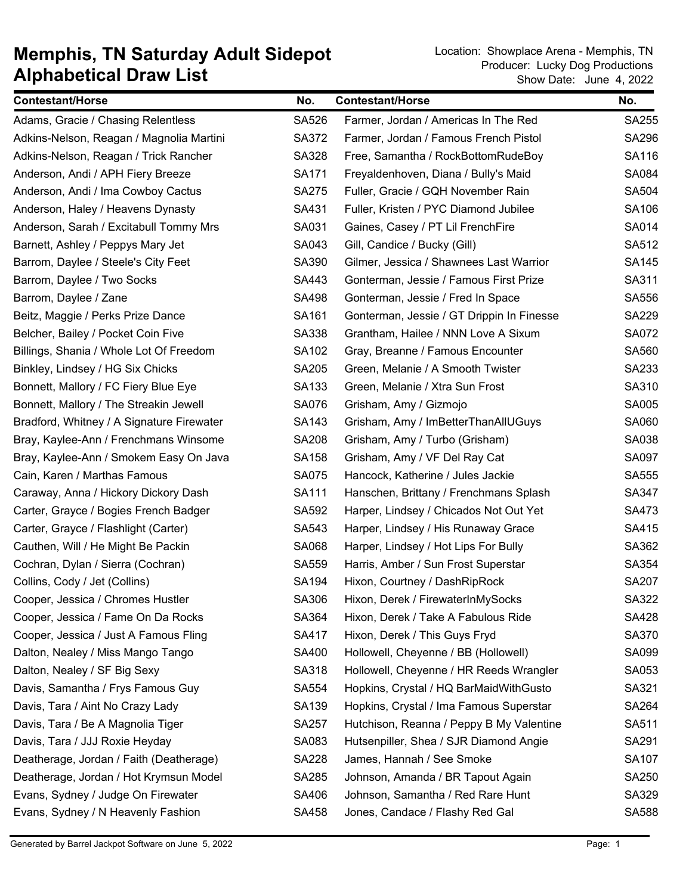# Memphis, TN Saturday Adult Sidepot
# Alphabetical Draw List

Location: Showplace Arena - Memphis, TN
Producer: Lucky Dog Productions
Show Date: June 4, 2022

| Contestant/Horse | No. | Contestant/Horse | No. |
|---|---|---|---|
| Adams, Gracie / Chasing Relentless | SA526 | Farmer, Jordan / Americas In The Red | SA255 |
| Adkins-Nelson, Reagan / Magnolia Martini | SA372 | Farmer, Jordan / Famous French Pistol | SA296 |
| Adkins-Nelson, Reagan / Trick Rancher | SA328 | Free, Samantha / RockBottomRudeBoy | SA116 |
| Anderson, Andi / APH Fiery Breeze | SA171 | Freyaldenhoven, Diana / Bully's Maid | SA084 |
| Anderson, Andi / Ima Cowboy Cactus | SA275 | Fuller, Gracie / GQH November Rain | SA504 |
| Anderson, Haley / Heavens Dynasty | SA431 | Fuller, Kristen / PYC Diamond Jubilee | SA106 |
| Anderson, Sarah / Excitabull Tommy Mrs | SA031 | Gaines, Casey / PT Lil FrenchFire | SA014 |
| Barnett, Ashley / Peppys Mary Jet | SA043 | Gill, Candice / Bucky (Gill) | SA512 |
| Barrom, Daylee / Steele's City Feet | SA390 | Gilmer, Jessica / Shawnees Last Warrior | SA145 |
| Barrom, Daylee / Two Socks | SA443 | Gonterman, Jessie / Famous First Prize | SA311 |
| Barrom, Daylee / Zane | SA498 | Gonterman, Jessie / Fred In Space | SA556 |
| Beitz, Maggie / Perks Prize Dance | SA161 | Gonterman, Jessie / GT Drippin In Finesse | SA229 |
| Belcher, Bailey / Pocket Coin Five | SA338 | Grantham, Hailee / NNN Love A Sixum | SA072 |
| Billings, Shania / Whole Lot Of Freedom | SA102 | Gray, Breanne / Famous Encounter | SA560 |
| Binkley, Lindsey / HG Six Chicks | SA205 | Green, Melanie / A Smooth Twister | SA233 |
| Bonnett, Mallory / FC Fiery Blue Eye | SA133 | Green, Melanie / Xtra Sun Frost | SA310 |
| Bonnett, Mallory / The Streakin Jewell | SA076 | Grisham, Amy / Gizmojo | SA005 |
| Bradford, Whitney / A Signature Firewater | SA143 | Grisham, Amy / ImBetterThanAllUGuys | SA060 |
| Bray, Kaylee-Ann / Frenchmans Winsome | SA208 | Grisham, Amy / Turbo (Grisham) | SA038 |
| Bray, Kaylee-Ann / Smokem Easy On Java | SA158 | Grisham, Amy / VF Del Ray Cat | SA097 |
| Cain, Karen / Marthas Famous | SA075 | Hancock, Katherine / Jules Jackie | SA555 |
| Caraway, Anna / Hickory Dickory Dash | SA111 | Hanschen, Brittany / Frenchmans Splash | SA347 |
| Carter, Grayce / Bogies French Badger | SA592 | Harper, Lindsey / Chicados Not Out Yet | SA473 |
| Carter, Grayce / Flashlight (Carter) | SA543 | Harper, Lindsey / His Runaway Grace | SA415 |
| Cauthen, Will / He Might Be Packin | SA068 | Harper, Lindsey / Hot Lips For Bully | SA362 |
| Cochran, Dylan / Sierra (Cochran) | SA559 | Harris, Amber / Sun Frost Superstar | SA354 |
| Collins, Cody / Jet (Collins) | SA194 | Hixon, Courtney / DashRipRock | SA207 |
| Cooper, Jessica / Chromes Hustler | SA306 | Hixon, Derek / FirewaterInMySocks | SA322 |
| Cooper, Jessica / Fame On Da Rocks | SA364 | Hixon, Derek / Take A Fabulous Ride | SA428 |
| Cooper, Jessica / Just A Famous Fling | SA417 | Hixon, Derek / This Guys Fryd | SA370 |
| Dalton, Nealey / Miss Mango Tango | SA400 | Hollowell, Cheyenne / BB (Hollowell) | SA099 |
| Dalton, Nealey / SF Big Sexy | SA318 | Hollowell, Cheyenne / HR Reeds Wrangler | SA053 |
| Davis, Samantha / Frys Famous Guy | SA554 | Hopkins, Crystal / HQ BarMaidWithGusto | SA321 |
| Davis, Tara / Aint No Crazy Lady | SA139 | Hopkins, Crystal / Ima Famous Superstar | SA264 |
| Davis, Tara / Be A Magnolia Tiger | SA257 | Hutchison, Reanna / Peppy B My Valentine | SA511 |
| Davis, Tara / JJJ Roxie Heyday | SA083 | Hutsenpiller, Shea / SJR Diamond Angie | SA291 |
| Deatherage, Jordan / Faith (Deatherage) | SA228 | James, Hannah / See Smoke | SA107 |
| Deatherage, Jordan / Hot Krymsun Model | SA285 | Johnson, Amanda / BR Tapout Again | SA250 |
| Evans, Sydney / Judge On Firewater | SA406 | Johnson, Samantha / Red Rare Hunt | SA329 |
| Evans, Sydney / N Heavenly Fashion | SA458 | Jones, Candace / Flashy Red Gal | SA588 |

Generated by Barrel Jackpot Software on June 5, 2022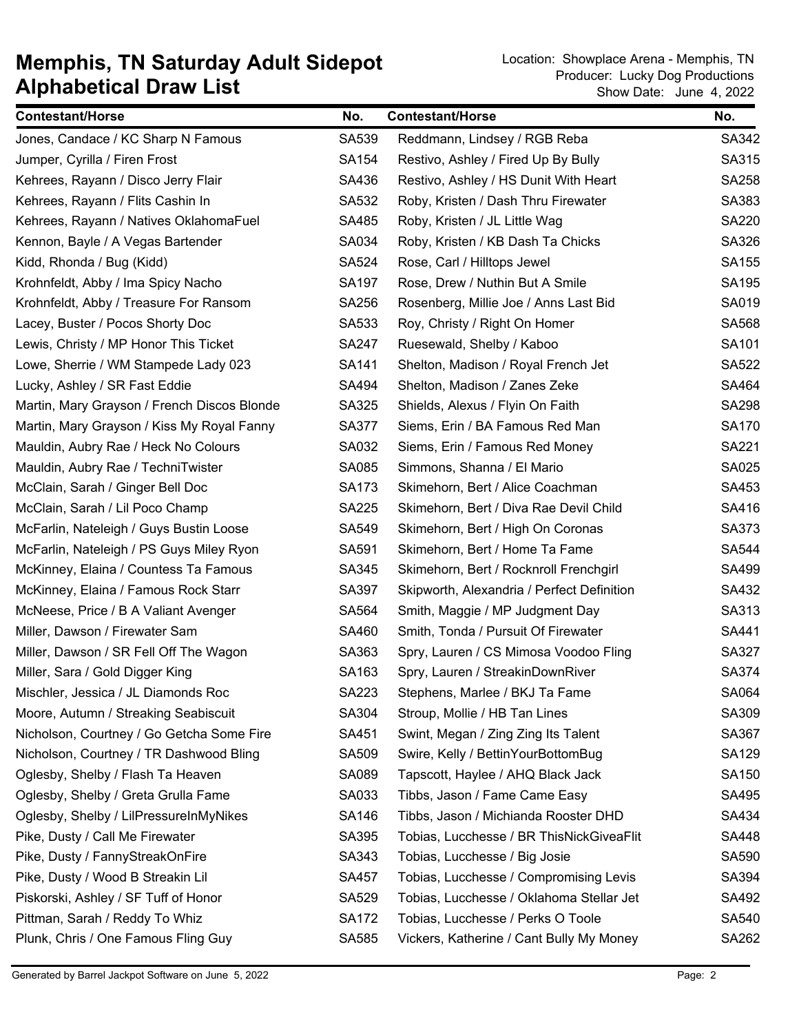# Memphis, TN Saturday Adult Sidepot Alphabetical Draw List

Location: Showplace Arena - Memphis, TN
Producer: Lucky Dog Productions
Show Date: June 4, 2022

| Contestant/Horse | No. | Contestant/Horse | No. |
|---|---|---|---|
| Jones, Candace / KC Sharp N Famous | SA539 | Reddmann, Lindsey / RGB Reba | SA342 |
| Jumper, Cyrilla / Firen Frost | SA154 | Restivo, Ashley / Fired Up By Bully | SA315 |
| Kehrees, Rayann / Disco Jerry Flair | SA436 | Restivo, Ashley / HS Dunit With Heart | SA258 |
| Kehrees, Rayann / Flits Cashin In | SA532 | Roby, Kristen / Dash Thru Firewater | SA383 |
| Kehrees, Rayann / Natives OklahomaFuel | SA485 | Roby, Kristen / JL Little Wag | SA220 |
| Kennon, Bayle / A Vegas Bartender | SA034 | Roby, Kristen / KB Dash Ta Chicks | SA326 |
| Kidd, Rhonda / Bug (Kidd) | SA524 | Rose, Carl / Hilltops Jewel | SA155 |
| Krohnfeldt, Abby / Ima Spicy Nacho | SA197 | Rose, Drew / Nuthin But A Smile | SA195 |
| Krohnfeldt, Abby / Treasure For Ransom | SA256 | Rosenberg, Millie Joe / Anns Last Bid | SA019 |
| Lacey, Buster / Pocos Shorty Doc | SA533 | Roy, Christy / Right On Homer | SA568 |
| Lewis, Christy / MP Honor This Ticket | SA247 | Ruesewald, Shelby / Kaboo | SA101 |
| Lowe, Sherrie / WM Stampede Lady 023 | SA141 | Shelton, Madison / Royal French Jet | SA522 |
| Lucky, Ashley / SR Fast Eddie | SA494 | Shelton, Madison / Zanes Zeke | SA464 |
| Martin, Mary Grayson / French Discos Blonde | SA325 | Shields, Alexus / Flyin On Faith | SA298 |
| Martin, Mary Grayson / Kiss My Royal Fanny | SA377 | Siems, Erin / BA Famous Red Man | SA170 |
| Mauldin, Aubry Rae / Heck No Colours | SA032 | Siems, Erin / Famous Red Money | SA221 |
| Mauldin, Aubry Rae / TechniTwister | SA085 | Simmons, Shanna / El Mario | SA025 |
| McClain, Sarah / Ginger Bell Doc | SA173 | Skimehorn, Bert / Alice Coachman | SA453 |
| McClain, Sarah / Lil Poco Champ | SA225 | Skimehorn, Bert / Diva Rae Devil Child | SA416 |
| McFarlin, Nateleigh / Guys Bustin Loose | SA549 | Skimehorn, Bert / High On Coronas | SA373 |
| McFarlin, Nateleigh / PS Guys Miley Ryon | SA591 | Skimehorn, Bert / Home Ta Fame | SA544 |
| McKinney, Elaina / Countess Ta Famous | SA345 | Skimehorn, Bert / Rocknroll Frenchgirl | SA499 |
| McKinney, Elaina / Famous Rock Starr | SA397 | Skipworth, Alexandria / Perfect Definition | SA432 |
| McNeese, Price / B A Valiant Avenger | SA564 | Smith, Maggie / MP Judgment Day | SA313 |
| Miller, Dawson / Firewater Sam | SA460 | Smith, Tonda / Pursuit Of Firewater | SA441 |
| Miller, Dawson / SR Fell Off The Wagon | SA363 | Spry, Lauren / CS Mimosa Voodoo Fling | SA327 |
| Miller, Sara / Gold Digger King | SA163 | Spry, Lauren / StreakinDownRiver | SA374 |
| Mischler, Jessica / JL Diamonds Roc | SA223 | Stephens, Marlee / BKJ Ta Fame | SA064 |
| Moore, Autumn / Streaking Seabiscuit | SA304 | Stroup, Mollie / HB Tan Lines | SA309 |
| Nicholson, Courtney / Go Getcha Some Fire | SA451 | Swint, Megan / Zing Zing Its Talent | SA367 |
| Nicholson, Courtney / TR Dashwood Bling | SA509 | Swire, Kelly / BettinYourBottomBug | SA129 |
| Oglesby, Shelby / Flash Ta Heaven | SA089 | Tapscott, Haylee / AHQ Black Jack | SA150 |
| Oglesby, Shelby / Greta Grulla Fame | SA033 | Tibbs, Jason / Fame Came Easy | SA495 |
| Oglesby, Shelby / LilPressureInMyNikes | SA146 | Tibbs, Jason / Michianda Rooster DHD | SA434 |
| Pike, Dusty / Call Me Firewater | SA395 | Tobias, Lucchesse / BR ThisNickGiveaFlit | SA448 |
| Pike, Dusty / FannyStreakOnFire | SA343 | Tobias, Lucchesse / Big Josie | SA590 |
| Pike, Dusty / Wood B Streakin Lil | SA457 | Tobias, Lucchesse / Compromising Levis | SA394 |
| Piskorski, Ashley / SF Tuff of Honor | SA529 | Tobias, Lucchesse / Oklahoma Stellar Jet | SA492 |
| Pittman, Sarah / Reddy To Whiz | SA172 | Tobias, Lucchesse / Perks O Toole | SA540 |
| Plunk, Chris / One Famous Fling Guy | SA585 | Vickers, Katherine / Cant Bully My Money | SA262 |

Generated by Barrel Jackpot Software on June 5, 2022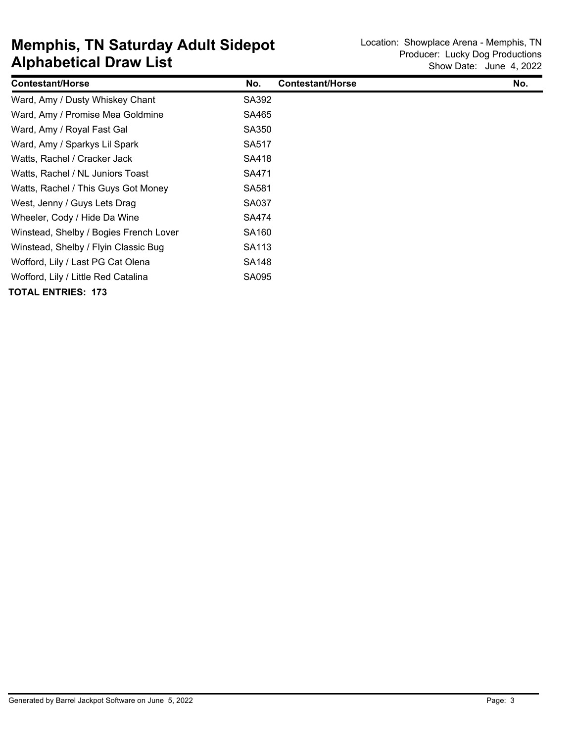# Memphis, TN Saturday Adult Sidepot Alphabetical Draw List

Location: Showplace Arena - Memphis, TN
Producer: Lucky Dog Productions
Show Date: June 4, 2022

| Contestant/Horse | No. | Contestant/Horse | No. |
|---|---|---|---|
| Ward, Amy / Dusty Whiskey Chant | SA392 | | |
| Ward, Amy / Promise Mea Goldmine | SA465 | | |
| Ward, Amy / Royal Fast Gal | SA350 | | |
| Ward, Amy / Sparkys Lil Spark | SA517 | | |
| Watts, Rachel / Cracker Jack | SA418 | | |
| Watts, Rachel / NL Juniors Toast | SA471 | | |
| Watts, Rachel / This Guys Got Money | SA581 | | |
| West, Jenny / Guys Lets Drag | SA037 | | |
| Wheeler, Cody / Hide Da Wine | SA474 | | |
| Winstead, Shelby / Bogies French Lover | SA160 | | |
| Winstead, Shelby / Flyin Classic Bug | SA113 | | |
| Wofford, Lily / Last PG Cat Olena | SA148 | | |
| Wofford, Lily / Little Red Catalina | SA095 | | |

**TOTAL ENTRIES: 173**

Generated by Barrel Jackpot Software on June 5, 2022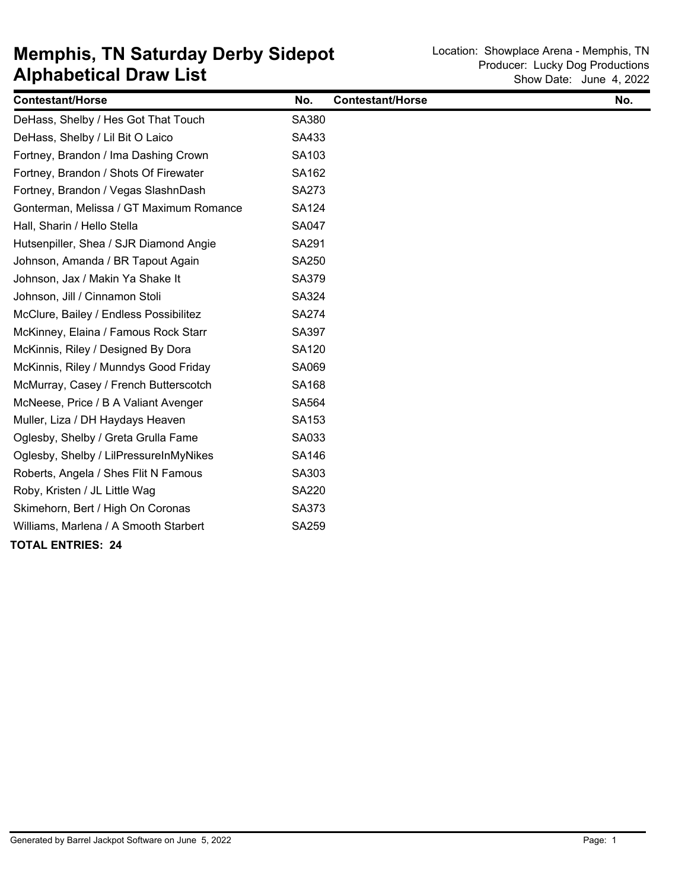# Memphis, TN Saturday Derby Sidepot
# Alphabetical Draw List

Location: Showplace Arena - Memphis, TN
Producer: Lucky Dog Productions
Show Date: June 4, 2022

| Contestant/Horse | No. | Contestant/Horse | No. |
|---|---|---|---|
| DeHass, Shelby / Hes Got That Touch | SA380 | | |
| DeHass, Shelby / Lil Bit O Laico | SA433 | | |
| Fortney, Brandon / Ima Dashing Crown | SA103 | | |
| Fortney, Brandon / Shots Of Firewater | SA162 | | |
| Fortney, Brandon / Vegas SlashnDash | SA273 | | |
| Gonterman, Melissa / GT Maximum Romance | SA124 | | |
| Hall, Sharin / Hello Stella | SA047 | | |
| Hutsenpiller, Shea / SJR Diamond Angie | SA291 | | |
| Johnson, Amanda / BR Tapout Again | SA250 | | |
| Johnson, Jax / Makin Ya Shake It | SA379 | | |
| Johnson, Jill / Cinnamon Stoli | SA324 | | |
| McClure, Bailey / Endless Possibilitez | SA274 | | |
| McKinney, Elaina / Famous Rock Starr | SA397 | | |
| McKinnis, Riley / Designed By Dora | SA120 | | |
| McKinnis, Riley / Munndys Good Friday | SA069 | | |
| McMurray, Casey / French Butterscotch | SA168 | | |
| McNeese, Price / B A Valiant Avenger | SA564 | | |
| Muller, Liza / DH Haydays Heaven | SA153 | | |
| Oglesby, Shelby / Greta Grulla Fame | SA033 | | |
| Oglesby, Shelby / LilPressureInMyNikes | SA146 | | |
| Roberts, Angela / Shes Flit N Famous | SA303 | | |
| Roby, Kristen / JL Little Wag | SA220 | | |
| Skimehorn, Bert / High On Coronas | SA373 | | |
| Williams, Marlena / A Smooth Starbert | SA259 | | |

**TOTAL ENTRIES: 24**

Generated by Barrel Jackpot Software on June 5, 2022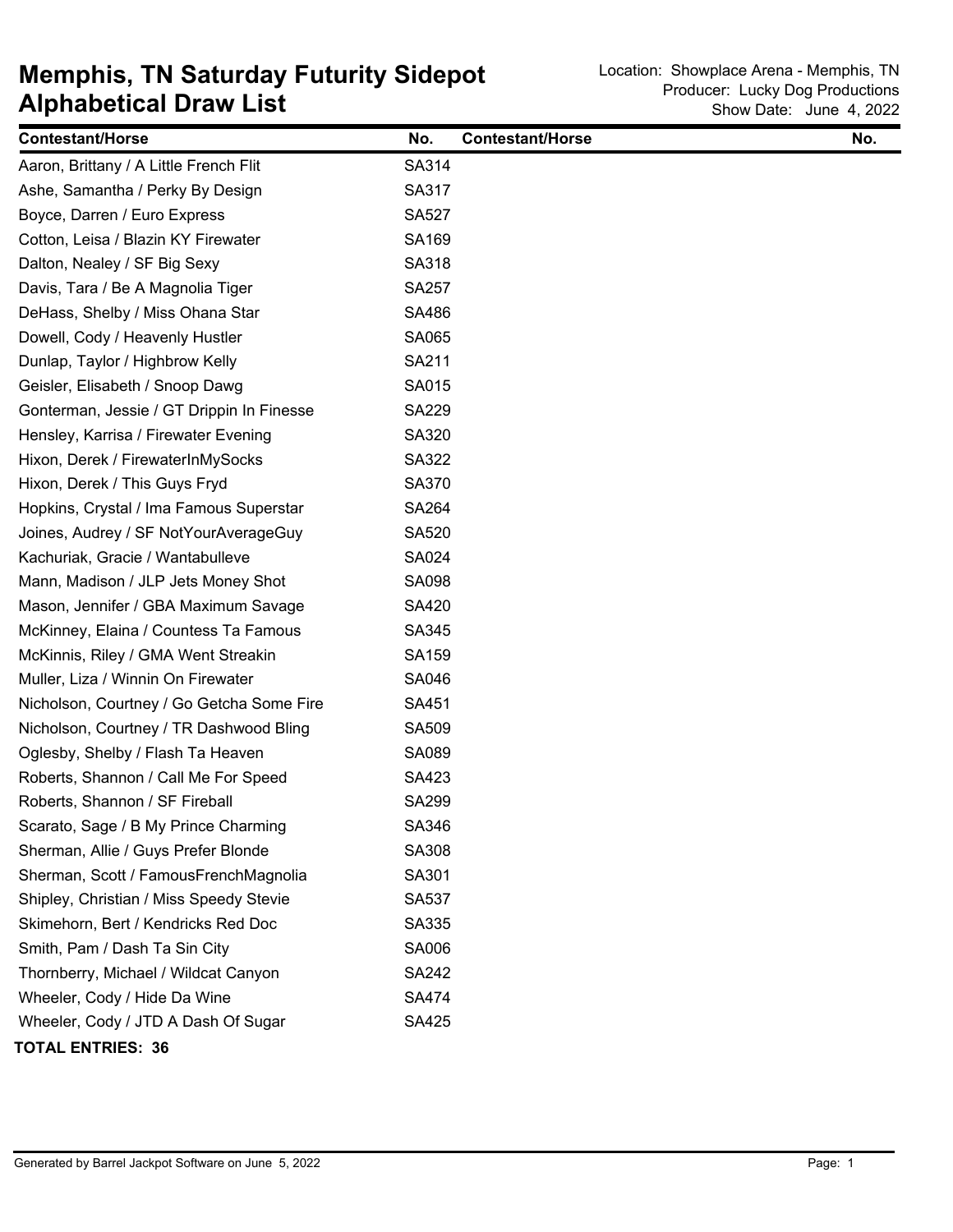# Memphis, TN Saturday Futurity Sidepot Alphabetical Draw List

Location: Showplace Arena - Memphis, TN
Producer: Lucky Dog Productions
Show Date: June 4, 2022

| Contestant/Horse | No. | Contestant/Horse | No. |
|---|---|---|---|
| Aaron, Brittany / A Little French Flit | SA314 | | |
| Ashe, Samantha / Perky By Design | SA317 | | |
| Boyce, Darren / Euro Express | SA527 | | |
| Cotton, Leisa / Blazin KY Firewater | SA169 | | |
| Dalton, Nealey / SF Big Sexy | SA318 | | |
| Davis, Tara / Be A Magnolia Tiger | SA257 | | |
| DeHass, Shelby / Miss Ohana Star | SA486 | | |
| Dowell, Cody / Heavenly Hustler | SA065 | | |
| Dunlap, Taylor / Highbrow Kelly | SA211 | | |
| Geisler, Elisabeth / Snoop Dawg | SA015 | | |
| Gonterman, Jessie / GT Drippin In Finesse | SA229 | | |
| Hensley, Karrisa / Firewater Evening | SA320 | | |
| Hixon, Derek / FirewaterInMySocks | SA322 | | |
| Hixon, Derek / This Guys Fryd | SA370 | | |
| Hopkins, Crystal / Ima Famous Superstar | SA264 | | |
| Joines, Audrey / SF NotYourAverageGuy | SA520 | | |
| Kachuriak, Gracie / Wantabulleve | SA024 | | |
| Mann, Madison / JLP Jets Money Shot | SA098 | | |
| Mason, Jennifer / GBA Maximum Savage | SA420 | | |
| McKinney, Elaina / Countess Ta Famous | SA345 | | |
| McKinnis, Riley / GMA Went Streakin | SA159 | | |
| Muller, Liza / Winnin On Firewater | SA046 | | |
| Nicholson, Courtney / Go Getcha Some Fire | SA451 | | |
| Nicholson, Courtney / TR Dashwood Bling | SA509 | | |
| Oglesby, Shelby / Flash Ta Heaven | SA089 | | |
| Roberts, Shannon / Call Me For Speed | SA423 | | |
| Roberts, Shannon / SF Fireball | SA299 | | |
| Scarato, Sage / B My Prince Charming | SA346 | | |
| Sherman, Allie / Guys Prefer Blonde | SA308 | | |
| Sherman, Scott / FamousFrenchMagnolia | SA301 | | |
| Shipley, Christian / Miss Speedy Stevie | SA537 | | |
| Skimehorn, Bert / Kendricks Red Doc | SA335 | | |
| Smith, Pam / Dash Ta Sin City | SA006 | | |
| Thornberry, Michael / Wildcat Canyon | SA242 | | |
| Wheeler, Cody / Hide Da Wine | SA474 | | |
| Wheeler, Cody / JTD A Dash Of Sugar | SA425 | | |

**TOTAL ENTRIES: 36**

Generated by Barrel Jackpot Software on June 5, 2022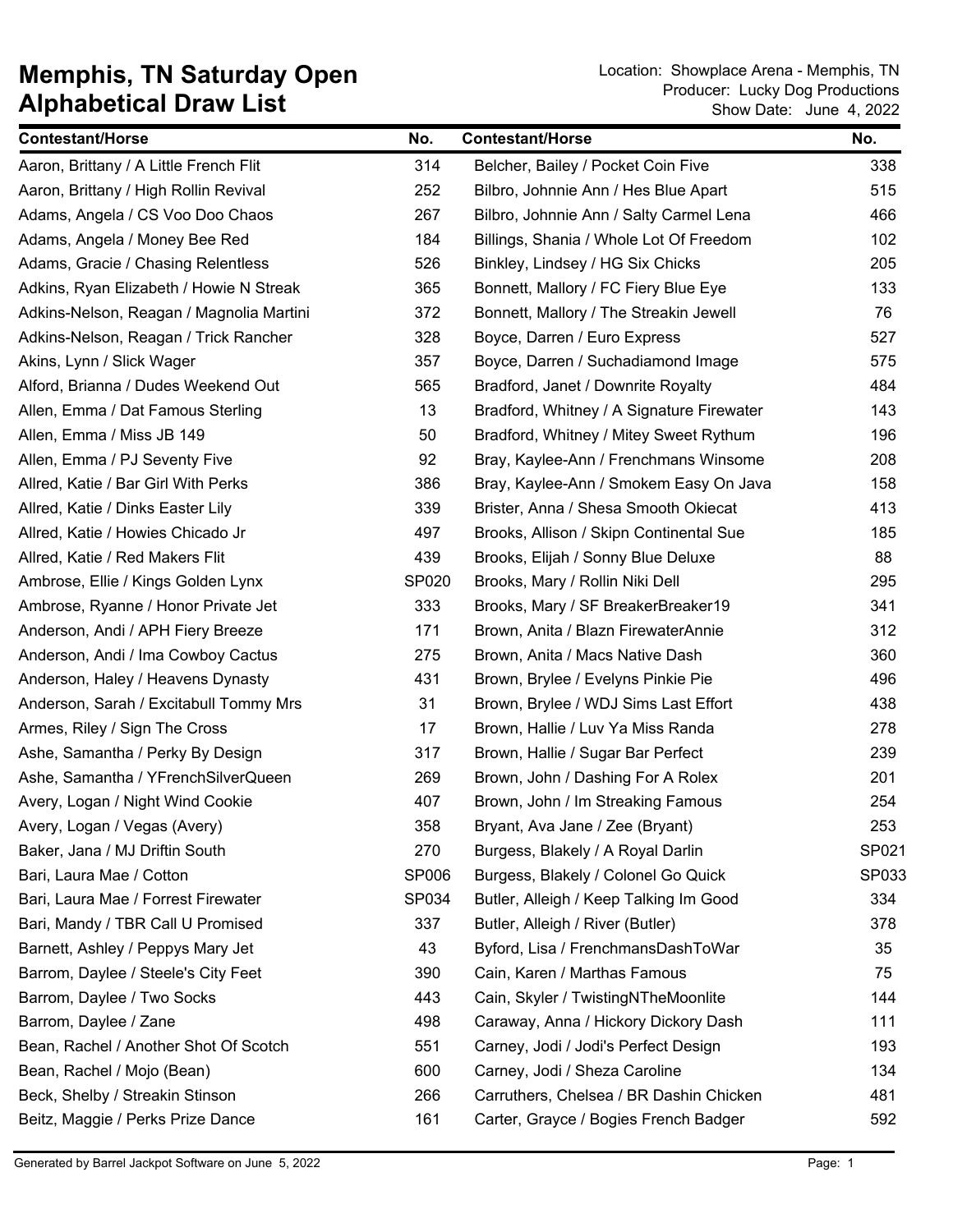# Memphis, TN Saturday Open
## Alphabetical Draw List

Location: Showplace Arena - Memphis, TN
Producer: Lucky Dog Productions
Show Date: June 4, 2022

| Contestant/Horse | No. |
|---|---|
| Aaron, Brittany / A Little French Flit | 314 |
| Aaron, Brittany / High Rollin Revival | 252 |
| Adams, Angela / CS Voo Doo Chaos | 267 |
| Adams, Angela / Money Bee Red | 184 |
| Adams, Gracie / Chasing Relentless | 526 |
| Adkins, Ryan Elizabeth / Howie N Streak | 365 |
| Adkins-Nelson, Reagan / Magnolia Martini | 372 |
| Adkins-Nelson, Reagan / Trick Rancher | 328 |
| Akins, Lynn / Slick Wager | 357 |
| Alford, Brianna / Dudes Weekend Out | 565 |
| Allen, Emma / Dat Famous Sterling | 13 |
| Allen, Emma / Miss JB 149 | 50 |
| Allen, Emma / PJ Seventy Five | 92 |
| Allred, Katie / Bar Girl With Perks | 386 |
| Allred, Katie / Dinks Easter Lily | 339 |
| Allred, Katie / Howies Chicado Jr | 497 |
| Allred, Katie / Red Makers Flit | 439 |
| Ambrose, Ellie / Kings Golden Lynx | SP020 |
| Ambrose, Ryanne / Honor Private Jet | 333 |
| Anderson, Andi / APH Fiery Breeze | 171 |
| Anderson, Andi / Ima Cowboy Cactus | 275 |
| Anderson, Haley / Heavens Dynasty | 431 |
| Anderson, Sarah / Excitabull Tommy Mrs | 31 |
| Armes, Riley / Sign The Cross | 17 |
| Ashe, Samantha / Perky By Design | 317 |
| Ashe, Samantha / YFrenchSilverQueen | 269 |
| Avery, Logan / Night Wind Cookie | 407 |
| Avery, Logan / Vegas (Avery) | 358 |
| Baker, Jana / MJ Driftin South | 270 |
| Bari, Laura Mae / Cotton | SP006 |
| Bari, Laura Mae / Forrest Firewater | SP034 |
| Bari, Mandy / TBR Call U Promised | 337 |
| Barnett, Ashley / Peppys Mary Jet | 43 |
| Barrom, Daylee / Steele's City Feet | 390 |
| Barrom, Daylee / Two Socks | 443 |
| Barrom, Daylee / Zane | 498 |
| Bean, Rachel / Another Shot Of Scotch | 551 |
| Bean, Rachel / Mojo (Bean) | 600 |
| Beck, Shelby / Streakin Stinson | 266 |
| Beitz, Maggie / Perks Prize Dance | 161 |
| Belcher, Bailey / Pocket Coin Five | 338 |
| Bilbro, Johnnie Ann / Hes Blue Apart | 515 |
| Bilbro, Johnnie Ann / Salty Carmel Lena | 466 |
| Billings, Shania / Whole Lot Of Freedom | 102 |
| Binkley, Lindsey / HG Six Chicks | 205 |
| Bonnett, Mallory / FC Fiery Blue Eye | 133 |
| Bonnett, Mallory / The Streakin Jewell | 76 |
| Boyce, Darren / Euro Express | 527 |
| Boyce, Darren / Suchadiamond Image | 575 |
| Bradford, Janet / Downrite Royalty | 484 |
| Bradford, Whitney / A Signature Firewater | 143 |
| Bradford, Whitney / Mitey Sweet Rythum | 196 |
| Bray, Kaylee-Ann / Frenchmans Winsome | 208 |
| Bray, Kaylee-Ann / Smokem Easy On Java | 158 |
| Brister, Anna / Shesa Smooth Okiecat | 413 |
| Brooks, Allison / Skipn Continental Sue | 185 |
| Brooks, Elijah / Sonny Blue Deluxe | 88 |
| Brooks, Mary / Rollin Niki Dell | 295 |
| Brooks, Mary / SF BreakerBreaker19 | 341 |
| Brown, Anita / Blazn FirewaterAnnie | 312 |
| Brown, Anita / Macs Native Dash | 360 |
| Brown, Brylee / Evelyns Pinkie Pie | 496 |
| Brown, Brylee / WDJ Sims Last Effort | 438 |
| Brown, Hallie / Luv Ya Miss Randa | 278 |
| Brown, Hallie / Sugar Bar Perfect | 239 |
| Brown, John / Dashing For A Rolex | 201 |
| Brown, John / Im Streaking Famous | 254 |
| Bryant, Ava Jane / Zee (Bryant) | 253 |
| Burgess, Blakely / A Royal Darlin | SP021 |
| Burgess, Blakely / Colonel Go Quick | SP033 |
| Butler, Alleigh / Keep Talking Im Good | 334 |
| Butler, Alleigh / River (Butler) | 378 |
| Byford, Lisa / FrenchmansDashToWar | 35 |
| Cain, Karen / Marthas Famous | 75 |
| Cain, Skyler / TwistingNTheMoonlite | 144 |
| Caraway, Anna / Hickory Dickory Dash | 111 |
| Carney, Jodi / Jodi's Perfect Design | 193 |
| Carney, Jodi / Sheza Caroline | 134 |
| Carruthers, Chelsea / BR Dashin Chicken | 481 |
| Carter, Grayce / Bogies French Badger | 592 |

Generated by Barrel Jackpot Software on June 5, 2022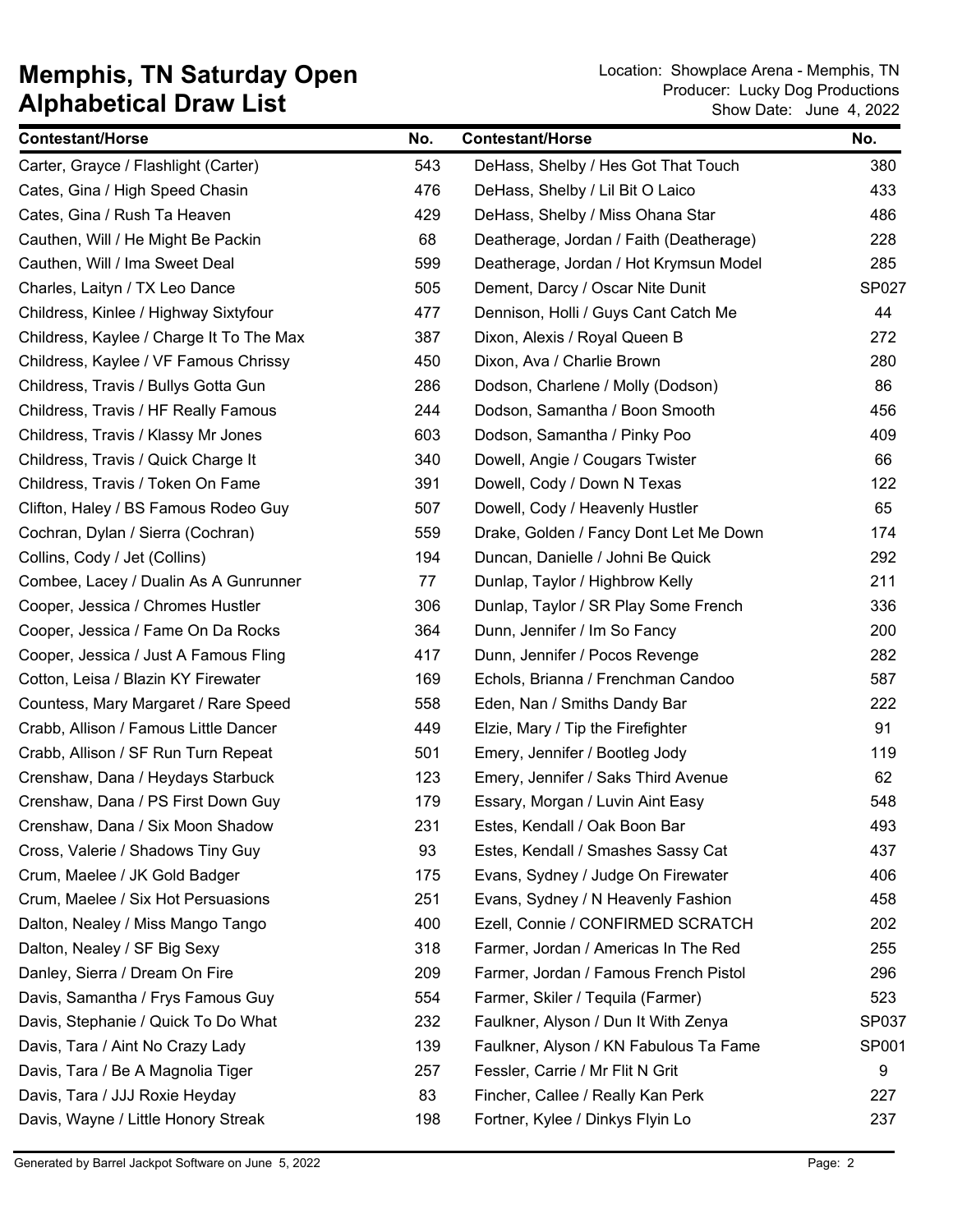# Memphis, TN Saturday Open
## Alphabetical Draw List

Location: Showplace Arena - Memphis, TN
Producer: Lucky Dog Productions
Show Date: June 4, 2022

| Contestant/Horse | No. |
|---|---|
| Carter, Grayce / Flashlight (Carter) | 543 |
| Cates, Gina / High Speed Chasin | 476 |
| Cates, Gina / Rush Ta Heaven | 429 |
| Cauthen, Will / He Might Be Packin | 68 |
| Cauthen, Will / Ima Sweet Deal | 599 |
| Charles, Laityn / TX Leo Dance | 505 |
| Childress, Kinlee / Highway Sixtyfour | 477 |
| Childress, Kaylee / Charge It To The Max | 387 |
| Childress, Kaylee / VF Famous Chrissy | 450 |
| Childress, Travis / Bullys Gotta Gun | 286 |
| Childress, Travis / HF Really Famous | 244 |
| Childress, Travis / Klassy Mr Jones | 603 |
| Childress, Travis / Quick Charge It | 340 |
| Childress, Travis / Token On Fame | 391 |
| Clifton, Haley / BS Famous Rodeo Guy | 507 |
| Cochran, Dylan / Sierra (Cochran) | 559 |
| Collins, Cody / Jet (Collins) | 194 |
| Combee, Lacey / Dualin As A Gunrunner | 77 |
| Cooper, Jessica / Chromes Hustler | 306 |
| Cooper, Jessica / Fame On Da Rocks | 364 |
| Cooper, Jessica / Just A Famous Fling | 417 |
| Cotton, Leisa / Blazin KY Firewater | 169 |
| Countess, Mary Margaret / Rare Speed | 558 |
| Crabb, Allison / Famous Little Dancer | 449 |
| Crabb, Allison / SF Run Turn Repeat | 501 |
| Crenshaw, Dana / Heydays Starbuck | 123 |
| Crenshaw, Dana / PS First Down Guy | 179 |
| Crenshaw, Dana / Six Moon Shadow | 231 |
| Cross, Valerie / Shadows Tiny Guy | 93 |
| Crum, Maelee / JK Gold Badger | 175 |
| Crum, Maelee / Six Hot Persuasions | 251 |
| Dalton, Nealey / Miss Mango Tango | 400 |
| Dalton, Nealey / SF Big Sexy | 318 |
| Danley, Sierra / Dream On Fire | 209 |
| Davis, Samantha / Frys Famous Guy | 554 |
| Davis, Stephanie / Quick To Do What | 232 |
| Davis, Tara / Aint No Crazy Lady | 139 |
| Davis, Tara / Be A Magnolia Tiger | 257 |
| Davis, Tara / JJJ Roxie Heyday | 83 |
| Davis, Wayne / Little Honory Streak | 198 |
| DeHass, Shelby / Hes Got That Touch | 380 |
| DeHass, Shelby / Lil Bit O Laico | 433 |
| DeHass, Shelby / Miss Ohana Star | 486 |
| Deatherage, Jordan / Faith (Deatherage) | 228 |
| Deatherage, Jordan / Hot Krymsun Model | 285 |
| Dement, Darcy / Oscar Nite Dunit | SP027 |
| Dennison, Holli / Guys Cant Catch Me | 44 |
| Dixon, Alexis / Royal Queen B | 272 |
| Dixon, Ava / Charlie Brown | 280 |
| Dodson, Charlene / Molly (Dodson) | 86 |
| Dodson, Samantha / Boon Smooth | 456 |
| Dodson, Samantha / Pinky Poo | 409 |
| Dowell, Angie / Cougars Twister | 66 |
| Dowell, Cody / Down N Texas | 122 |
| Dowell, Cody / Heavenly Hustler | 65 |
| Drake, Golden / Fancy Dont Let Me Down | 174 |
| Duncan, Danielle / Johni Be Quick | 292 |
| Dunlap, Taylor / Highbrow Kelly | 211 |
| Dunlap, Taylor / SR Play Some French | 336 |
| Dunn, Jennifer / Im So Fancy | 200 |
| Dunn, Jennifer / Pocos Revenge | 282 |
| Echols, Brianna / Frenchman Candoo | 587 |
| Eden, Nan / Smiths Dandy Bar | 222 |
| Elzie, Mary / Tip the Firefighter | 91 |
| Emery, Jennifer / Bootleg Jody | 119 |
| Emery, Jennifer / Saks Third Avenue | 62 |
| Essary, Morgan / Luvin Aint Easy | 548 |
| Estes, Kendall / Oak Boon Bar | 493 |
| Estes, Kendall / Smashes Sassy Cat | 437 |
| Evans, Sydney / Judge On Firewater | 406 |
| Evans, Sydney / N Heavenly Fashion | 458 |
| Ezell, Connie / CONFIRMED SCRATCH | 202 |
| Farmer, Jordan / Americas In The Red | 255 |
| Farmer, Jordan / Famous French Pistol | 296 |
| Farmer, Skiler / Tequila (Farmer) | 523 |
| Faulkner, Alyson / Dun It With Zenya | SP037 |
| Faulkner, Alyson / KN Fabulous Ta Fame | SP001 |
| Fessler, Carrie / Mr Flit N Grit | 9 |
| Fincher, Callee / Really Kan Perk | 227 |
| Fortner, Kylee / Dinkys Flyin Lo | 237 |

Generated by Barrel Jackpot Software on June 5, 2022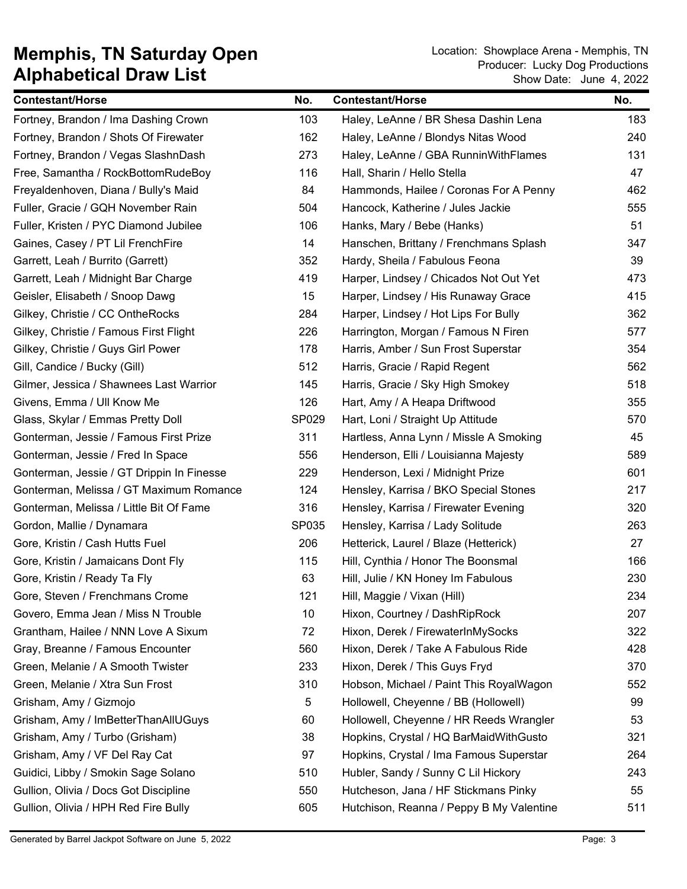# Memphis, TN Saturday Open
# Alphabetical Draw List

Location: Showplace Arena - Memphis, TN
Producer: Lucky Dog Productions
Show Date: June 4, 2022

| Contestant/Horse | No. | Contestant/Horse | No. |
|---|---|---|---|
| Fortney, Brandon / Ima Dashing Crown | 103 | Haley, LeAnne / BR Shesa Dashin Lena | 183 |
| Fortney, Brandon / Shots Of Firewater | 162 | Haley, LeAnne / Blondys Nitas Wood | 240 |
| Fortney, Brandon / Vegas SlashnDash | 273 | Haley, LeAnne / GBA RunninWithFlames | 131 |
| Free, Samantha / RockBottomRudeBoy | 116 | Hall, Sharin / Hello Stella | 47 |
| Freyaldenhoven, Diana / Bully's Maid | 84 | Hammonds, Hailee / Coronas For A Penny | 462 |
| Fuller, Gracie / GQH November Rain | 504 | Hancock, Katherine / Jules Jackie | 555 |
| Fuller, Kristen / PYC Diamond Jubilee | 106 | Hanks, Mary / Bebe (Hanks) | 51 |
| Gaines, Casey / PT Lil FrenchFire | 14 | Hanschen, Brittany / Frenchmans Splash | 347 |
| Garrett, Leah / Burrito (Garrett) | 352 | Hardy, Sheila / Fabulous Feona | 39 |
| Garrett, Leah / Midnight Bar Charge | 419 | Harper, Lindsey / Chicados Not Out Yet | 473 |
| Geisler, Elisabeth / Snoop Dawg | 15 | Harper, Lindsey / His Runaway Grace | 415 |
| Gilkey, Christie / CC OntheRocks | 284 | Harper, Lindsey / Hot Lips For Bully | 362 |
| Gilkey, Christie / Famous First Flight | 226 | Harrington, Morgan / Famous N Firen | 577 |
| Gilkey, Christie / Guys Girl Power | 178 | Harris, Amber / Sun Frost Superstar | 354 |
| Gill, Candice / Bucky (Gill) | 512 | Harris, Gracie / Rapid Regent | 562 |
| Gilmer, Jessica / Shawnees Last Warrior | 145 | Harris, Gracie / Sky High Smokey | 518 |
| Givens, Emma / Ull Know Me | 126 | Hart, Amy / A Heapa Driftwood | 355 |
| Glass, Skylar / Emmas Pretty Doll | SP029 | Hart, Loni / Straight Up Attitude | 570 |
| Gonterman, Jessie / Famous First Prize | 311 | Hartless, Anna Lynn / Missle A Smoking | 45 |
| Gonterman, Jessie / Fred In Space | 556 | Henderson, Elli / Louisianna Majesty | 589 |
| Gonterman, Jessie / GT Drippin In Finesse | 229 | Henderson, Lexi / Midnight Prize | 601 |
| Gonterman, Melissa / GT Maximum Romance | 124 | Hensley, Karrisa / BKO Special Stones | 217 |
| Gonterman, Melissa / Little Bit Of Fame | 316 | Hensley, Karrisa / Firewater Evening | 320 |
| Gordon, Mallie / Dynamara | SP035 | Hensley, Karrisa / Lady Solitude | 263 |
| Gore, Kristin / Cash Hutts Fuel | 206 | Hetterick, Laurel / Blaze (Hetterick) | 27 |
| Gore, Kristin / Jamaicans Dont Fly | 115 | Hill, Cynthia / Honor The Boonsmal | 166 |
| Gore, Kristin / Ready Ta Fly | 63 | Hill, Julie / KN Honey Im Fabulous | 230 |
| Gore, Steven / Frenchmans Crome | 121 | Hill, Maggie / Vixan (Hill) | 234 |
| Govero, Emma Jean / Miss N Trouble | 10 | Hixon, Courtney / DashRipRock | 207 |
| Grantham, Hailee / NNN Love A Sixum | 72 | Hixon, Derek / FirewaterInMySocks | 322 |
| Gray, Breanne / Famous Encounter | 560 | Hixon, Derek / Take A Fabulous Ride | 428 |
| Green, Melanie / A Smooth Twister | 233 | Hixon, Derek / This Guys Fryd | 370 |
| Green, Melanie / Xtra Sun Frost | 310 | Hobson, Michael / Paint This RoyalWagon | 552 |
| Grisham, Amy / Gizmojo | 5 | Hollowell, Cheyenne / BB (Hollowell) | 99 |
| Grisham, Amy / ImBetterThanAllUGuys | 60 | Hollowell, Cheyenne / HR Reeds Wrangler | 53 |
| Grisham, Amy / Turbo (Grisham) | 38 | Hopkins, Crystal / HQ BarMaidWithGusto | 321 |
| Grisham, Amy / VF Del Ray Cat | 97 | Hopkins, Crystal / Ima Famous Superstar | 264 |
| Guidici, Libby / Smokin Sage Solano | 510 | Hubler, Sandy / Sunny C Lil Hickory | 243 |
| Gullion, Olivia / Docs Got Discipline | 550 | Hutcheson, Jana / HF Stickmans Pinky | 55 |
| Gullion, Olivia / HPH Red Fire Bully | 605 | Hutchison, Reanna / Peppy B My Valentine | 511 |

Generated by Barrel Jackpot Software on June 5, 2022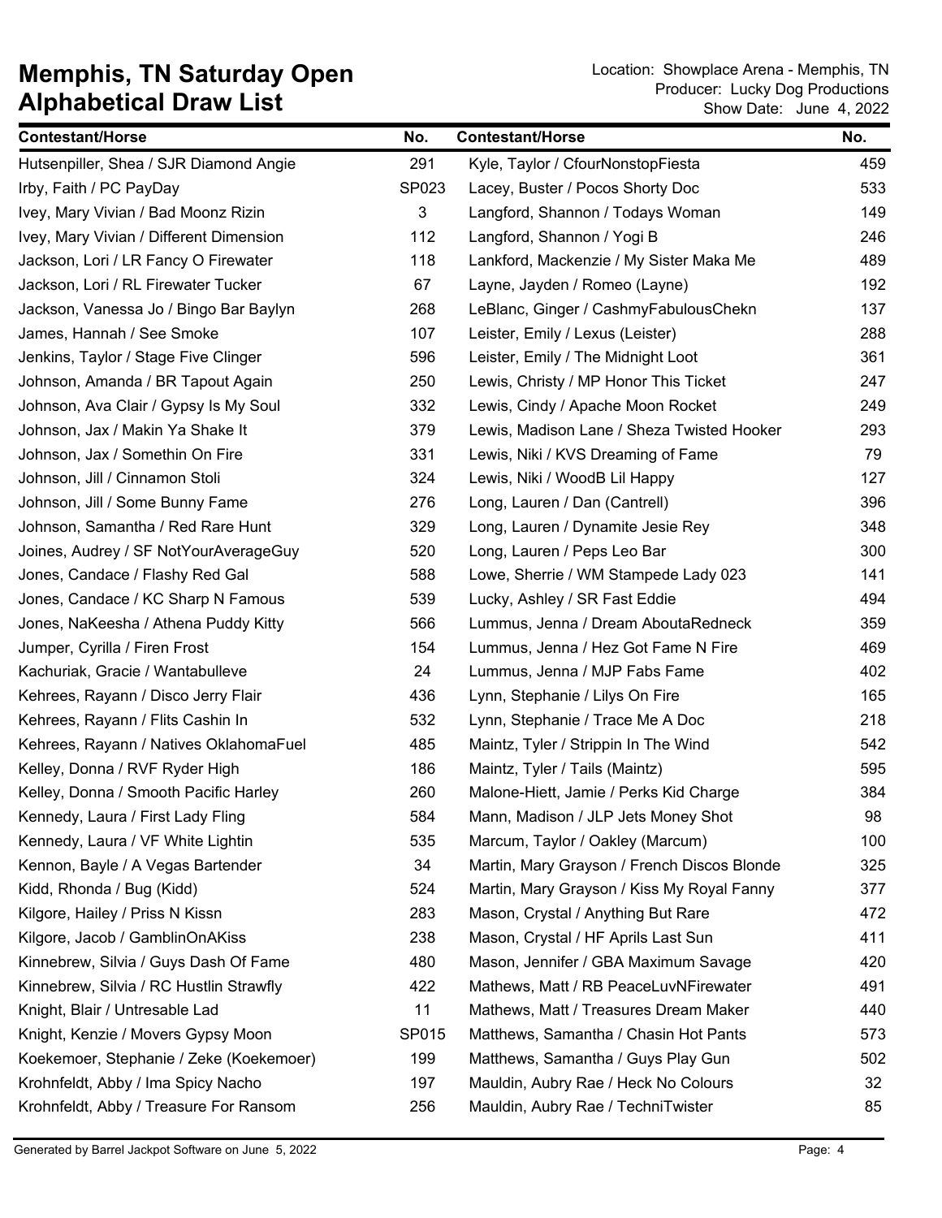# Memphis, TN Saturday Open
# Alphabetical Draw List

Location: Showplace Arena - Memphis, TN
Producer: Lucky Dog Productions
Show Date: June 4, 2022

| Contestant/Horse | No. | Contestant/Horse | No. |
|---|---|---|---|
| Hutsenpiller, Shea / SJR Diamond Angie | 291 | Kyle, Taylor / CfourNonstopFiesta | 459 |
| Irby, Faith / PC PayDay | SP023 | Lacey, Buster / Pocos Shorty Doc | 533 |
| Ivey, Mary Vivian / Bad Moonz Rizin | 3 | Langford, Shannon / Todays Woman | 149 |
| Ivey, Mary Vivian / Different Dimension | 112 | Langford, Shannon / Yogi B | 246 |
| Jackson, Lori / LR Fancy O Firewater | 118 | Lankford, Mackenzie / My Sister Maka Me | 489 |
| Jackson, Lori / RL Firewater Tucker | 67 | Layne, Jayden / Romeo (Layne) | 192 |
| Jackson, Vanessa Jo / Bingo Bar Baylyn | 268 | LeBlanc, Ginger / CashmyFabulousChekn | 137 |
| James, Hannah / See Smoke | 107 | Leister, Emily / Lexus (Leister) | 288 |
| Jenkins, Taylor / Stage Five Clinger | 596 | Leister, Emily / The Midnight Loot | 361 |
| Johnson, Amanda / BR Tapout Again | 250 | Lewis, Christy / MP Honor This Ticket | 247 |
| Johnson, Ava Clair / Gypsy Is My Soul | 332 | Lewis, Cindy / Apache Moon Rocket | 249 |
| Johnson, Jax / Makin Ya Shake It | 379 | Lewis, Madison Lane / Sheza Twisted Hooker | 293 |
| Johnson, Jax / Somethin On Fire | 331 | Lewis, Niki / KVS Dreaming of Fame | 79 |
| Johnson, Jill / Cinnamon Stoli | 324 | Lewis, Niki / WoodB Lil Happy | 127 |
| Johnson, Jill / Some Bunny Fame | 276 | Long, Lauren / Dan (Cantrell) | 396 |
| Johnson, Samantha / Red Rare Hunt | 329 | Long, Lauren / Dynamite Jesie Rey | 348 |
| Joines, Audrey / SF NotYourAverageGuy | 520 | Long, Lauren / Peps Leo Bar | 300 |
| Jones, Candace / Flashy Red Gal | 588 | Lowe, Sherrie / WM Stampede Lady 023 | 141 |
| Jones, Candace / KC Sharp N Famous | 539 | Lucky, Ashley / SR Fast Eddie | 494 |
| Jones, NaKeesha / Athena Puddy Kitty | 566 | Lummus, Jenna / Dream AboutaRedneck | 359 |
| Jumper, Cyrilla / Firen Frost | 154 | Lummus, Jenna / Hez Got Fame N Fire | 469 |
| Kachuriak, Gracie / Wantabulleve | 24 | Lummus, Jenna / MJP Fabs Fame | 402 |
| Kehrees, Rayann / Disco Jerry Flair | 436 | Lynn, Stephanie / Lilys On Fire | 165 |
| Kehrees, Rayann / Flits Cashin In | 532 | Lynn, Stephanie / Trace Me A Doc | 218 |
| Kehrees, Rayann / Natives OklahomaFuel | 485 | Maintz, Tyler / Strippin In The Wind | 542 |
| Kelley, Donna / RVF Ryder High | 186 | Maintz, Tyler / Tails (Maintz) | 595 |
| Kelley, Donna / Smooth Pacific Harley | 260 | Malone-Hiett, Jamie / Perks Kid Charge | 384 |
| Kennedy, Laura / First Lady Fling | 584 | Mann, Madison / JLP Jets Money Shot | 98 |
| Kennedy, Laura / VF White Lightin | 535 | Marcum, Taylor / Oakley (Marcum) | 100 |
| Kennon, Bayle / A Vegas Bartender | 34 | Martin, Mary Grayson / French Discos Blonde | 325 |
| Kidd, Rhonda / Bug (Kidd) | 524 | Martin, Mary Grayson / Kiss My Royal Fanny | 377 |
| Kilgore, Hailey / Priss N Kissn | 283 | Mason, Crystal / Anything But Rare | 472 |
| Kilgore, Jacob / GamblinOnAKiss | 238 | Mason, Crystal / HF Aprils Last Sun | 411 |
| Kinnebrew, Silvia / Guys Dash Of Fame | 480 | Mason, Jennifer / GBA Maximum Savage | 420 |
| Kinnebrew, Silvia / RC Hustlin Strawfly | 422 | Mathews, Matt / RB PeaceLuvNFirewater | 491 |
| Knight, Blair / Untresable Lad | 11 | Mathews, Matt / Treasures Dream Maker | 440 |
| Knight, Kenzie / Movers Gypsy Moon | SP015 | Matthews, Samantha / Chasin Hot Pants | 573 |
| Koekemoer, Stephanie / Zeke (Koekemoer) | 199 | Matthews, Samantha / Guys Play Gun | 502 |
| Krohnfeldt, Abby / Ima Spicy Nacho | 197 | Mauldin, Aubry Rae / Heck No Colours | 32 |
| Krohnfeldt, Abby / Treasure For Ransom | 256 | Mauldin, Aubry Rae / TechniTwister | 85 |

Generated by Barrel Jackpot Software on June 5, 2022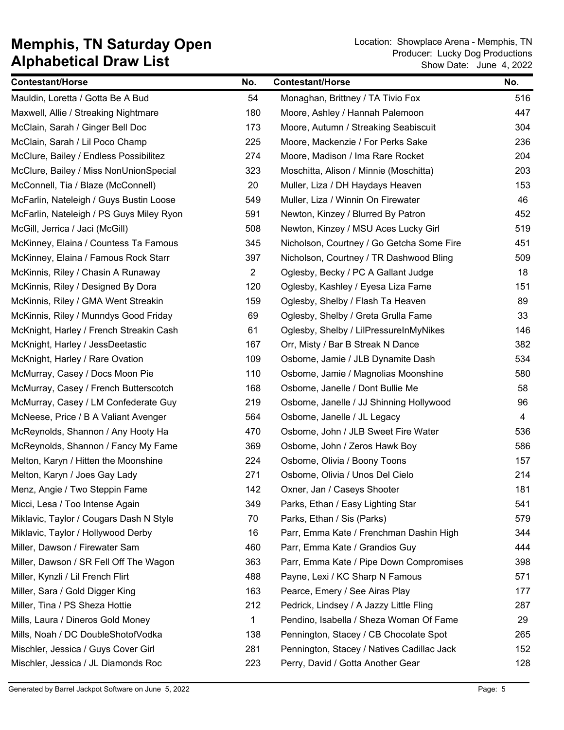# Memphis, TN Saturday Open
## Alphabetical Draw List

Location: Showplace Arena - Memphis, TN
Producer: Lucky Dog Productions
Show Date: June 4, 2022

| Contestant/Horse | No. | Contestant/Horse | No. |
|---|---|---|---|
| Mauldin, Loretta / Gotta Be A Bud | 54 | Monaghan, Brittney / TA Tivio Fox | 516 |
| Maxwell, Allie / Streaking Nightmare | 180 | Moore, Ashley / Hannah Palemoon | 447 |
| McClain, Sarah / Ginger Bell Doc | 173 | Moore, Autumn / Streaking Seabiscuit | 304 |
| McClain, Sarah / Lil Poco Champ | 225 | Moore, Mackenzie / For Perks Sake | 236 |
| McClure, Bailey / Endless Possibilitez | 274 | Moore, Madison / Ima Rare Rocket | 204 |
| McClure, Bailey / Miss NonUnionSpecial | 323 | Moschitta, Alison / Minnie (Moschitta) | 203 |
| McConnell, Tia / Blaze (McConnell) | 20 | Muller, Liza / DH Haydays Heaven | 153 |
| McFarlin, Nateleigh / Guys Bustin Loose | 549 | Muller, Liza / Winnin On Firewater | 46 |
| McFarlin, Nateleigh / PS Guys Miley Ryon | 591 | Newton, Kinzey / Blurred By Patron | 452 |
| McGill, Jerrica / Jaci (McGill) | 508 | Newton, Kinzey / MSU Aces Lucky Girl | 519 |
| McKinney, Elaina / Countess Ta Famous | 345 | Nicholson, Courtney / Go Getcha Some Fire | 451 |
| McKinney, Elaina / Famous Rock Starr | 397 | Nicholson, Courtney / TR Dashwood Bling | 509 |
| McKinnis, Riley / Chasin A Runaway | 2 | Oglesby, Becky / PC A Gallant Judge | 18 |
| McKinnis, Riley / Designed By Dora | 120 | Oglesby, Kashley / Eyesa Liza Fame | 151 |
| McKinnis, Riley / GMA Went Streakin | 159 | Oglesby, Shelby / Flash Ta Heaven | 89 |
| McKinnis, Riley / Munndys Good Friday | 69 | Oglesby, Shelby / Greta Grulla Fame | 33 |
| McKnight, Harley / French Streakin Cash | 61 | Oglesby, Shelby / LilPressureInMyNikes | 146 |
| McKnight, Harley / JessDeetastic | 167 | Orr, Misty / Bar B Streak N Dance | 382 |
| McKnight, Harley / Rare Ovation | 109 | Osborne, Jamie / JLB Dynamite Dash | 534 |
| McMurray, Casey / Docs Moon Pie | 110 | Osborne, Jamie / Magnolias Moonshine | 580 |
| McMurray, Casey / French Butterscotch | 168 | Osborne, Janelle / Dont Bullie Me | 58 |
| McMurray, Casey / LM Confederate Guy | 219 | Osborne, Janelle / JJ Shinning Hollywood | 96 |
| McNeese, Price / B A Valiant Avenger | 564 | Osborne, Janelle / JL Legacy | 4 |
| McReynolds, Shannon / Any Hooty Ha | 470 | Osborne, John / JLB Sweet Fire Water | 536 |
| McReynolds, Shannon / Fancy My Fame | 369 | Osborne, John / Zeros Hawk Boy | 586 |
| Melton, Karyn / Hitten the Moonshine | 224 | Osborne, Olivia / Boony Toons | 157 |
| Melton, Karyn / Joes Gay Lady | 271 | Osborne, Olivia / Unos Del Cielo | 214 |
| Menz, Angie / Two Steppin Fame | 142 | Oxner, Jan / Caseys Shooter | 181 |
| Micci, Lesa / Too Intense Again | 349 | Parks, Ethan / Easy Lighting Star | 541 |
| Miklavic, Taylor / Cougars Dash N Style | 70 | Parks, Ethan / Sis (Parks) | 579 |
| Miklavic, Taylor / Hollywood Derby | 16 | Parr, Emma Kate / Frenchman Dashin High | 344 |
| Miller, Dawson / Firewater Sam | 460 | Parr, Emma Kate / Grandios Guy | 444 |
| Miller, Dawson / SR Fell Off The Wagon | 363 | Parr, Emma Kate / Pipe Down Compromises | 398 |
| Miller, Kynzli / Lil French Flirt | 488 | Payne, Lexi / KC Sharp N Famous | 571 |
| Miller, Sara / Gold Digger King | 163 | Pearce, Emery / See Airas Play | 177 |
| Miller, Tina / PS Sheza Hottie | 212 | Pedrick, Lindsey / A Jazzy Little Fling | 287 |
| Mills, Laura / Dineros Gold Money | 1 | Pendino, Isabella / Sheza Woman Of Fame | 29 |
| Mills, Noah / DC DoubleShotofVodka | 138 | Pennington, Stacey / CB Chocolate Spot | 265 |
| Mischler, Jessica / Guys Cover Girl | 281 | Pennington, Stacey / Natives Cadillac Jack | 152 |
| Mischler, Jessica / JL Diamonds Roc | 223 | Perry, David / Gotta Another Gear | 128 |

Generated by Barrel Jackpot Software on June 5, 2022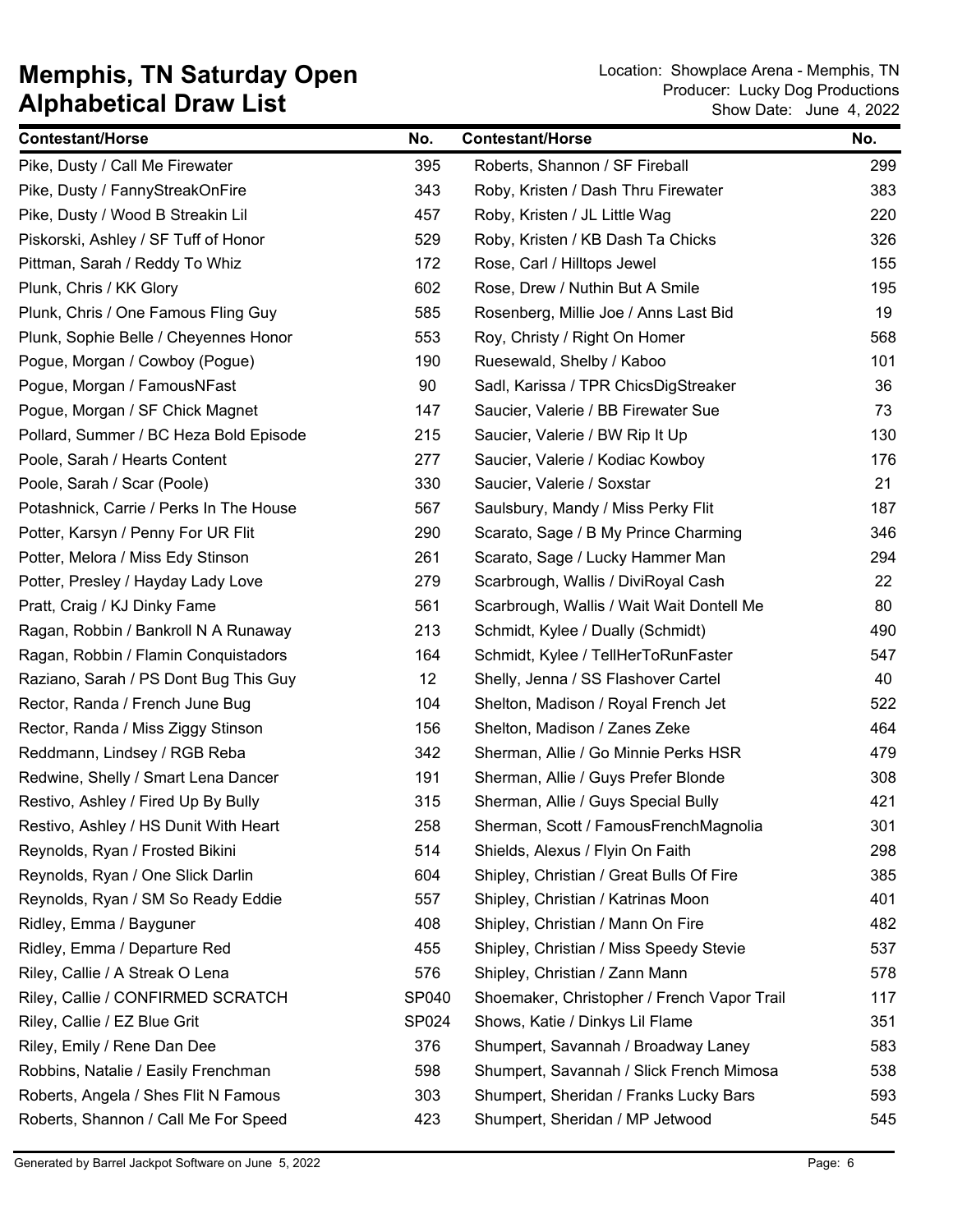# Memphis, TN Saturday Open
# Alphabetical Draw List

Location: Showplace Arena - Memphis, TN
Producer: Lucky Dog Productions
Show Date: June 4, 2022

| Contestant/Horse | No. | Contestant/Horse | No. |
|---|---|---|---|
| Pike, Dusty / Call Me Firewater | 395 | Roberts, Shannon / SF Fireball | 299 |
| Pike, Dusty / FannyStreakOnFire | 343 | Roby, Kristen / Dash Thru Firewater | 383 |
| Pike, Dusty / Wood B Streakin Lil | 457 | Roby, Kristen / JL Little Wag | 220 |
| Piskorski, Ashley / SF Tuff of Honor | 529 | Roby, Kristen / KB Dash Ta Chicks | 326 |
| Pittman, Sarah / Reddy To Whiz | 172 | Rose, Carl / Hilltops Jewel | 155 |
| Plunk, Chris / KK Glory | 602 | Rose, Drew / Nuthin But A Smile | 195 |
| Plunk, Chris / One Famous Fling Guy | 585 | Rosenberg, Millie Joe / Anns Last Bid | 19 |
| Plunk, Sophie Belle / Cheyennes Honor | 553 | Roy, Christy / Right On Homer | 568 |
| Pogue, Morgan / Cowboy (Pogue) | 190 | Ruesewald, Shelby / Kaboo | 101 |
| Pogue, Morgan / FamousNFast | 90 | Sadl, Karissa / TPR ChicsDigStreaker | 36 |
| Pogue, Morgan / SF Chick Magnet | 147 | Saucier, Valerie / BB Firewater Sue | 73 |
| Pollard, Summer / BC Heza Bold Episode | 215 | Saucier, Valerie / BW Rip It Up | 130 |
| Poole, Sarah / Hearts Content | 277 | Saucier, Valerie / Kodiac Kowboy | 176 |
| Poole, Sarah / Scar (Poole) | 330 | Saucier, Valerie / Soxstar | 21 |
| Potashnick, Carrie / Perks In The House | 567 | Saulsbury, Mandy / Miss Perky Flit | 187 |
| Potter, Karsyn / Penny For UR Flit | 290 | Scarato, Sage / B My Prince Charming | 346 |
| Potter, Melora / Miss Edy Stinson | 261 | Scarato, Sage / Lucky Hammer Man | 294 |
| Potter, Presley / Hayday Lady Love | 279 | Scarbrough, Wallis / DiviRoyal Cash | 22 |
| Pratt, Craig / KJ Dinky Fame | 561 | Scarbrough, Wallis / Wait Wait Dontell Me | 80 |
| Ragan, Robbin / Bankroll N A Runaway | 213 | Schmidt, Kylee / Dually (Schmidt) | 490 |
| Ragan, Robbin / Flamin Conquistadors | 164 | Schmidt, Kylee / TellHerToRunFaster | 547 |
| Raziano, Sarah / PS Dont Bug This Guy | 12 | Shelly, Jenna / SS Flashover Cartel | 40 |
| Rector, Randa / French June Bug | 104 | Shelton, Madison / Royal French Jet | 522 |
| Rector, Randa / Miss Ziggy Stinson | 156 | Shelton, Madison / Zanes Zeke | 464 |
| Reddmann, Lindsey / RGB Reba | 342 | Sherman, Allie / Go Minnie Perks HSR | 479 |
| Redwine, Shelly / Smart Lena Dancer | 191 | Sherman, Allie / Guys Prefer Blonde | 308 |
| Restivo, Ashley / Fired Up By Bully | 315 | Sherman, Allie / Guys Special Bully | 421 |
| Restivo, Ashley / HS Dunit With Heart | 258 | Sherman, Scott / FamousFrenchMagnolia | 301 |
| Reynolds, Ryan / Frosted Bikini | 514 | Shields, Alexus / Flyin On Faith | 298 |
| Reynolds, Ryan / One Slick Darlin | 604 | Shipley, Christian / Great Bulls Of Fire | 385 |
| Reynolds, Ryan / SM So Ready Eddie | 557 | Shipley, Christian / Katrinas Moon | 401 |
| Ridley, Emma / Bayguner | 408 | Shipley, Christian / Mann On Fire | 482 |
| Ridley, Emma / Departure Red | 455 | Shipley, Christian / Miss Speedy Stevie | 537 |
| Riley, Callie / A Streak O Lena | 576 | Shipley, Christian / Zann Mann | 578 |
| Riley, Callie / CONFIRMED SCRATCH | SP040 | Shoemaker, Christopher / French Vapor Trail | 117 |
| Riley, Callie / EZ Blue Grit | SP024 | Shows, Katie / Dinkys Lil Flame | 351 |
| Riley, Emily / Rene Dan Dee | 376 | Shumpert, Savannah / Broadway Laney | 583 |
| Robbins, Natalie / Easily Frenchman | 598 | Shumpert, Savannah / Slick French Mimosa | 538 |
| Roberts, Angela / Shes Flit N Famous | 303 | Shumpert, Sheridan / Franks Lucky Bars | 593 |
| Roberts, Shannon / Call Me For Speed | 423 | Shumpert, Sheridan / MP Jetwood | 545 |

Generated by Barrel Jackpot Software on June 5, 2022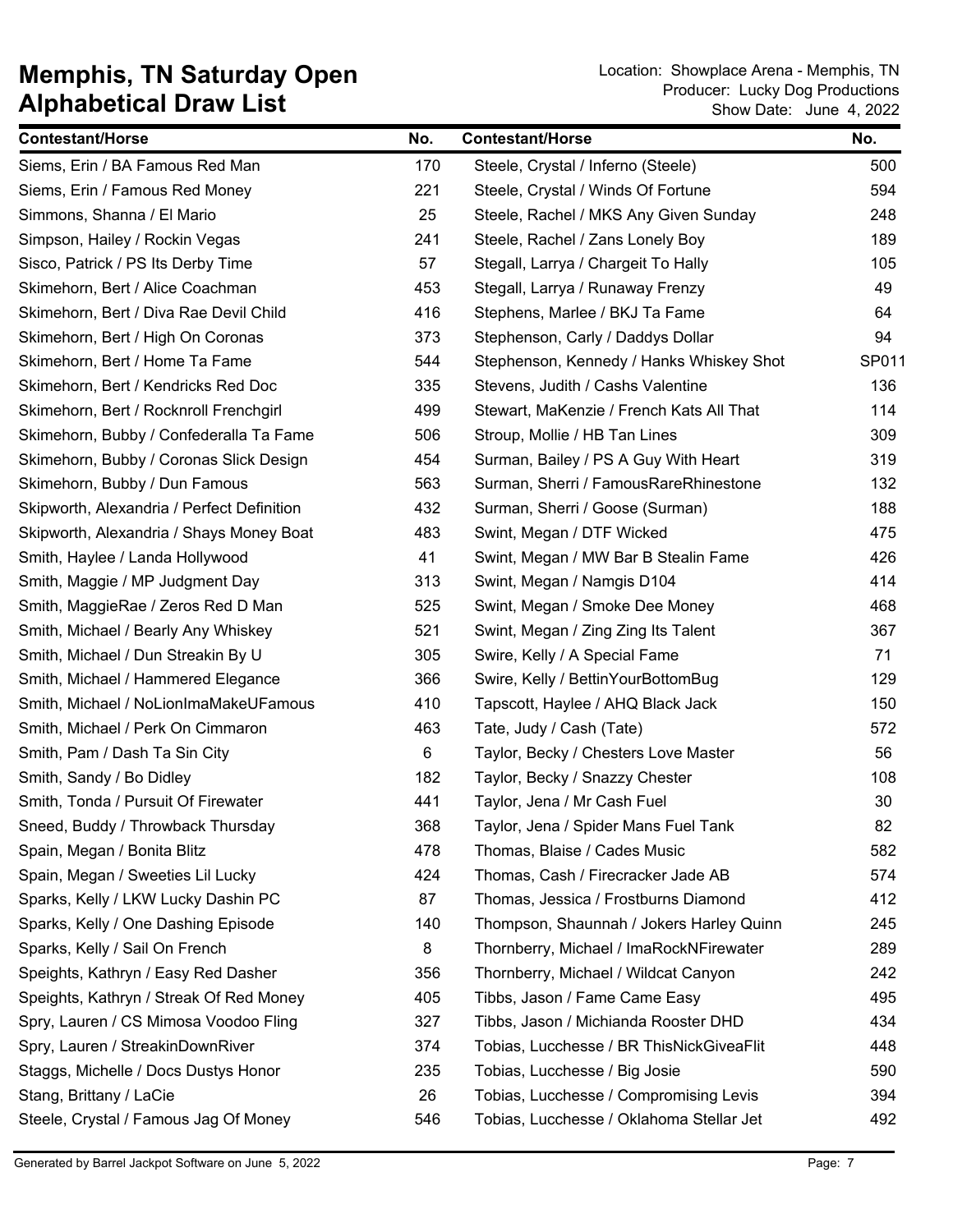# Memphis, TN Saturday Open
## Alphabetical Draw List

Location: Showplace Arena - Memphis, TN
Producer: Lucky Dog Productions
Show Date: June 4, 2022

| Contestant/Horse | No. |
|---|---|
| Siems, Erin / BA Famous Red Man | 170 |
| Siems, Erin / Famous Red Money | 221 |
| Simmons, Shanna / El Mario | 25 |
| Simpson, Hailey / Rockin Vegas | 241 |
| Sisco, Patrick / PS Its Derby Time | 57 |
| Skimehorn, Bert / Alice Coachman | 453 |
| Skimehorn, Bert / Diva Rae Devil Child | 416 |
| Skimehorn, Bert / High On Coronas | 373 |
| Skimehorn, Bert / Home Ta Fame | 544 |
| Skimehorn, Bert / Kendricks Red Doc | 335 |
| Skimehorn, Bert / Rocknroll Frenchgirl | 499 |
| Skimehorn, Bubby / Confederalla Ta Fame | 506 |
| Skimehorn, Bubby / Coronas Slick Design | 454 |
| Skimehorn, Bubby / Dun Famous | 563 |
| Skipworth, Alexandria / Perfect Definition | 432 |
| Skipworth, Alexandria / Shays Money Boat | 483 |
| Smith, Haylee / Landa Hollywood | 41 |
| Smith, Maggie / MP Judgment Day | 313 |
| Smith, MaggieRae / Zeros Red D Man | 525 |
| Smith, Michael / Bearly Any Whiskey | 521 |
| Smith, Michael / Dun Streakin By U | 305 |
| Smith, Michael / Hammered Elegance | 366 |
| Smith, Michael / NoLionImaMakeUFamous | 410 |
| Smith, Michael / Perk On Cimmaron | 463 |
| Smith, Pam / Dash Ta Sin City | 6 |
| Smith, Sandy / Bo Didley | 182 |
| Smith, Tonda / Pursuit Of Firewater | 441 |
| Sneed, Buddy / Throwback Thursday | 368 |
| Spain, Megan / Bonita Blitz | 478 |
| Spain, Megan / Sweeties Lil Lucky | 424 |
| Sparks, Kelly / LKW Lucky Dashin PC | 87 |
| Sparks, Kelly / One Dashing Episode | 140 |
| Sparks, Kelly / Sail On French | 8 |
| Speights, Kathryn / Easy Red Dasher | 356 |
| Speights, Kathryn / Streak Of Red Money | 405 |
| Spry, Lauren / CS Mimosa Voodoo Fling | 327 |
| Spry, Lauren / StreakinDownRiver | 374 |
| Staggs, Michelle / Docs Dustys Honor | 235 |
| Stang, Brittany / LaCie | 26 |
| Steele, Crystal / Famous Jag Of Money | 546 |
| Steele, Crystal / Inferno (Steele) | 500 |
| Steele, Crystal / Winds Of Fortune | 594 |
| Steele, Rachel / MKS Any Given Sunday | 248 |
| Steele, Rachel / Zans Lonely Boy | 189 |
| Stegall, Larrya / Chargeit To Hally | 105 |
| Stegall, Larrya / Runaway Frenzy | 49 |
| Stephens, Marlee / BKJ Ta Fame | 64 |
| Stephenson, Carly / Daddys Dollar | 94 |
| Stephenson, Kennedy / Hanks Whiskey Shot | SP011 |
| Stevens, Judith / Cashs Valentine | 136 |
| Stewart, MaKenzie / French Kats All That | 114 |
| Stroup, Mollie / HB Tan Lines | 309 |
| Surman, Bailey / PS A Guy With Heart | 319 |
| Surman, Sherri / FamousRareRhinestone | 132 |
| Surman, Sherri / Goose (Surman) | 188 |
| Swint, Megan / DTF Wicked | 475 |
| Swint, Megan / MW Bar B Stealin Fame | 426 |
| Swint, Megan / Namgis D104 | 414 |
| Swint, Megan / Smoke Dee Money | 468 |
| Swint, Megan / Zing Zing Its Talent | 367 |
| Swire, Kelly / A Special Fame | 71 |
| Swire, Kelly / BettinYourBottomBug | 129 |
| Tapscott, Haylee / AHQ Black Jack | 150 |
| Tate, Judy / Cash (Tate) | 572 |
| Taylor, Becky / Chesters Love Master | 56 |
| Taylor, Becky / Snazzy Chester | 108 |
| Taylor, Jena / Mr Cash Fuel | 30 |
| Taylor, Jena / Spider Mans Fuel Tank | 82 |
| Thomas, Blaise / Cades Music | 582 |
| Thomas, Cash / Firecracker Jade AB | 574 |
| Thomas, Jessica / Frostburns Diamond | 412 |
| Thompson, Shaunnah / Jokers Harley Quinn | 245 |
| Thornberry, Michael / ImaRockNFirewater | 289 |
| Thornberry, Michael / Wildcat Canyon | 242 |
| Tibbs, Jason / Fame Came Easy | 495 |
| Tibbs, Jason / Michianda Rooster DHD | 434 |
| Tobias, Lucchesse / BR ThisNickGiveaFlit | 448 |
| Tobias, Lucchesse / Big Josie | 590 |
| Tobias, Lucchesse / Compromising Levis | 394 |
| Tobias, Lucchesse / Oklahoma Stellar Jet | 492 |

Generated by Barrel Jackpot Software on June 5, 2022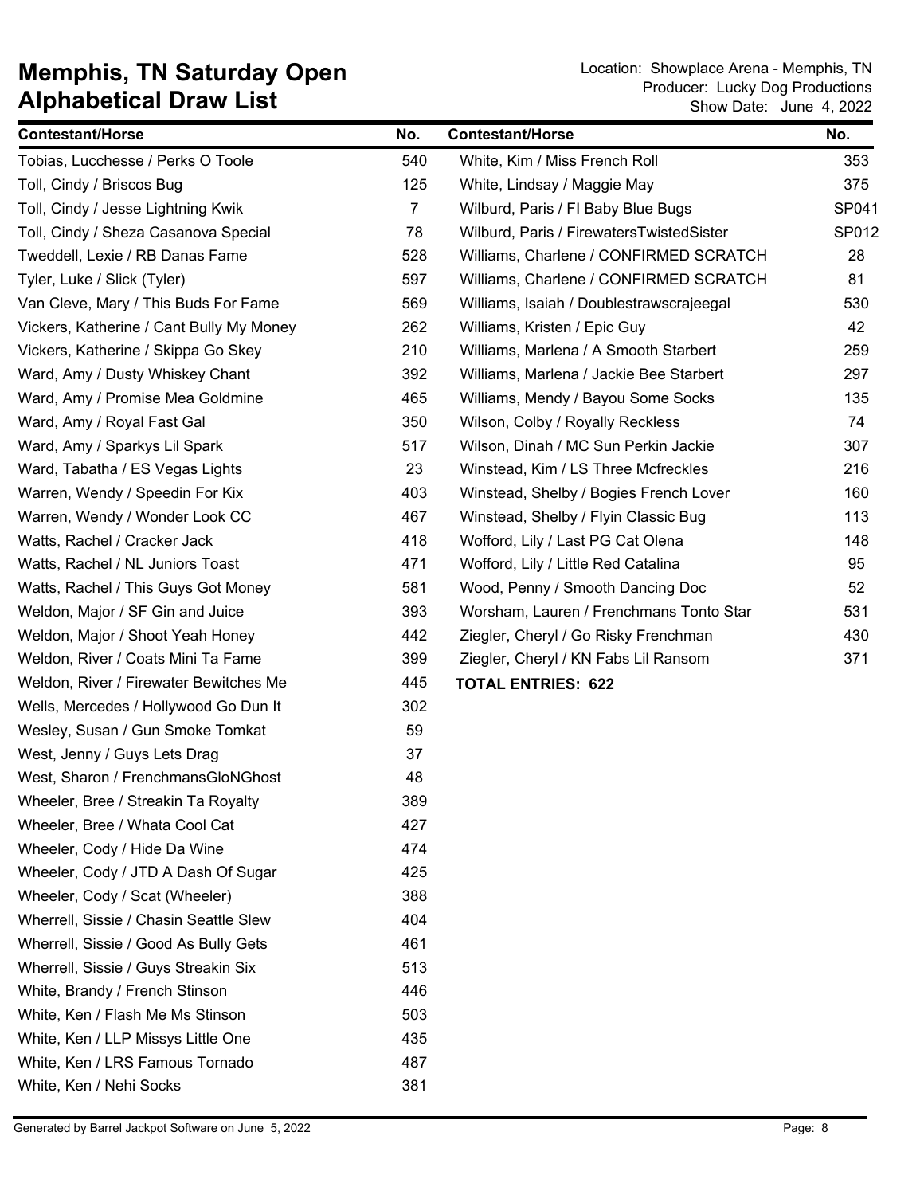# Memphis, TN Saturday Open
# Alphabetical Draw List

Location: Showplace Arena - Memphis, TN
Producer: Lucky Dog Productions
Show Date: June 4, 2022

| Contestant/Horse | No. |
|---|---|
| Tobias, Lucchesse / Perks O Toole | 540 |
| Toll, Cindy / Briscos Bug | 125 |
| Toll, Cindy / Jesse Lightning Kwik | 7 |
| Toll, Cindy / Sheza Casanova Special | 78 |
| Tweddell, Lexie / RB Danas Fame | 528 |
| Tyler, Luke / Slick (Tyler) | 597 |
| Van Cleve, Mary / This Buds For Fame | 569 |
| Vickers, Katherine / Cant Bully My Money | 262 |
| Vickers, Katherine / Skippa Go Skey | 210 |
| Ward, Amy / Dusty Whiskey Chant | 392 |
| Ward, Amy / Promise Mea Goldmine | 465 |
| Ward, Amy / Royal Fast Gal | 350 |
| Ward, Amy / Sparkys Lil Spark | 517 |
| Ward, Tabatha / ES Vegas Lights | 23 |
| Warren, Wendy / Speedin For Kix | 403 |
| Warren, Wendy / Wonder Look CC | 467 |
| Watts, Rachel / Cracker Jack | 418 |
| Watts, Rachel / NL Juniors Toast | 471 |
| Watts, Rachel / This Guys Got Money | 581 |
| Weldon, Major / SF Gin and Juice | 393 |
| Weldon, Major / Shoot Yeah Honey | 442 |
| Weldon, River / Coats Mini Ta Fame | 399 |
| Weldon, River / Firewater Bewitches Me | 445 |
| Wells, Mercedes / Hollywood Go Dun It | 302 |
| Wesley, Susan / Gun Smoke Tomkat | 59 |
| West, Jenny / Guys Lets Drag | 37 |
| West, Sharon / FrenchmansGloNGhost | 48 |
| Wheeler, Bree / Streakin Ta Royalty | 389 |
| Wheeler, Bree / Whata Cool Cat | 427 |
| Wheeler, Cody / Hide Da Wine | 474 |
| Wheeler, Cody / JTD A Dash Of Sugar | 425 |
| Wheeler, Cody / Scat (Wheeler) | 388 |
| Wherrell, Sissie / Chasin Seattle Slew | 404 |
| Wherrell, Sissie / Good As Bully Gets | 461 |
| Wherrell, Sissie / Guys Streakin Six | 513 |
| White, Brandy / French Stinson | 446 |
| White, Ken / Flash Me Ms Stinson | 503 |
| White, Ken / LLP Missys Little One | 435 |
| White, Ken / LRS Famous Tornado | 487 |
| White, Ken / Nehi Socks | 381 |
| White, Kim / Miss French Roll | 353 |
| White, Lindsay / Maggie May | 375 |
| Wilburd, Paris / Fl Baby Blue Bugs | SP041 |
| Wilburd, Paris / FirewatersTwistedSister | SP012 |
| Williams, Charlene / CONFIRMED SCRATCH | 28 |
| Williams, Charlene / CONFIRMED SCRATCH | 81 |
| Williams, Isaiah / Doublestrawscrajeegal | 530 |
| Williams, Kristen / Epic Guy | 42 |
| Williams, Marlena / A Smooth Starbert | 259 |
| Williams, Marlena / Jackie Bee Starbert | 297 |
| Williams, Mendy / Bayou Some Socks | 135 |
| Wilson, Colby / Royally Reckless | 74 |
| Wilson, Dinah / MC Sun Perkin Jackie | 307 |
| Winstead, Kim / LS Three Mcfreckles | 216 |
| Winstead, Shelby / Bogies French Lover | 160 |
| Winstead, Shelby / Flyin Classic Bug | 113 |
| Wofford, Lily / Last PG Cat Olena | 148 |
| Wofford, Lily / Little Red Catalina | 95 |
| Wood, Penny / Smooth Dancing Doc | 52 |
| Worsham, Lauren / Frenchmans Tonto Star | 531 |
| Ziegler, Cheryl / Go Risky Frenchman | 430 |
| Ziegler, Cheryl / KN Fabs Lil Ransom | 371 |

**TOTAL ENTRIES: 622**

Generated by Barrel Jackpot Software on June 5, 2022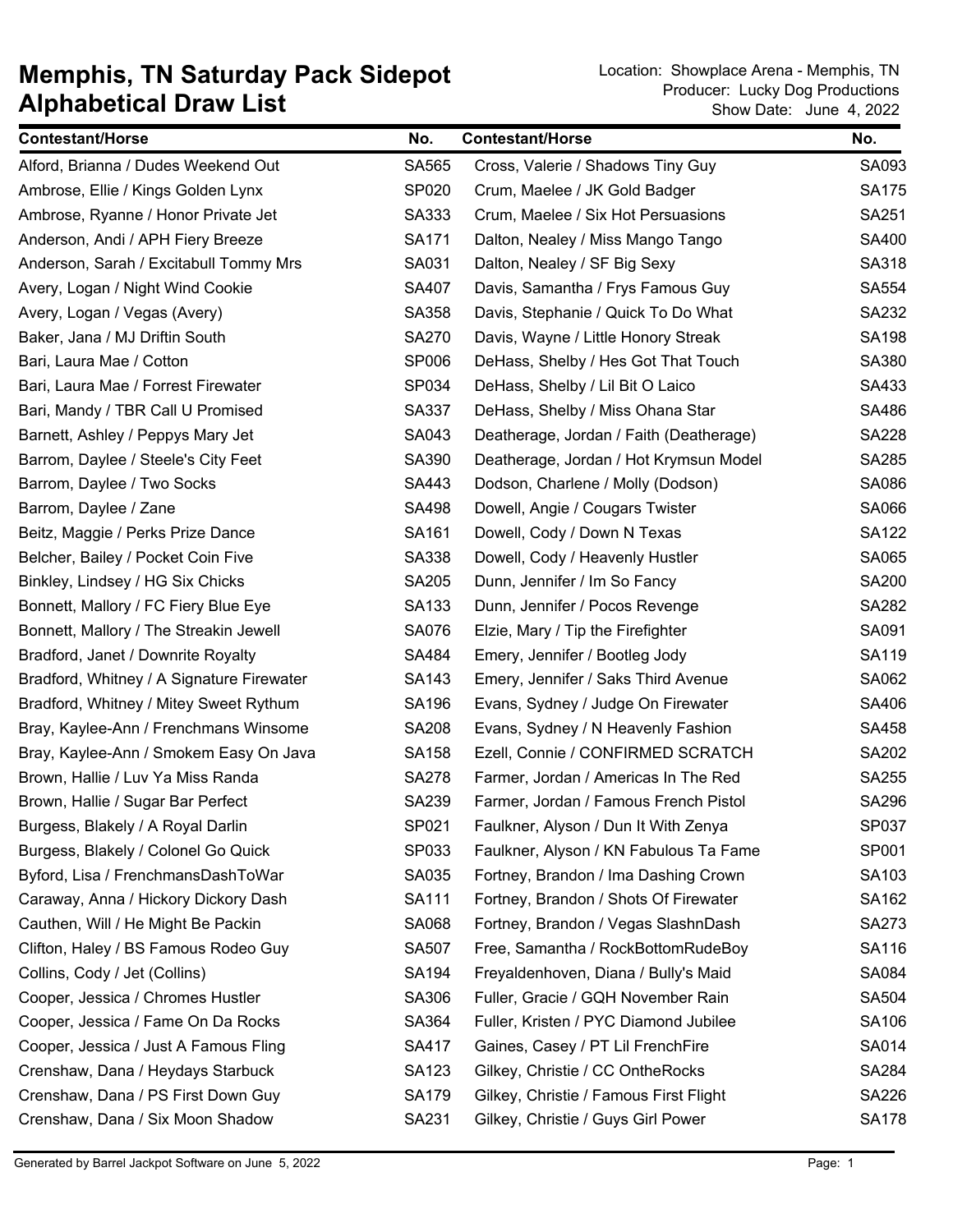# Memphis, TN Saturday Pack Sidepot
# Alphabetical Draw List

Location: Showplace Arena - Memphis, TN
Producer: Lucky Dog Productions
Show Date: June 4, 2022

| Contestant/Horse | No. |
|---|---|
| Alford, Brianna / Dudes Weekend Out | SA565 |
| Ambrose, Ellie / Kings Golden Lynx | SP020 |
| Ambrose, Ryanne / Honor Private Jet | SA333 |
| Anderson, Andi / APH Fiery Breeze | SA171 |
| Anderson, Sarah / Excitabull Tommy Mrs | SA031 |
| Avery, Logan / Night Wind Cookie | SA407 |
| Avery, Logan / Vegas (Avery) | SA358 |
| Baker, Jana / MJ Driftin South | SA270 |
| Bari, Laura Mae / Cotton | SP006 |
| Bari, Laura Mae / Forrest Firewater | SP034 |
| Bari, Mandy / TBR Call U Promised | SA337 |
| Barnett, Ashley / Peppys Mary Jet | SA043 |
| Barrom, Daylee / Steele's City Feet | SA390 |
| Barrom, Daylee / Two Socks | SA443 |
| Barrom, Daylee / Zane | SA498 |
| Beitz, Maggie / Perks Prize Dance | SA161 |
| Belcher, Bailey / Pocket Coin Five | SA338 |
| Binkley, Lindsey / HG Six Chicks | SA205 |
| Bonnett, Mallory / FC Fiery Blue Eye | SA133 |
| Bonnett, Mallory / The Streakin Jewell | SA076 |
| Bradford, Janet / Downrite Royalty | SA484 |
| Bradford, Whitney / A Signature Firewater | SA143 |
| Bradford, Whitney / Mitey Sweet Rythum | SA196 |
| Bray, Kaylee-Ann / Frenchmans Winsome | SA208 |
| Bray, Kaylee-Ann / Smokem Easy On Java | SA158 |
| Brown, Hallie / Luv Ya Miss Randa | SA278 |
| Brown, Hallie / Sugar Bar Perfect | SA239 |
| Burgess, Blakely / A Royal Darlin | SP021 |
| Burgess, Blakely / Colonel Go Quick | SP033 |
| Byford, Lisa / FrenchmansDashToWar | SA035 |
| Caraway, Anna / Hickory Dickory Dash | SA111 |
| Cauthen, Will / He Might Be Packin | SA068 |
| Clifton, Haley / BS Famous Rodeo Guy | SA507 |
| Collins, Cody / Jet (Collins) | SA194 |
| Cooper, Jessica / Chromes Hustler | SA306 |
| Cooper, Jessica / Fame On Da Rocks | SA364 |
| Cooper, Jessica / Just A Famous Fling | SA417 |
| Crenshaw, Dana / Heydays Starbuck | SA123 |
| Crenshaw, Dana / PS First Down Guy | SA179 |
| Crenshaw, Dana / Six Moon Shadow | SA231 |
| Cross, Valerie / Shadows Tiny Guy | SA093 |
| Crum, Maelee / JK Gold Badger | SA175 |
| Crum, Maelee / Six Hot Persuasions | SA251 |
| Dalton, Nealey / Miss Mango Tango | SA400 |
| Dalton, Nealey / SF Big Sexy | SA318 |
| Davis, Samantha / Frys Famous Guy | SA554 |
| Davis, Stephanie / Quick To Do What | SA232 |
| Davis, Wayne / Little Honory Streak | SA198 |
| DeHass, Shelby / Hes Got That Touch | SA380 |
| DeHass, Shelby / Lil Bit O Laico | SA433 |
| DeHass, Shelby / Miss Ohana Star | SA486 |
| Deatherage, Jordan / Faith (Deatherage) | SA228 |
| Deatherage, Jordan / Hot Krymsun Model | SA285 |
| Dodson, Charlene / Molly (Dodson) | SA086 |
| Dowell, Angie / Cougars Twister | SA066 |
| Dowell, Cody / Down N Texas | SA122 |
| Dowell, Cody / Heavenly Hustler | SA065 |
| Dunn, Jennifer / Im So Fancy | SA200 |
| Dunn, Jennifer / Pocos Revenge | SA282 |
| Elzie, Mary / Tip the Firefighter | SA091 |
| Emery, Jennifer / Bootleg Jody | SA119 |
| Emery, Jennifer / Saks Third Avenue | SA062 |
| Evans, Sydney / Judge On Firewater | SA406 |
| Evans, Sydney / N Heavenly Fashion | SA458 |
| Ezell, Connie / CONFIRMED SCRATCH | SA202 |
| Farmer, Jordan / Americas In The Red | SA255 |
| Farmer, Jordan / Famous French Pistol | SA296 |
| Faulkner, Alyson / Dun It With Zenya | SP037 |
| Faulkner, Alyson / KN Fabulous Ta Fame | SP001 |
| Fortney, Brandon / Ima Dashing Crown | SA103 |
| Fortney, Brandon / Shots Of Firewater | SA162 |
| Fortney, Brandon / Vegas SlashnDash | SA273 |
| Free, Samantha / RockBottomRudeBoy | SA116 |
| Freyaldenhoven, Diana / Bully's Maid | SA084 |
| Fuller, Gracie / GQH November Rain | SA504 |
| Fuller, Kristen / PYC Diamond Jubilee | SA106 |
| Gaines, Casey / PT Lil FrenchFire | SA014 |
| Gilkey, Christie / CC OntheRocks | SA284 |
| Gilkey, Christie / Famous First Flight | SA226 |
| Gilkey, Christie / Guys Girl Power | SA178 |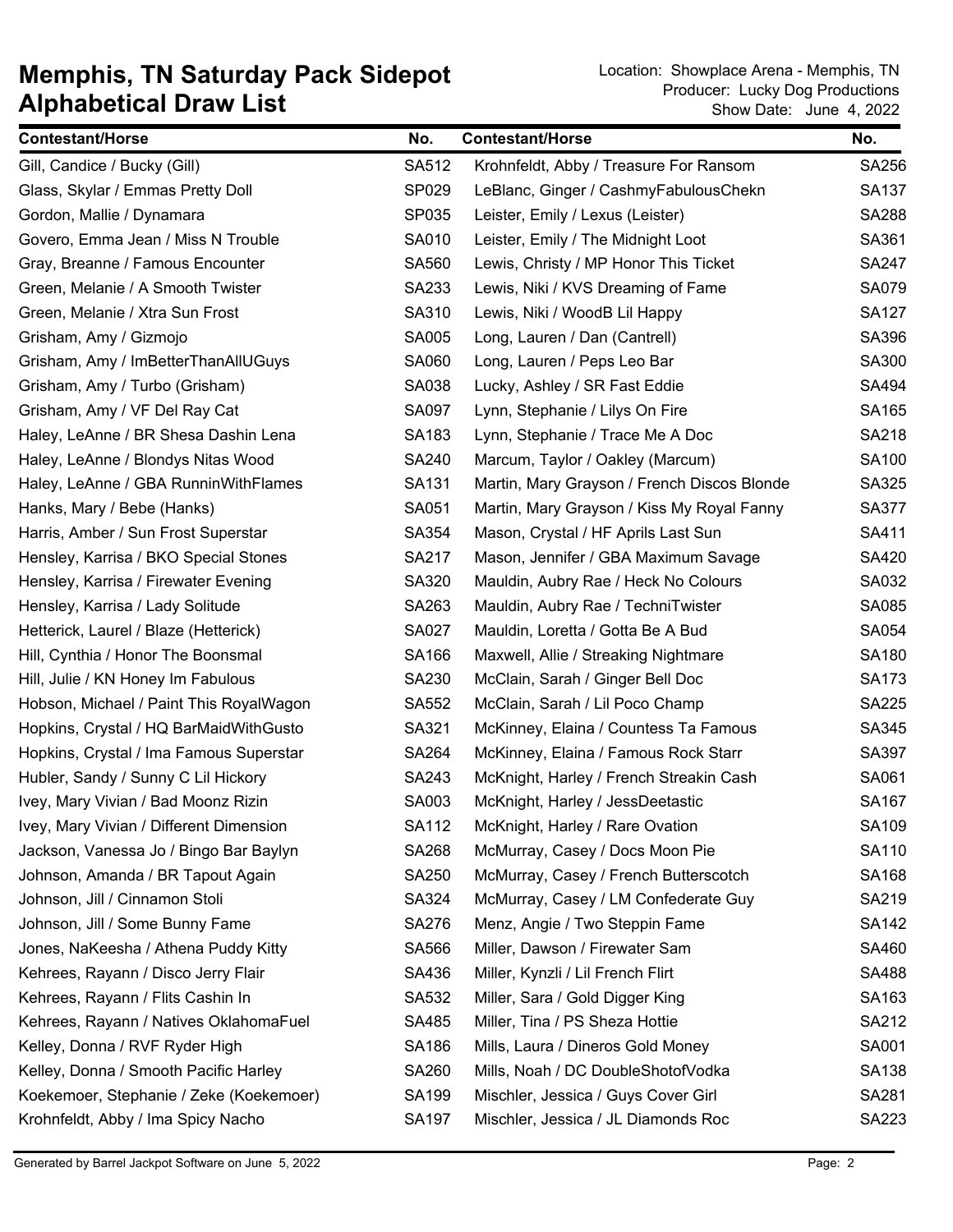# Memphis, TN Saturday Pack Sidepot
# Alphabetical Draw List

Location: Showplace Arena - Memphis, TN
Producer: Lucky Dog Productions
Show Date: June 4, 2022

| Contestant/Horse | No. |
|---|---|
| Gill, Candice / Bucky (Gill) | SA512 |
| Glass, Skylar / Emmas Pretty Doll | SP029 |
| Gordon, Mallie / Dynamara | SP035 |
| Govero, Emma Jean / Miss N Trouble | SA010 |
| Gray, Breanne / Famous Encounter | SA560 |
| Green, Melanie / A Smooth Twister | SA233 |
| Green, Melanie / Xtra Sun Frost | SA310 |
| Grisham, Amy / Gizmojo | SA005 |
| Grisham, Amy / ImBetterThanAllUGuys | SA060 |
| Grisham, Amy / Turbo (Grisham) | SA038 |
| Grisham, Amy / VF Del Ray Cat | SA097 |
| Haley, LeAnne / BR Shesa Dashin Lena | SA183 |
| Haley, LeAnne / Blondys Nitas Wood | SA240 |
| Haley, LeAnne / GBA RunninWithFlames | SA131 |
| Hanks, Mary / Bebe (Hanks) | SA051 |
| Harris, Amber / Sun Frost Superstar | SA354 |
| Hensley, Karrisa / BKO Special Stones | SA217 |
| Hensley, Karrisa / Firewater Evening | SA320 |
| Hensley, Karrisa / Lady Solitude | SA263 |
| Hetterick, Laurel / Blaze (Hetterick) | SA027 |
| Hill, Cynthia / Honor The Boonsmal | SA166 |
| Hill, Julie / KN Honey Im Fabulous | SA230 |
| Hobson, Michael / Paint This RoyalWagon | SA552 |
| Hopkins, Crystal / HQ BarMaidWithGusto | SA321 |
| Hopkins, Crystal / Ima Famous Superstar | SA264 |
| Hubler, Sandy / Sunny C Lil Hickory | SA243 |
| Ivey, Mary Vivian / Bad Moonz Rizin | SA003 |
| Ivey, Mary Vivian / Different Dimension | SA112 |
| Jackson, Vanessa Jo / Bingo Bar Baylyn | SA268 |
| Johnson, Amanda / BR Tapout Again | SA250 |
| Johnson, Jill / Cinnamon Stoli | SA324 |
| Johnson, Jill / Some Bunny Fame | SA276 |
| Jones, NaKeesha / Athena Puddy Kitty | SA566 |
| Kehrees, Rayann / Disco Jerry Flair | SA436 |
| Kehrees, Rayann / Flits Cashin In | SA532 |
| Kehrees, Rayann / Natives OklahomaFuel | SA485 |
| Kelley, Donna / RVF Ryder High | SA186 |
| Kelley, Donna / Smooth Pacific Harley | SA260 |
| Koekemoer, Stephanie / Zeke (Koekemoer) | SA199 |
| Krohnfeldt, Abby / Ima Spicy Nacho | SA197 |
| Krohnfeldt, Abby / Treasure For Ransom | SA256 |
| LeBlanc, Ginger / CashmyFabulousChekn | SA137 |
| Leister, Emily / Lexus (Leister) | SA288 |
| Leister, Emily / The Midnight Loot | SA361 |
| Lewis, Christy / MP Honor This Ticket | SA247 |
| Lewis, Niki / KVS Dreaming of Fame | SA079 |
| Lewis, Niki / WoodB Lil Happy | SA127 |
| Long, Lauren / Dan (Cantrell) | SA396 |
| Long, Lauren / Peps Leo Bar | SA300 |
| Lucky, Ashley / SR Fast Eddie | SA494 |
| Lynn, Stephanie / Lilys On Fire | SA165 |
| Lynn, Stephanie / Trace Me A Doc | SA218 |
| Marcum, Taylor / Oakley (Marcum) | SA100 |
| Martin, Mary Grayson / French Discos Blonde | SA325 |
| Martin, Mary Grayson / Kiss My Royal Fanny | SA377 |
| Mason, Crystal / HF Aprils Last Sun | SA411 |
| Mason, Jennifer / GBA Maximum Savage | SA420 |
| Mauldin, Aubry Rae / Heck No Colours | SA032 |
| Mauldin, Aubry Rae / TechniTwister | SA085 |
| Mauldin, Loretta / Gotta Be A Bud | SA054 |
| Maxwell, Allie / Streaking Nightmare | SA180 |
| McClain, Sarah / Ginger Bell Doc | SA173 |
| McClain, Sarah / Lil Poco Champ | SA225 |
| McKinney, Elaina / Countess Ta Famous | SA345 |
| McKinney, Elaina / Famous Rock Starr | SA397 |
| McKnight, Harley / French Streakin Cash | SA061 |
| McKnight, Harley / JessDeetastic | SA167 |
| McKnight, Harley / Rare Ovation | SA109 |
| McMurray, Casey / Docs Moon Pie | SA110 |
| McMurray, Casey / French Butterscotch | SA168 |
| McMurray, Casey / LM Confederate Guy | SA219 |
| Menz, Angie / Two Steppin Fame | SA142 |
| Miller, Dawson / Firewater Sam | SA460 |
| Miller, Kynzli / Lil French Flirt | SA488 |
| Miller, Sara / Gold Digger King | SA163 |
| Miller, Tina / PS Sheza Hottie | SA212 |
| Mills, Laura / Dineros Gold Money | SA001 |
| Mills, Noah / DC DoubleShotofVodka | SA138 |
| Mischler, Jessica / Guys Cover Girl | SA281 |
| Mischler, Jessica / JL Diamonds Roc | SA223 |

Generated by Barrel Jackpot Software on June 5, 2022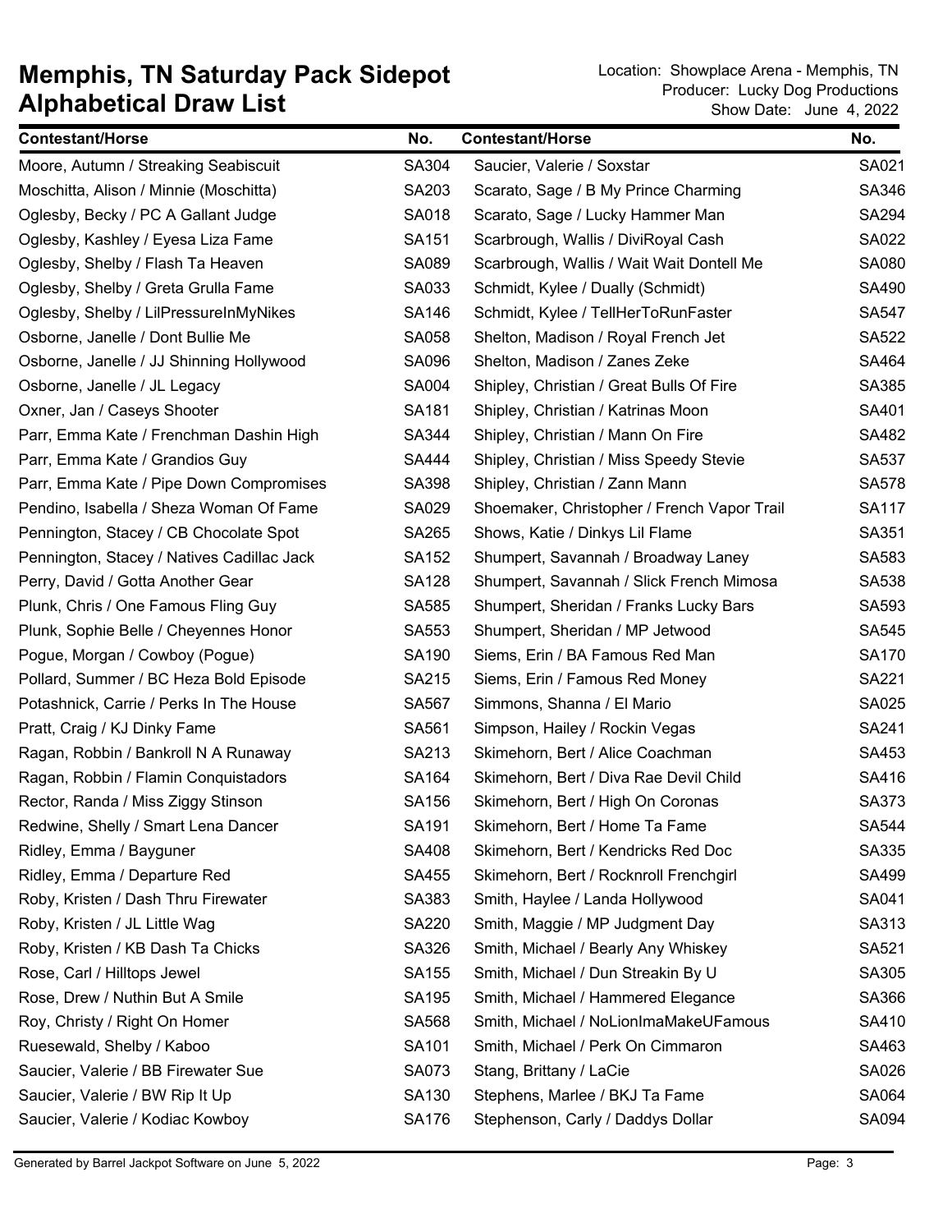# Memphis, TN Saturday Pack Sidepot
# Alphabetical Draw List

Location: Showplace Arena - Memphis, TN
Producer: Lucky Dog Productions
Show Date: June 4, 2022

| Contestant/Horse | No. | Contestant/Horse | No. |
|---|---|---|---|
| Moore, Autumn / Streaking Seabiscuit | SA304 | Saucier, Valerie / Soxstar | SA021 |
| Moschitta, Alison / Minnie (Moschitta) | SA203 | Scarato, Sage / B My Prince Charming | SA346 |
| Oglesby, Becky / PC A Gallant Judge | SA018 | Scarato, Sage / Lucky Hammer Man | SA294 |
| Oglesby, Kashley / Eyesa Liza Fame | SA151 | Scarbrough, Wallis / DiviRoyal Cash | SA022 |
| Oglesby, Shelby / Flash Ta Heaven | SA089 | Scarbrough, Wallis / Wait Wait Dontell Me | SA080 |
| Oglesby, Shelby / Greta Grulla Fame | SA033 | Schmidt, Kylee / Dually (Schmidt) | SA490 |
| Oglesby, Shelby / LilPressureInMyNikes | SA146 | Schmidt, Kylee / TellHerToRunFaster | SA547 |
| Osborne, Janelle / Dont Bullie Me | SA058 | Shelton, Madison / Royal French Jet | SA522 |
| Osborne, Janelle / JJ Shinning Hollywood | SA096 | Shelton, Madison / Zanes Zeke | SA464 |
| Osborne, Janelle / JL Legacy | SA004 | Shipley, Christian / Great Bulls Of Fire | SA385 |
| Oxner, Jan / Caseys Shooter | SA181 | Shipley, Christian / Katrinas Moon | SA401 |
| Parr, Emma Kate / Frenchman Dashin High | SA344 | Shipley, Christian / Mann On Fire | SA482 |
| Parr, Emma Kate / Grandios Guy | SA444 | Shipley, Christian / Miss Speedy Stevie | SA537 |
| Parr, Emma Kate / Pipe Down Compromises | SA398 | Shipley, Christian / Zann Mann | SA578 |
| Pendino, Isabella / Sheza Woman Of Fame | SA029 | Shoemaker, Christopher / French Vapor Trail | SA117 |
| Pennington, Stacey / CB Chocolate Spot | SA265 | Shows, Katie / Dinkys Lil Flame | SA351 |
| Pennington, Stacey / Natives Cadillac Jack | SA152 | Shumpert, Savannah / Broadway Laney | SA583 |
| Perry, David / Gotta Another Gear | SA128 | Shumpert, Savannah / Slick French Mimosa | SA538 |
| Plunk, Chris / One Famous Fling Guy | SA585 | Shumpert, Sheridan / Franks Lucky Bars | SA593 |
| Plunk, Sophie Belle / Cheyennes Honor | SA553 | Shumpert, Sheridan / MP Jetwood | SA545 |
| Pogue, Morgan / Cowboy (Pogue) | SA190 | Siems, Erin / BA Famous Red Man | SA170 |
| Pollard, Summer / BC Heza Bold Episode | SA215 | Siems, Erin / Famous Red Money | SA221 |
| Potashnick, Carrie / Perks In The House | SA567 | Simmons, Shanna / El Mario | SA025 |
| Pratt, Craig / KJ Dinky Fame | SA561 | Simpson, Hailey / Rockin Vegas | SA241 |
| Ragan, Robbin / Bankroll N A Runaway | SA213 | Skimehorn, Bert / Alice Coachman | SA453 |
| Ragan, Robbin / Flamin Conquistadors | SA164 | Skimehorn, Bert / Diva Rae Devil Child | SA416 |
| Rector, Randa / Miss Ziggy Stinson | SA156 | Skimehorn, Bert / High On Coronas | SA373 |
| Redwine, Shelly / Smart Lena Dancer | SA191 | Skimehorn, Bert / Home Ta Fame | SA544 |
| Ridley, Emma / Bayguner | SA408 | Skimehorn, Bert / Kendricks Red Doc | SA335 |
| Ridley, Emma / Departure Red | SA455 | Skimehorn, Bert / Rocknroll Frenchgirl | SA499 |
| Roby, Kristen / Dash Thru Firewater | SA383 | Smith, Haylee / Landa Hollywood | SA041 |
| Roby, Kristen / JL Little Wag | SA220 | Smith, Maggie / MP Judgment Day | SA313 |
| Roby, Kristen / KB Dash Ta Chicks | SA326 | Smith, Michael / Bearly Any Whiskey | SA521 |
| Rose, Carl / Hilltops Jewel | SA155 | Smith, Michael / Dun Streakin By U | SA305 |
| Rose, Drew / Nuthin But A Smile | SA195 | Smith, Michael / Hammered Elegance | SA366 |
| Roy, Christy / Right On Homer | SA568 | Smith, Michael / NoLionImaMakeUFamous | SA410 |
| Ruesewald, Shelby / Kaboo | SA101 | Smith, Michael / Perk On Cimmaron | SA463 |
| Saucier, Valerie / BB Firewater Sue | SA073 | Stang, Brittany / LaCie | SA026 |
| Saucier, Valerie / BW Rip It Up | SA130 | Stephens, Marlee / BKJ Ta Fame | SA064 |
| Saucier, Valerie / Kodiac Kowboy | SA176 | Stephenson, Carly / Daddys Dollar | SA094 |

Generated by Barrel Jackpot Software on June 5, 2022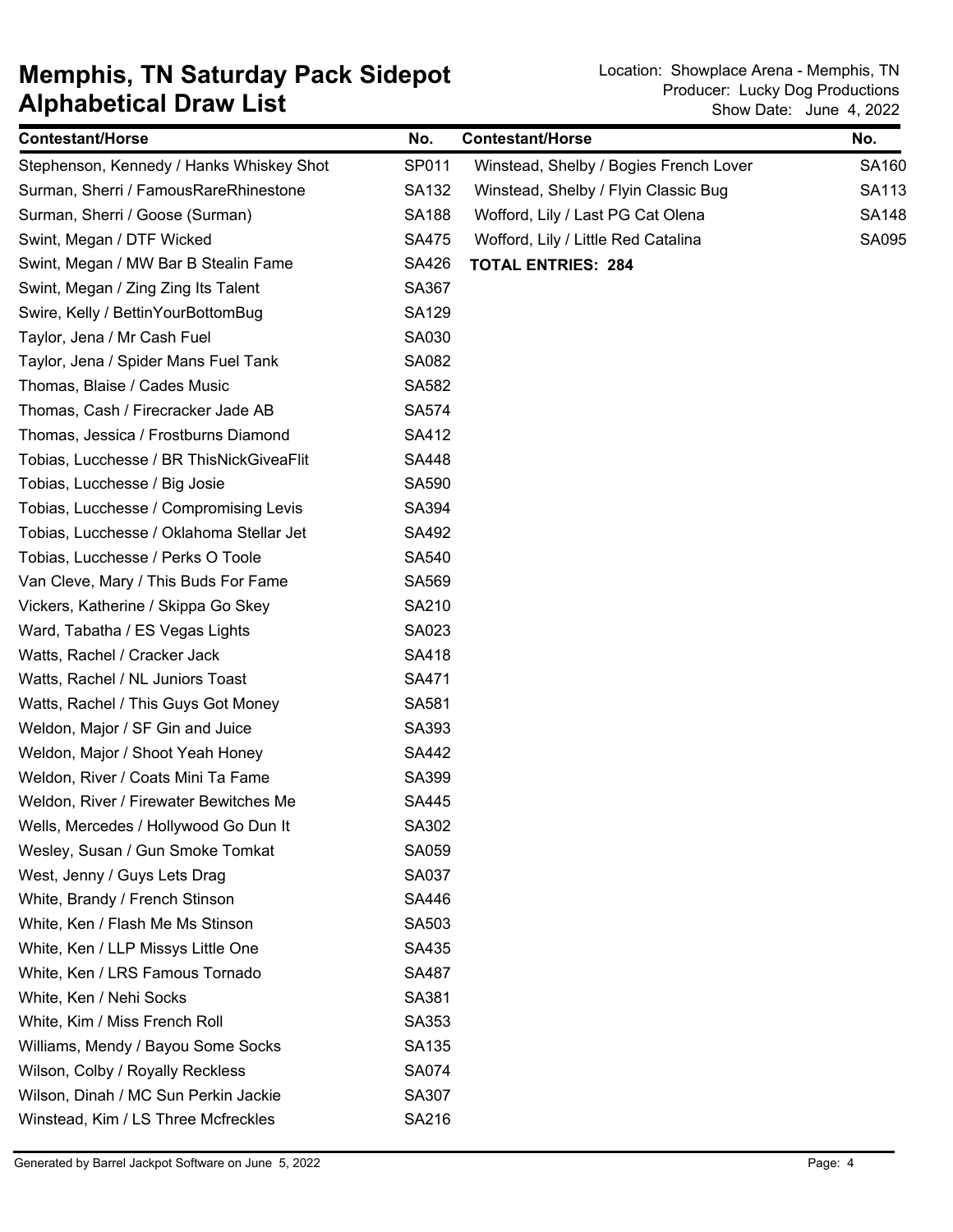# Memphis, TN Saturday Pack Sidepot
# Alphabetical Draw List

Location: Showplace Arena - Memphis, TN
Producer: Lucky Dog Productions
Show Date: June 4, 2022

| Contestant/Horse | No. |
|---|---|
| Stephenson, Kennedy / Hanks Whiskey Shot | SP011 |
| Surman, Sherri / FamousRareRhinestone | SA132 |
| Surman, Sherri / Goose (Surman) | SA188 |
| Swint, Megan / DTF Wicked | SA475 |
| Swint, Megan / MW Bar B Stealin Fame | SA426 |
| Swint, Megan / Zing Zing Its Talent | SA367 |
| Swire, Kelly / BettinYourBottomBug | SA129 |
| Taylor, Jena / Mr Cash Fuel | SA030 |
| Taylor, Jena / Spider Mans Fuel Tank | SA082 |
| Thomas, Blaise / Cades Music | SA582 |
| Thomas, Cash / Firecracker Jade AB | SA574 |
| Thomas, Jessica / Frostburns Diamond | SA412 |
| Tobias, Lucchesse / BR ThisNickGiveaFlit | SA448 |
| Tobias, Lucchesse / Big Josie | SA590 |
| Tobias, Lucchesse / Compromising Levis | SA394 |
| Tobias, Lucchesse / Oklahoma Stellar Jet | SA492 |
| Tobias, Lucchesse / Perks O Toole | SA540 |
| Van Cleve, Mary / This Buds For Fame | SA569 |
| Vickers, Katherine / Skippa Go Skey | SA210 |
| Ward, Tabatha / ES Vegas Lights | SA023 |
| Watts, Rachel / Cracker Jack | SA418 |
| Watts, Rachel / NL Juniors Toast | SA471 |
| Watts, Rachel / This Guys Got Money | SA581 |
| Weldon, Major / SF Gin and Juice | SA393 |
| Weldon, Major / Shoot Yeah Honey | SA442 |
| Weldon, River / Coats Mini Ta Fame | SA399 |
| Weldon, River / Firewater Bewitches Me | SA445 |
| Wells, Mercedes / Hollywood Go Dun It | SA302 |
| Wesley, Susan / Gun Smoke Tomkat | SA059 |
| West, Jenny / Guys Lets Drag | SA037 |
| White, Brandy / French Stinson | SA446 |
| White, Ken / Flash Me Ms Stinson | SA503 |
| White, Ken / LLP Missys Little One | SA435 |
| White, Ken / LRS Famous Tornado | SA487 |
| White, Ken / Nehi Socks | SA381 |
| White, Kim / Miss French Roll | SA353 |
| Williams, Mendy / Bayou Some Socks | SA135 |
| Wilson, Colby / Royally Reckless | SA074 |
| Wilson, Dinah / MC Sun Perkin Jackie | SA307 |
| Winstead, Kim / LS Three Mcfreckles | SA216 |
| Winstead, Shelby / Bogies French Lover | SA160 |
| Winstead, Shelby / Flyin Classic Bug | SA113 |
| Wofford, Lily / Last PG Cat Olena | SA148 |
| Wofford, Lily / Little Red Catalina | SA095 |

**TOTAL ENTRIES: 284**

Generated by Barrel Jackpot Software on June 5, 2022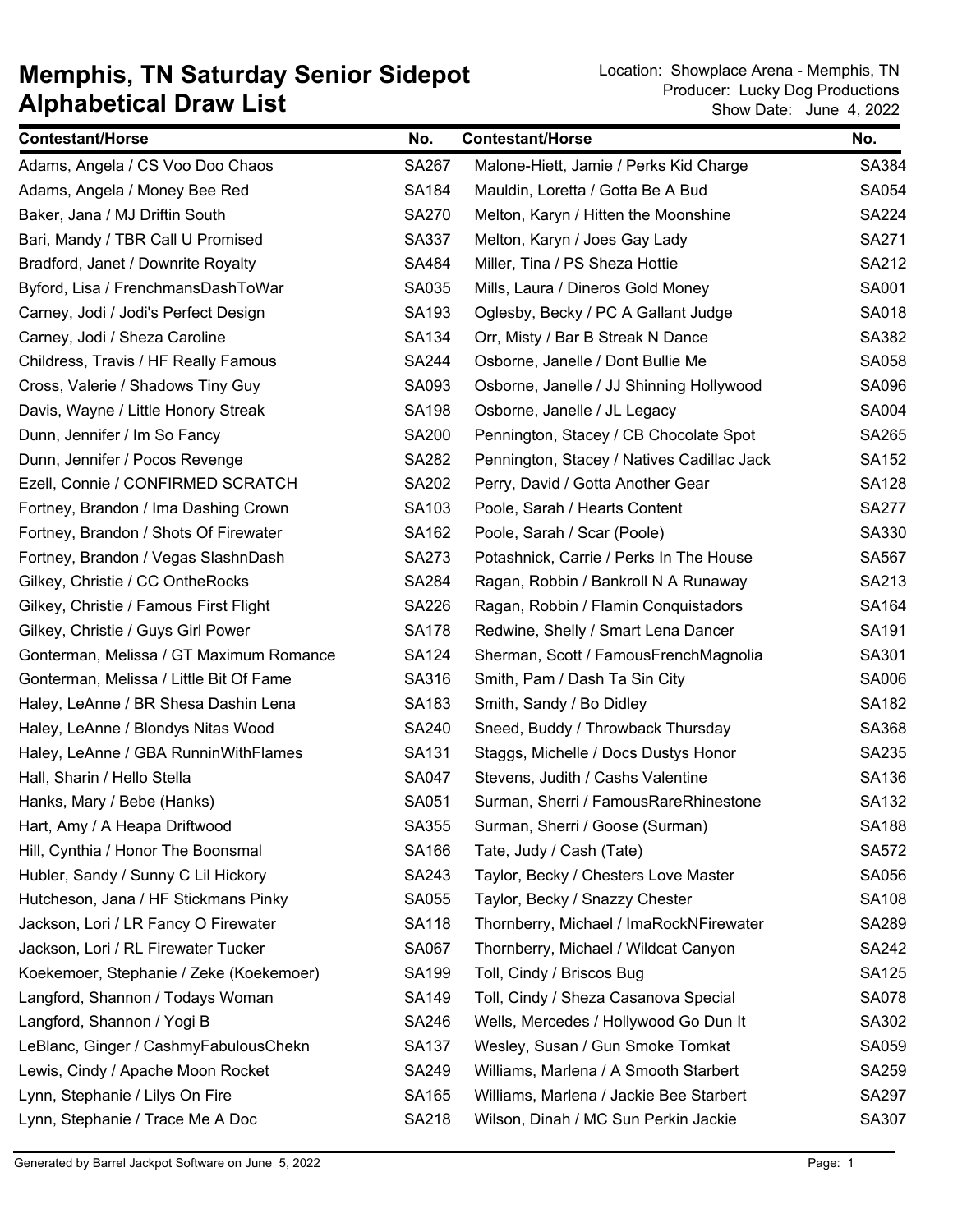# Memphis, TN Saturday Senior Sidepot Alphabetical Draw List

Location: Showplace Arena - Memphis, TN
Producer: Lucky Dog Productions
Show Date: June 4, 2022

| Contestant/Horse | No. | Contestant/Horse | No. |
|---|---|---|---|
| Adams, Angela / CS Voo Doo Chaos | SA267 | Malone-Hiett, Jamie / Perks Kid Charge | SA384 |
| Adams, Angela / Money Bee Red | SA184 | Mauldin, Loretta / Gotta Be A Bud | SA054 |
| Baker, Jana / MJ Driftin South | SA270 | Melton, Karyn / Hitten the Moonshine | SA224 |
| Bari, Mandy / TBR Call U Promised | SA337 | Melton, Karyn / Joes Gay Lady | SA271 |
| Bradford, Janet / Downrite Royalty | SA484 | Miller, Tina / PS Sheza Hottie | SA212 |
| Byford, Lisa / FrenchmansDashToWar | SA035 | Mills, Laura / Dineros Gold Money | SA001 |
| Carney, Jodi / Jodi's Perfect Design | SA193 | Oglesby, Becky / PC A Gallant Judge | SA018 |
| Carney, Jodi / Sheza Caroline | SA134 | Orr, Misty / Bar B Streak N Dance | SA382 |
| Childress, Travis / HF Really Famous | SA244 | Osborne, Janelle / Dont Bullie Me | SA058 |
| Cross, Valerie / Shadows Tiny Guy | SA093 | Osborne, Janelle / JJ Shinning Hollywood | SA096 |
| Davis, Wayne / Little Honory Streak | SA198 | Osborne, Janelle / JL Legacy | SA004 |
| Dunn, Jennifer / Im So Fancy | SA200 | Pennington, Stacey / CB Chocolate Spot | SA265 |
| Dunn, Jennifer / Pocos Revenge | SA282 | Pennington, Stacey / Natives Cadillac Jack | SA152 |
| Ezell, Connie / CONFIRMED SCRATCH | SA202 | Perry, David / Gotta Another Gear | SA128 |
| Fortney, Brandon / Ima Dashing Crown | SA103 | Poole, Sarah / Hearts Content | SA277 |
| Fortney, Brandon / Shots Of Firewater | SA162 | Poole, Sarah / Scar (Poole) | SA330 |
| Fortney, Brandon / Vegas SlashnDash | SA273 | Potashnick, Carrie / Perks In The House | SA567 |
| Gilkey, Christie / CC OntheRocks | SA284 | Ragan, Robbin / Bankroll N A Runaway | SA213 |
| Gilkey, Christie / Famous First Flight | SA226 | Ragan, Robbin / Flamin Conquistadors | SA164 |
| Gilkey, Christie / Guys Girl Power | SA178 | Redwine, Shelly / Smart Lena Dancer | SA191 |
| Gonterman, Melissa / GT Maximum Romance | SA124 | Sherman, Scott / FamousFrenchMagnolia | SA301 |
| Gonterman, Melissa / Little Bit Of Fame | SA316 | Smith, Pam / Dash Ta Sin City | SA006 |
| Haley, LeAnne / BR Shesa Dashin Lena | SA183 | Smith, Sandy / Bo Didley | SA182 |
| Haley, LeAnne / Blondys Nitas Wood | SA240 | Sneed, Buddy / Throwback Thursday | SA368 |
| Haley, LeAnne / GBA RunninWithFlames | SA131 | Staggs, Michelle / Docs Dustys Honor | SA235 |
| Hall, Sharin / Hello Stella | SA047 | Stevens, Judith / Cashs Valentine | SA136 |
| Hanks, Mary / Bebe (Hanks) | SA051 | Surman, Sherri / FamousRareRhinestone | SA132 |
| Hart, Amy / A Heapa Driftwood | SA355 | Surman, Sherri / Goose (Surman) | SA188 |
| Hill, Cynthia / Honor The Boonsmal | SA166 | Tate, Judy / Cash (Tate) | SA572 |
| Hubler, Sandy / Sunny C Lil Hickory | SA243 | Taylor, Becky / Chesters Love Master | SA056 |
| Hutcheson, Jana / HF Stickmans Pinky | SA055 | Taylor, Becky / Snazzy Chester | SA108 |
| Jackson, Lori / LR Fancy O Firewater | SA118 | Thornberry, Michael / ImaRockNFirewater | SA289 |
| Jackson, Lori / RL Firewater Tucker | SA067 | Thornberry, Michael / Wildcat Canyon | SA242 |
| Koekemoer, Stephanie / Zeke (Koekemoer) | SA199 | Toll, Cindy / Briscos Bug | SA125 |
| Langford, Shannon / Todays Woman | SA149 | Toll, Cindy / Sheza Casanova Special | SA078 |
| Langford, Shannon / Yogi B | SA246 | Wells, Mercedes / Hollywood Go Dun It | SA302 |
| LeBlanc, Ginger / CashmyFabulousChekn | SA137 | Wesley, Susan / Gun Smoke Tomkat | SA059 |
| Lewis, Cindy / Apache Moon Rocket | SA249 | Williams, Marlena / A Smooth Starbert | SA259 |
| Lynn, Stephanie / Lilys On Fire | SA165 | Williams, Marlena / Jackie Bee Starbert | SA297 |
| Lynn, Stephanie / Trace Me A Doc | SA218 | Wilson, Dinah / MC Sun Perkin Jackie | SA307 |

Generated by Barrel Jackpot Software on June 5, 2022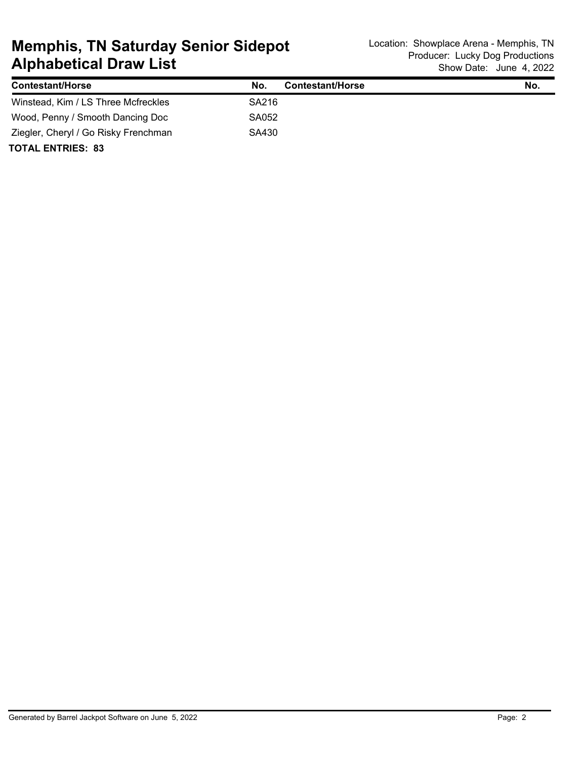# Memphis, TN Saturday Senior Sidepot Alphabetical Draw List

Location: Showplace Arena - Memphis, TN
Producer: Lucky Dog Productions
Show Date: June 4, 2022

| Contestant/Horse | No. | Contestant/Horse | No. |
|---|---|---|---|
| Winstead, Kim / LS Three Mcfreckles | SA216 | | |
| Wood, Penny / Smooth Dancing Doc | SA052 | | |
| Ziegler, Cheryl / Go Risky Frenchman | SA430 | | |

**TOTAL ENTRIES: 83**

Generated by Barrel Jackpot Software on June 5, 2022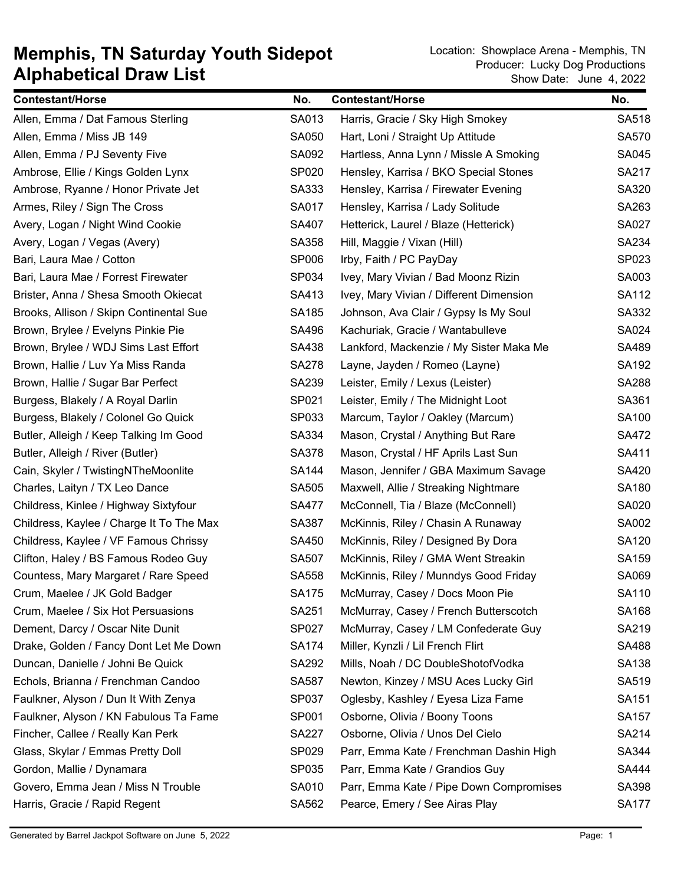# Memphis, TN Saturday Youth Sidepot
# Alphabetical Draw List

Location: Showplace Arena - Memphis, TN
Producer: Lucky Dog Productions
Show Date: June 4, 2022

| Contestant/Horse | No. | Contestant/Horse | No. |
|---|---|---|---|
| Allen, Emma / Dat Famous Sterling | SA013 | Harris, Gracie / Sky High Smokey | SA518 |
| Allen, Emma / Miss JB 149 | SA050 | Hart, Loni / Straight Up Attitude | SA570 |
| Allen, Emma / PJ Seventy Five | SA092 | Hartless, Anna Lynn / Missle A Smoking | SA045 |
| Ambrose, Ellie / Kings Golden Lynx | SP020 | Hensley, Karrisa / BKO Special Stones | SA217 |
| Ambrose, Ryanne / Honor Private Jet | SA333 | Hensley, Karrisa / Firewater Evening | SA320 |
| Armes, Riley / Sign The Cross | SA017 | Hensley, Karrisa / Lady Solitude | SA263 |
| Avery, Logan / Night Wind Cookie | SA407 | Hetterick, Laurel / Blaze (Hetterick) | SA027 |
| Avery, Logan / Vegas (Avery) | SA358 | Hill, Maggie / Vixan (Hill) | SA234 |
| Bari, Laura Mae / Cotton | SP006 | Irby, Faith / PC PayDay | SP023 |
| Bari, Laura Mae / Forrest Firewater | SP034 | Ivey, Mary Vivian / Bad Moonz Rizin | SA003 |
| Brister, Anna / Shesa Smooth Okiecat | SA413 | Ivey, Mary Vivian / Different Dimension | SA112 |
| Brooks, Allison / Skipn Continental Sue | SA185 | Johnson, Ava Clair / Gypsy Is My Soul | SA332 |
| Brown, Brylee / Evelyns Pinkie Pie | SA496 | Kachuriak, Gracie / Wantabulleve | SA024 |
| Brown, Brylee / WDJ Sims Last Effort | SA438 | Lankford, Mackenzie / My Sister Maka Me | SA489 |
| Brown, Hallie / Luv Ya Miss Randa | SA278 | Layne, Jayden / Romeo (Layne) | SA192 |
| Brown, Hallie / Sugar Bar Perfect | SA239 | Leister, Emily / Lexus (Leister) | SA288 |
| Burgess, Blakely / A Royal Darlin | SP021 | Leister, Emily / The Midnight Loot | SA361 |
| Burgess, Blakely / Colonel Go Quick | SP033 | Marcum, Taylor / Oakley (Marcum) | SA100 |
| Butler, Alleigh / Keep Talking Im Good | SA334 | Mason, Crystal / Anything But Rare | SA472 |
| Butler, Alleigh / River (Butler) | SA378 | Mason, Crystal / HF Aprils Last Sun | SA411 |
| Cain, Skyler / TwistingNTheMoonlite | SA144 | Mason, Jennifer / GBA Maximum Savage | SA420 |
| Charles, Laityn / TX Leo Dance | SA505 | Maxwell, Allie / Streaking Nightmare | SA180 |
| Childress, Kinlee / Highway Sixtyfour | SA477 | McConnell, Tia / Blaze (McConnell) | SA020 |
| Childress, Kaylee / Charge It To The Max | SA387 | McKinnis, Riley / Chasin A Runaway | SA002 |
| Childress, Kaylee / VF Famous Chrissy | SA450 | McKinnis, Riley / Designed By Dora | SA120 |
| Clifton, Haley / BS Famous Rodeo Guy | SA507 | McKinnis, Riley / GMA Went Streakin | SA159 |
| Countess, Mary Margaret / Rare Speed | SA558 | McKinnis, Riley / Munndys Good Friday | SA069 |
| Crum, Maelee / JK Gold Badger | SA175 | McMurray, Casey / Docs Moon Pie | SA110 |
| Crum, Maelee / Six Hot Persuasions | SA251 | McMurray, Casey / French Butterscotch | SA168 |
| Dement, Darcy / Oscar Nite Dunit | SP027 | McMurray, Casey / LM Confederate Guy | SA219 |
| Drake, Golden / Fancy Dont Let Me Down | SA174 | Miller, Kynzli / Lil French Flirt | SA488 |
| Duncan, Danielle / Johni Be Quick | SA292 | Mills, Noah / DC DoubleShotofVodka | SA138 |
| Echols, Brianna / Frenchman Candoo | SA587 | Newton, Kinzey / MSU Aces Lucky Girl | SA519 |
| Faulkner, Alyson / Dun It With Zenya | SP037 | Oglesby, Kashley / Eyesa Liza Fame | SA151 |
| Faulkner, Alyson / KN Fabulous Ta Fame | SP001 | Osborne, Olivia / Boony Toons | SA157 |
| Fincher, Callee / Really Kan Perk | SA227 | Osborne, Olivia / Unos Del Cielo | SA214 |
| Glass, Skylar / Emmas Pretty Doll | SP029 | Parr, Emma Kate / Frenchman Dashin High | SA344 |
| Gordon, Mallie / Dynamara | SP035 | Parr, Emma Kate / Grandios Guy | SA444 |
| Govero, Emma Jean / Miss N Trouble | SA010 | Parr, Emma Kate / Pipe Down Compromises | SA398 |
| Harris, Gracie / Rapid Regent | SA562 | Pearce, Emery / See Airas Play | SA177 |

Generated by Barrel Jackpot Software on June 5, 2022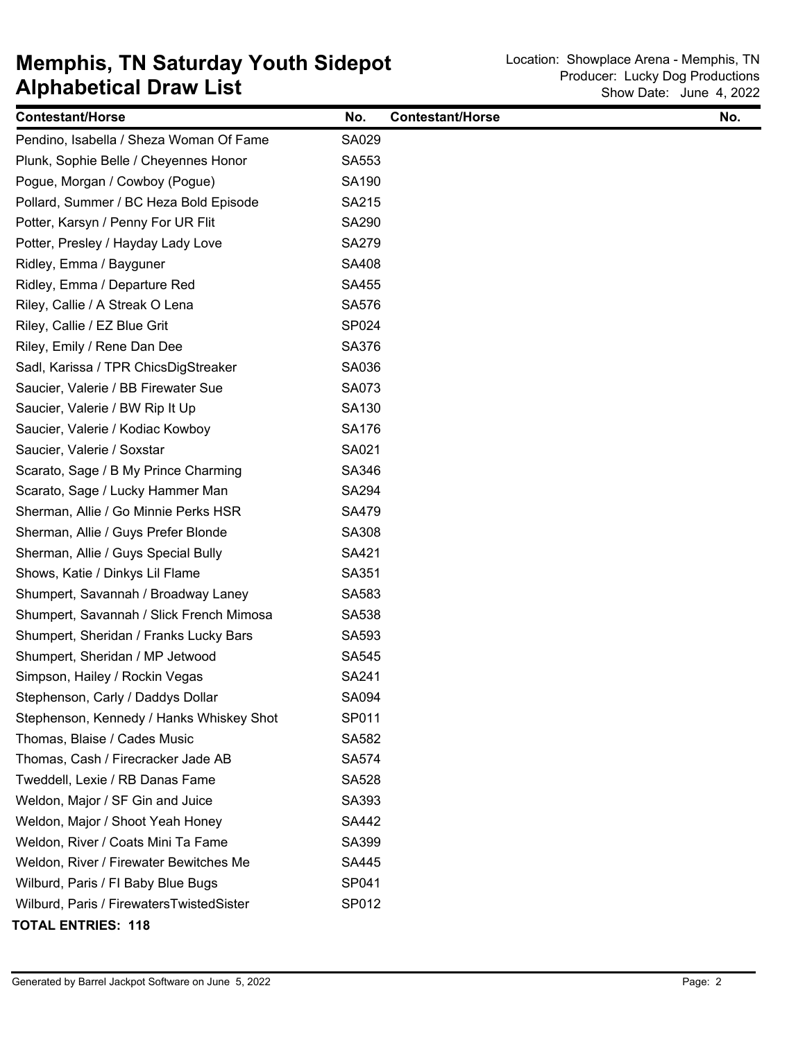# Memphis, TN Saturday Youth Sidepot Alphabetical Draw List

Location: Showplace Arena - Memphis, TN
Producer: Lucky Dog Productions
Show Date: June 4, 2022

| Contestant/Horse | No. | Contestant/Horse | No. |
|---|---|---|---|
| Pendino, Isabella / Sheza Woman Of Fame | SA029 | | |
| Plunk, Sophie Belle / Cheyennes Honor | SA553 | | |
| Pogue, Morgan / Cowboy (Pogue) | SA190 | | |
| Pollard, Summer / BC Heza Bold Episode | SA215 | | |
| Potter, Karsyn / Penny For UR Flit | SA290 | | |
| Potter, Presley / Hayday Lady Love | SA279 | | |
| Ridley, Emma / Bayguner | SA408 | | |
| Ridley, Emma / Departure Red | SA455 | | |
| Riley, Callie / A Streak O Lena | SA576 | | |
| Riley, Callie / EZ Blue Grit | SP024 | | |
| Riley, Emily / Rene Dan Dee | SA376 | | |
| Sadl, Karissa / TPR ChicsDigStreaker | SA036 | | |
| Saucier, Valerie / BB Firewater Sue | SA073 | | |
| Saucier, Valerie / BW Rip It Up | SA130 | | |
| Saucier, Valerie / Kodiac Kowboy | SA176 | | |
| Saucier, Valerie / Soxstar | SA021 | | |
| Scarato, Sage / B My Prince Charming | SA346 | | |
| Scarato, Sage / Lucky Hammer Man | SA294 | | |
| Sherman, Allie / Go Minnie Perks HSR | SA479 | | |
| Sherman, Allie / Guys Prefer Blonde | SA308 | | |
| Sherman, Allie / Guys Special Bully | SA421 | | |
| Shows, Katie / Dinkys Lil Flame | SA351 | | |
| Shumpert, Savannah / Broadway Laney | SA583 | | |
| Shumpert, Savannah / Slick French Mimosa | SA538 | | |
| Shumpert, Sheridan / Franks Lucky Bars | SA593 | | |
| Shumpert, Sheridan / MP Jetwood | SA545 | | |
| Simpson, Hailey / Rockin Vegas | SA241 | | |
| Stephenson, Carly / Daddys Dollar | SA094 | | |
| Stephenson, Kennedy / Hanks Whiskey Shot | SP011 | | |
| Thomas, Blaise / Cades Music | SA582 | | |
| Thomas, Cash / Firecracker Jade AB | SA574 | | |
| Tweddell, Lexie / RB Danas Fame | SA528 | | |
| Weldon, Major / SF Gin and Juice | SA393 | | |
| Weldon, Major / Shoot Yeah Honey | SA442 | | |
| Weldon, River / Coats Mini Ta Fame | SA399 | | |
| Weldon, River / Firewater Bewitches Me | SA445 | | |
| Wilburd, Paris / FI Baby Blue Bugs | SP041 | | |
| Wilburd, Paris / FirewatersTwistedSister | SP012 | | |

**TOTAL ENTRIES: 118**

Generated by Barrel Jackpot Software on June 5, 2022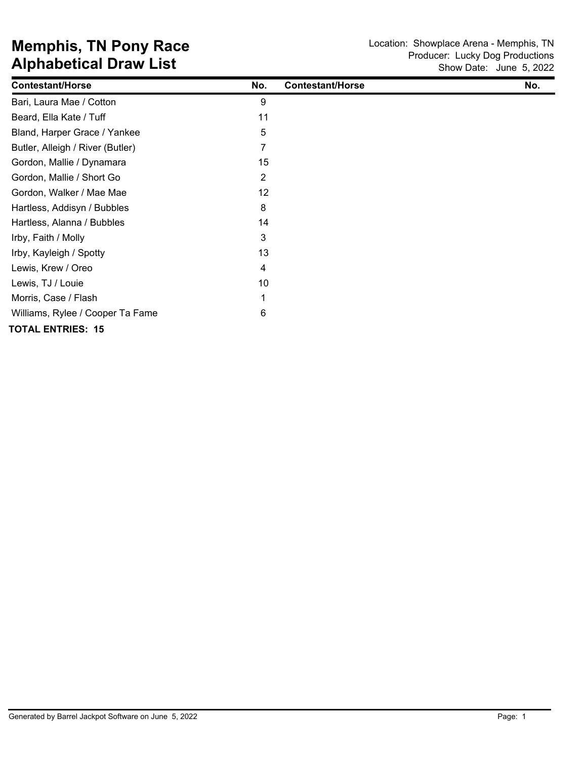# Memphis, TN Pony Race
## Alphabetical Draw List

Location: Showplace Arena - Memphis, TN
Producer: Lucky Dog Productions
Show Date: June 5, 2022

| Contestant/Horse | No. | Contestant/Horse | No. |
|---|---|---|---|
| Bari, Laura Mae / Cotton | 9 | | |
| Beard, Ella Kate / Tuff | 11 | | |
| Bland, Harper Grace / Yankee | 5 | | |
| Butler, Alleigh / River (Butler) | 7 | | |
| Gordon, Mallie / Dynamara | 15 | | |
| Gordon, Mallie / Short Go | 2 | | |
| Gordon, Walker / Mae Mae | 12 | | |
| Hartless, Addisyn / Bubbles | 8 | | |
| Hartless, Alanna / Bubbles | 14 | | |
| Irby, Faith / Molly | 3 | | |
| Irby, Kayleigh / Spotty | 13 | | |
| Lewis, Krew / Oreo | 4 | | |
| Lewis, TJ / Louie | 10 | | |
| Morris, Case / Flash | 1 | | |
| Williams, Rylee / Cooper Ta Fame | 6 | | |

**TOTAL ENTRIES: 15**

Generated by Barrel Jackpot Software on June 5, 2022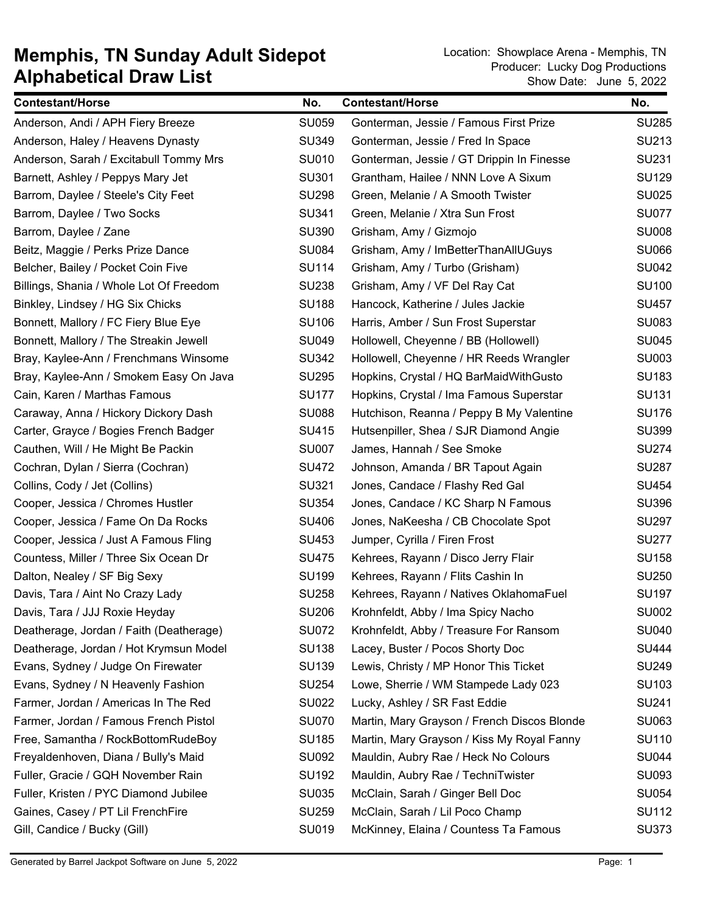# Memphis, TN Sunday Adult Sidepot
# Alphabetical Draw List

Location: Showplace Arena - Memphis, TN
Producer: Lucky Dog Productions
Show Date: June 5, 2022

| Contestant/Horse | No. | Contestant/Horse | No. |
|---|---|---|---|
| Anderson, Andi / APH Fiery Breeze | SU059 | Gonterman, Jessie / Famous First Prize | SU285 |
| Anderson, Haley / Heavens Dynasty | SU349 | Gonterman, Jessie / Fred In Space | SU213 |
| Anderson, Sarah / Excitabull Tommy Mrs | SU010 | Gonterman, Jessie / GT Drippin In Finesse | SU231 |
| Barnett, Ashley / Peppys Mary Jet | SU301 | Grantham, Hailee / NNN Love A Sixum | SU129 |
| Barrom, Daylee / Steele's City Feet | SU298 | Green, Melanie / A Smooth Twister | SU025 |
| Barrom, Daylee / Two Socks | SU341 | Green, Melanie / Xtra Sun Frost | SU077 |
| Barrom, Daylee / Zane | SU390 | Grisham, Amy / Gizmojo | SU008 |
| Beitz, Maggie / Perks Prize Dance | SU084 | Grisham, Amy / ImBetterThanAllUGuys | SU066 |
| Belcher, Bailey / Pocket Coin Five | SU114 | Grisham, Amy / Turbo (Grisham) | SU042 |
| Billings, Shania / Whole Lot Of Freedom | SU238 | Grisham, Amy / VF Del Ray Cat | SU100 |
| Binkley, Lindsey / HG Six Chicks | SU188 | Hancock, Katherine / Jules Jackie | SU457 |
| Bonnett, Mallory / FC Fiery Blue Eye | SU106 | Harris, Amber / Sun Frost Superstar | SU083 |
| Bonnett, Mallory / The Streakin Jewell | SU049 | Hollowell, Cheyenne / BB (Hollowell) | SU045 |
| Bray, Kaylee-Ann / Frenchmans Winsome | SU342 | Hollowell, Cheyenne / HR Reeds Wrangler | SU003 |
| Bray, Kaylee-Ann / Smokem Easy On Java | SU295 | Hopkins, Crystal / HQ BarMaidWithGusto | SU183 |
| Cain, Karen / Marthas Famous | SU177 | Hopkins, Crystal / Ima Famous Superstar | SU131 |
| Caraway, Anna / Hickory Dickory Dash | SU088 | Hutchison, Reanna / Peppy B My Valentine | SU176 |
| Carter, Grayce / Bogies French Badger | SU415 | Hutsenpiller, Shea / SJR Diamond Angie | SU399 |
| Cauthen, Will / He Might Be Packin | SU007 | James, Hannah / See Smoke | SU274 |
| Cochran, Dylan / Sierra (Cochran) | SU472 | Johnson, Amanda / BR Tapout Again | SU287 |
| Collins, Cody / Jet (Collins) | SU321 | Jones, Candace / Flashy Red Gal | SU454 |
| Cooper, Jessica / Chromes Hustler | SU354 | Jones, Candace / KC Sharp N Famous | SU396 |
| Cooper, Jessica / Fame On Da Rocks | SU406 | Jones, NaKeesha / CB Chocolate Spot | SU297 |
| Cooper, Jessica / Just A Famous Fling | SU453 | Jumper, Cyrilla / Firen Frost | SU277 |
| Countess, Miller / Three Six Ocean Dr | SU475 | Kehrees, Rayann / Disco Jerry Flair | SU158 |
| Dalton, Nealey / SF Big Sexy | SU199 | Kehrees, Rayann / Flits Cashin In | SU250 |
| Davis, Tara / Aint No Crazy Lady | SU258 | Kehrees, Rayann / Natives OklahomaFuel | SU197 |
| Davis, Tara / JJJ Roxie Heyday | SU206 | Krohnfeldt, Abby / Ima Spicy Nacho | SU002 |
| Deatherage, Jordan / Faith (Deatherage) | SU072 | Krohnfeldt, Abby / Treasure For Ransom | SU040 |
| Deatherage, Jordan / Hot Krymsun Model | SU138 | Lacey, Buster / Pocos Shorty Doc | SU444 |
| Evans, Sydney / Judge On Firewater | SU139 | Lewis, Christy / MP Honor This Ticket | SU249 |
| Evans, Sydney / N Heavenly Fashion | SU254 | Lowe, Sherrie / WM Stampede Lady 023 | SU103 |
| Farmer, Jordan / Americas In The Red | SU022 | Lucky, Ashley / SR Fast Eddie | SU241 |
| Farmer, Jordan / Famous French Pistol | SU070 | Martin, Mary Grayson / French Discos Blonde | SU063 |
| Free, Samantha / RockBottomRudeBoy | SU185 | Martin, Mary Grayson / Kiss My Royal Fanny | SU110 |
| Freyaldenhoven, Diana / Bully's Maid | SU092 | Mauldin, Aubry Rae / Heck No Colours | SU044 |
| Fuller, Gracie / GQH November Rain | SU192 | Mauldin, Aubry Rae / TechniTwister | SU093 |
| Fuller, Kristen / PYC Diamond Jubilee | SU035 | McClain, Sarah / Ginger Bell Doc | SU054 |
| Gaines, Casey / PT Lil FrenchFire | SU259 | McClain, Sarah / Lil Poco Champ | SU112 |
| Gill, Candice / Bucky (Gill) | SU019 | McKinney, Elaina / Countess Ta Famous | SU373 |

Generated by Barrel Jackpot Software on June 5, 2022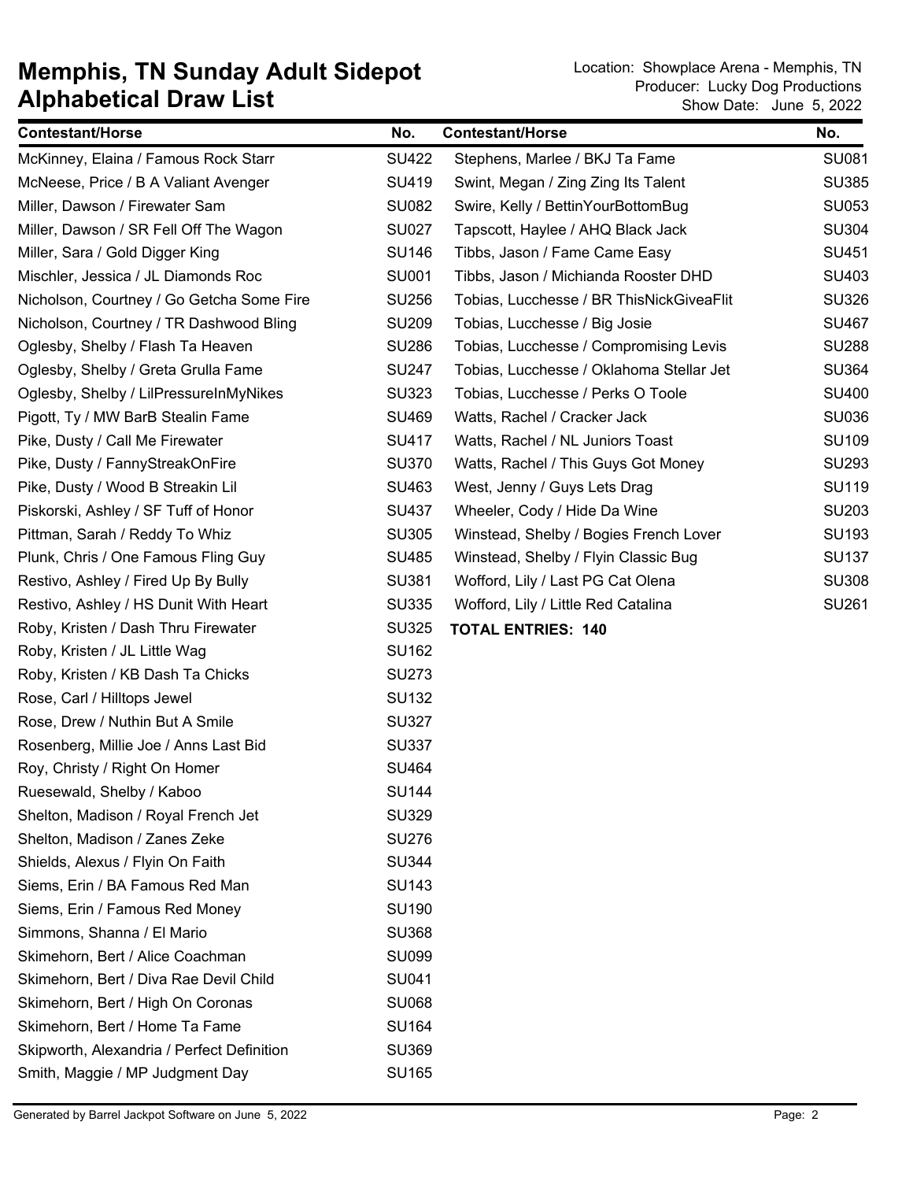# Memphis, TN Sunday Adult Sidepot
# Alphabetical Draw List

Location: Showplace Arena - Memphis, TN
Producer: Lucky Dog Productions
Show Date: June 5, 2022

| Contestant/Horse | No. |
|---|---|
| McKinney, Elaina / Famous Rock Starr | SU422 |
| McNeese, Price / B A Valiant Avenger | SU419 |
| Miller, Dawson / Firewater Sam | SU082 |
| Miller, Dawson / SR Fell Off The Wagon | SU027 |
| Miller, Sara / Gold Digger King | SU146 |
| Mischler, Jessica / JL Diamonds Roc | SU001 |
| Nicholson, Courtney / Go Getcha Some Fire | SU256 |
| Nicholson, Courtney / TR Dashwood Bling | SU209 |
| Oglesby, Shelby / Flash Ta Heaven | SU286 |
| Oglesby, Shelby / Greta Grulla Fame | SU247 |
| Oglesby, Shelby / LilPressureInMyNikes | SU323 |
| Pigott, Ty / MW BarB Stealin Fame | SU469 |
| Pike, Dusty / Call Me Firewater | SU417 |
| Pike, Dusty / FannyStreakOnFire | SU370 |
| Pike, Dusty / Wood B Streakin Lil | SU463 |
| Piskorski, Ashley / SF Tuff of Honor | SU437 |
| Pittman, Sarah / Reddy To Whiz | SU305 |
| Plunk, Chris / One Famous Fling Guy | SU485 |
| Restivo, Ashley / Fired Up By Bully | SU381 |
| Restivo, Ashley / HS Dunit With Heart | SU335 |
| Roby, Kristen / Dash Thru Firewater | SU325 |
| Roby, Kristen / JL Little Wag | SU162 |
| Roby, Kristen / KB Dash Ta Chicks | SU273 |
| Rose, Carl / Hilltops Jewel | SU132 |
| Rose, Drew / Nuthin But A Smile | SU327 |
| Rosenberg, Millie Joe / Anns Last Bid | SU337 |
| Roy, Christy / Right On Homer | SU464 |
| Ruesewald, Shelby / Kaboo | SU144 |
| Shelton, Madison / Royal French Jet | SU329 |
| Shelton, Madison / Zanes Zeke | SU276 |
| Shields, Alexus / Flyin On Faith | SU344 |
| Siems, Erin / BA Famous Red Man | SU143 |
| Siems, Erin / Famous Red Money | SU190 |
| Simmons, Shanna / El Mario | SU368 |
| Skimehorn, Bert / Alice Coachman | SU099 |
| Skimehorn, Bert / Diva Rae Devil Child | SU041 |
| Skimehorn, Bert / High On Coronas | SU068 |
| Skimehorn, Bert / Home Ta Fame | SU164 |
| Skipworth, Alexandria / Perfect Definition | SU369 |
| Smith, Maggie / MP Judgment Day | SU165 |
| Stephens, Marlee / BKJ Ta Fame | SU081 |
| Swint, Megan / Zing Zing Its Talent | SU385 |
| Swire, Kelly / BettinYourBottomBug | SU053 |
| Tapscott, Haylee / AHQ Black Jack | SU304 |
| Tibbs, Jason / Fame Came Easy | SU451 |
| Tibbs, Jason / Michianda Rooster DHD | SU403 |
| Tobias, Lucchesse / BR ThisNickGiveaFlit | SU326 |
| Tobias, Lucchesse / Big Josie | SU467 |
| Tobias, Lucchesse / Compromising Levis | SU288 |
| Tobias, Lucchesse / Oklahoma Stellar Jet | SU364 |
| Tobias, Lucchesse / Perks O Toole | SU400 |
| Watts, Rachel / Cracker Jack | SU036 |
| Watts, Rachel / NL Juniors Toast | SU109 |
| Watts, Rachel / This Guys Got Money | SU293 |
| West, Jenny / Guys Lets Drag | SU119 |
| Wheeler, Cody / Hide Da Wine | SU203 |
| Winstead, Shelby / Bogies French Lover | SU193 |
| Winstead, Shelby / Flyin Classic Bug | SU137 |
| Wofford, Lily / Last PG Cat Olena | SU308 |
| Wofford, Lily / Little Red Catalina | SU261 |

**TOTAL ENTRIES: 140**

Generated by Barrel Jackpot Software on June 5, 2022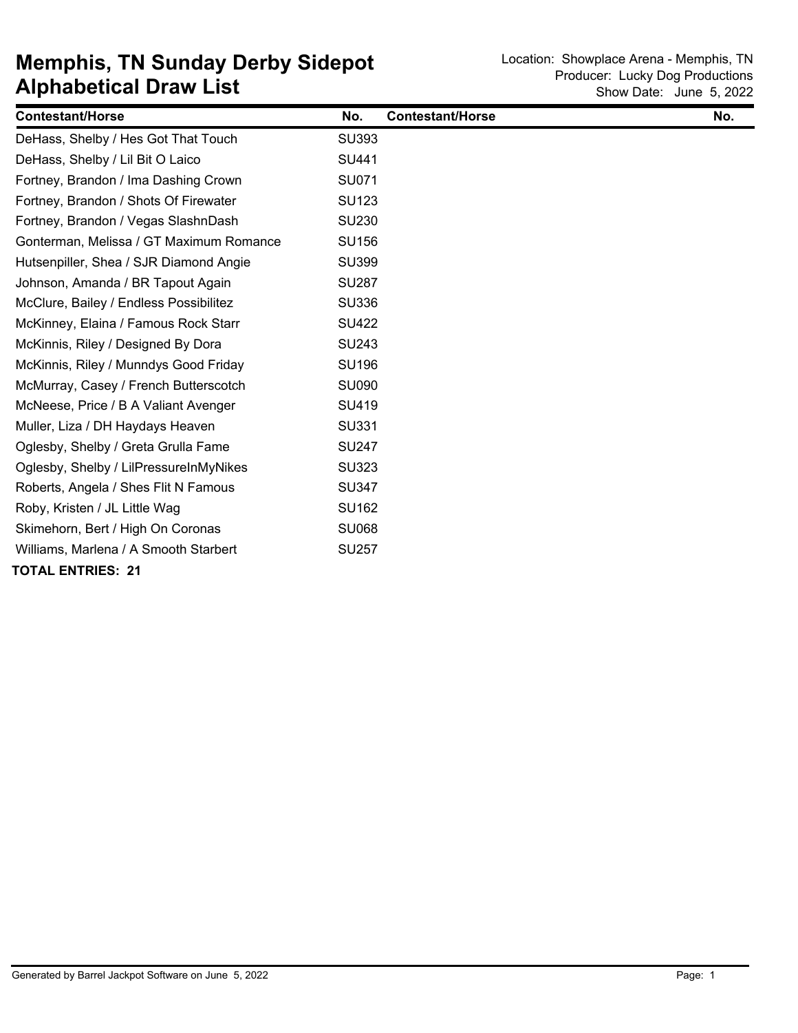# Memphis, TN Sunday Derby Sidepot
# Alphabetical Draw List

Location: Showplace Arena - Memphis, TN
Producer: Lucky Dog Productions
Show Date: June 5, 2022

| Contestant/Horse | No. | Contestant/Horse | No. |
|---|---|---|---|
| DeHass, Shelby / Hes Got That Touch | SU393 | | |
| DeHass, Shelby / Lil Bit O Laico | SU441 | | |
| Fortney, Brandon / Ima Dashing Crown | SU071 | | |
| Fortney, Brandon / Shots Of Firewater | SU123 | | |
| Fortney, Brandon / Vegas SlashnDash | SU230 | | |
| Gonterman, Melissa / GT Maximum Romance | SU156 | | |
| Hutsenpiller, Shea / SJR Diamond Angie | SU399 | | |
| Johnson, Amanda / BR Tapout Again | SU287 | | |
| McClure, Bailey / Endless Possibilitez | SU336 | | |
| McKinney, Elaina / Famous Rock Starr | SU422 | | |
| McKinnis, Riley / Designed By Dora | SU243 | | |
| McKinnis, Riley / Munndys Good Friday | SU196 | | |
| McMurray, Casey / French Butterscotch | SU090 | | |
| McNeese, Price / B A Valiant Avenger | SU419 | | |
| Muller, Liza / DH Haydays Heaven | SU331 | | |
| Oglesby, Shelby / Greta Grulla Fame | SU247 | | |
| Oglesby, Shelby / LilPressureInMyNikes | SU323 | | |
| Roberts, Angela / Shes Flit N Famous | SU347 | | |
| Roby, Kristen / JL Little Wag | SU162 | | |
| Skimehorn, Bert / High On Coronas | SU068 | | |
| Williams, Marlena / A Smooth Starbert | SU257 | | |

**TOTAL ENTRIES: 21**

Generated by Barrel Jackpot Software on June 5, 2022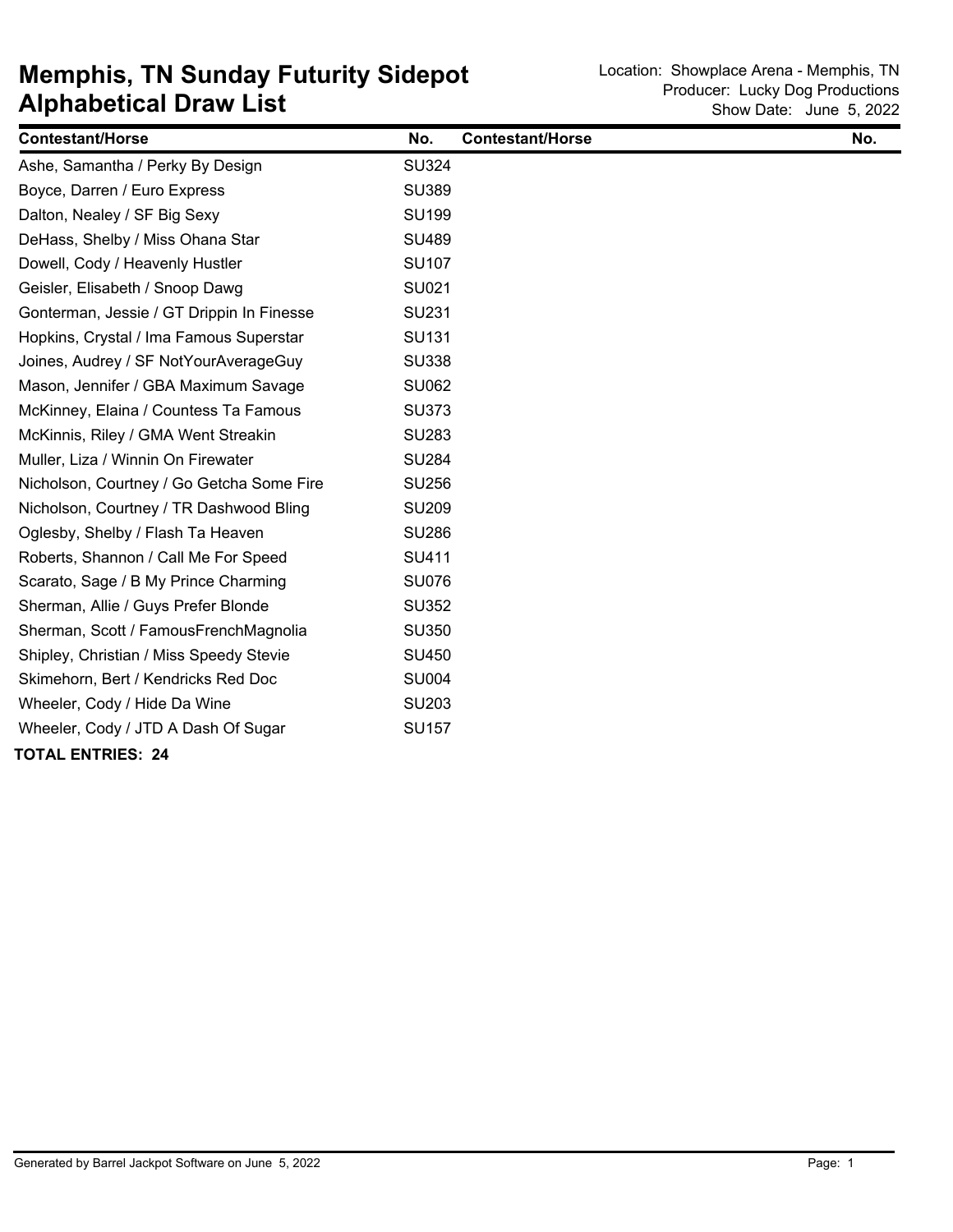# Memphis, TN Sunday Futurity Sidepot Alphabetical Draw List

Location: Showplace Arena - Memphis, TN
Producer: Lucky Dog Productions
Show Date: June 5, 2022

| Contestant/Horse | No. | Contestant/Horse | No. |
|---|---|---|---|
| Ashe, Samantha / Perky By Design | SU324 | | |
| Boyce, Darren / Euro Express | SU389 | | |
| Dalton, Nealey / SF Big Sexy | SU199 | | |
| DeHass, Shelby / Miss Ohana Star | SU489 | | |
| Dowell, Cody / Heavenly Hustler | SU107 | | |
| Geisler, Elisabeth / Snoop Dawg | SU021 | | |
| Gonterman, Jessie / GT Drippin In Finesse | SU231 | | |
| Hopkins, Crystal / Ima Famous Superstar | SU131 | | |
| Joines, Audrey / SF NotYourAverageGuy | SU338 | | |
| Mason, Jennifer / GBA Maximum Savage | SU062 | | |
| McKinney, Elaina / Countess Ta Famous | SU373 | | |
| McKinnis, Riley / GMA Went Streakin | SU283 | | |
| Muller, Liza / Winnin On Firewater | SU284 | | |
| Nicholson, Courtney / Go Getcha Some Fire | SU256 | | |
| Nicholson, Courtney / TR Dashwood Bling | SU209 | | |
| Oglesby, Shelby / Flash Ta Heaven | SU286 | | |
| Roberts, Shannon / Call Me For Speed | SU411 | | |
| Scarato, Sage / B My Prince Charming | SU076 | | |
| Sherman, Allie / Guys Prefer Blonde | SU352 | | |
| Sherman, Scott / FamousFrenchMagnolia | SU350 | | |
| Shipley, Christian / Miss Speedy Stevie | SU450 | | |
| Skimehorn, Bert / Kendricks Red Doc | SU004 | | |
| Wheeler, Cody / Hide Da Wine | SU203 | | |
| Wheeler, Cody / JTD A Dash Of Sugar | SU157 | | |

**TOTAL ENTRIES: 24**

Generated by Barrel Jackpot Software on June 5, 2022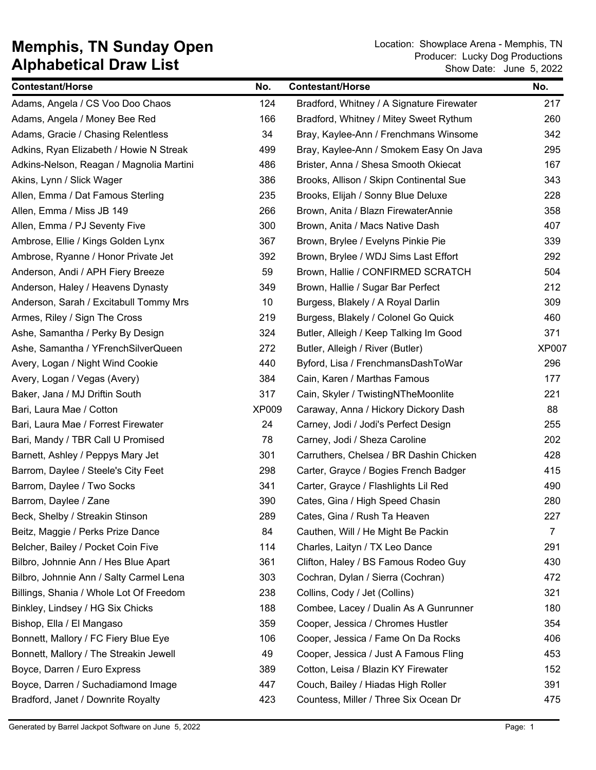# Memphis, TN Sunday Open
## Alphabetical Draw List

Location: Showplace Arena - Memphis, TN
Producer: Lucky Dog Productions
Show Date: June 5, 2022

| Contestant/Horse | No. |
|---|---|
| Adams, Angela / CS Voo Doo Chaos | 124 |
| Adams, Angela / Money Bee Red | 166 |
| Adams, Gracie / Chasing Relentless | 34 |
| Adkins, Ryan Elizabeth / Howie N Streak | 499 |
| Adkins-Nelson, Reagan / Magnolia Martini | 486 |
| Akins, Lynn / Slick Wager | 386 |
| Allen, Emma / Dat Famous Sterling | 235 |
| Allen, Emma / Miss JB 149 | 266 |
| Allen, Emma / PJ Seventy Five | 300 |
| Ambrose, Ellie / Kings Golden Lynx | 367 |
| Ambrose, Ryanne / Honor Private Jet | 392 |
| Anderson, Andi / APH Fiery Breeze | 59 |
| Anderson, Haley / Heavens Dynasty | 349 |
| Anderson, Sarah / Excitabull Tommy Mrs | 10 |
| Armes, Riley / Sign The Cross | 219 |
| Ashe, Samantha / Perky By Design | 324 |
| Ashe, Samantha / YFrenchSilverQueen | 272 |
| Avery, Logan / Night Wind Cookie | 440 |
| Avery, Logan / Vegas (Avery) | 384 |
| Baker, Jana / MJ Driftin South | 317 |
| Bari, Laura Mae / Cotton | XP009 |
| Bari, Laura Mae / Forrest Firewater | 24 |
| Bari, Mandy / TBR Call U Promised | 78 |
| Barnett, Ashley / Peppys Mary Jet | 301 |
| Barrom, Daylee / Steele's City Feet | 298 |
| Barrom, Daylee / Two Socks | 341 |
| Barrom, Daylee / Zane | 390 |
| Beck, Shelby / Streakin Stinson | 289 |
| Beitz, Maggie / Perks Prize Dance | 84 |
| Belcher, Bailey / Pocket Coin Five | 114 |
| Bilbro, Johnnie Ann / Hes Blue Apart | 361 |
| Bilbro, Johnnie Ann / Salty Carmel Lena | 303 |
| Billings, Shania / Whole Lot Of Freedom | 238 |
| Binkley, Lindsey / HG Six Chicks | 188 |
| Bishop, Ella / El Mangaso | 359 |
| Bonnett, Mallory / FC Fiery Blue Eye | 106 |
| Bonnett, Mallory / The Streakin Jewell | 49 |
| Boyce, Darren / Euro Express | 389 |
| Boyce, Darren / Suchadiamond Image | 447 |
| Bradford, Janet / Downrite Royalty | 423 |
| Bradford, Whitney / A Signature Firewater | 217 |
| Bradford, Whitney / Mitey Sweet Rythum | 260 |
| Bray, Kaylee-Ann / Frenchmans Winsome | 342 |
| Bray, Kaylee-Ann / Smokem Easy On Java | 295 |
| Brister, Anna / Shesa Smooth Okiecat | 167 |
| Brooks, Allison / Skipn Continental Sue | 343 |
| Brooks, Elijah / Sonny Blue Deluxe | 228 |
| Brown, Anita / Blazn FirewaterAnnie | 358 |
| Brown, Anita / Macs Native Dash | 407 |
| Brown, Brylee / Evelyns Pinkie Pie | 339 |
| Brown, Brylee / WDJ Sims Last Effort | 292 |
| Brown, Hallie / CONFIRMED SCRATCH | 504 |
| Brown, Hallie / Sugar Bar Perfect | 212 |
| Burgess, Blakely / A Royal Darlin | 309 |
| Burgess, Blakely / Colonel Go Quick | 460 |
| Butler, Alleigh / Keep Talking Im Good | 371 |
| Butler, Alleigh / River (Butler) | XP007 |
| Byford, Lisa / FrenchmansDashToWar | 296 |
| Cain, Karen / Marthas Famous | 177 |
| Cain, Skyler / TwistingNTheMoonlite | 221 |
| Caraway, Anna / Hickory Dickory Dash | 88 |
| Carney, Jodi / Jodi's Perfect Design | 255 |
| Carney, Jodi / Sheza Caroline | 202 |
| Carruthers, Chelsea / BR Dashin Chicken | 428 |
| Carter, Grayce / Bogies French Badger | 415 |
| Carter, Grayce / Flashlights Lil Red | 490 |
| Cates, Gina / High Speed Chasin | 280 |
| Cates, Gina / Rush Ta Heaven | 227 |
| Cauthen, Will / He Might Be Packin | 7 |
| Charles, Laityn / TX Leo Dance | 291 |
| Clifton, Haley / BS Famous Rodeo Guy | 430 |
| Cochran, Dylan / Sierra (Cochran) | 472 |
| Collins, Cody / Jet (Collins) | 321 |
| Combee, Lacey / Dualin As A Gunrunner | 180 |
| Cooper, Jessica / Chromes Hustler | 354 |
| Cooper, Jessica / Fame On Da Rocks | 406 |
| Cooper, Jessica / Just A Famous Fling | 453 |
| Cotton, Leisa / Blazin KY Firewater | 152 |
| Couch, Bailey / Hiadas High Roller | 391 |
| Countess, Miller / Three Six Ocean Dr | 475 |

Generated by Barrel Jackpot Software on June 5, 2022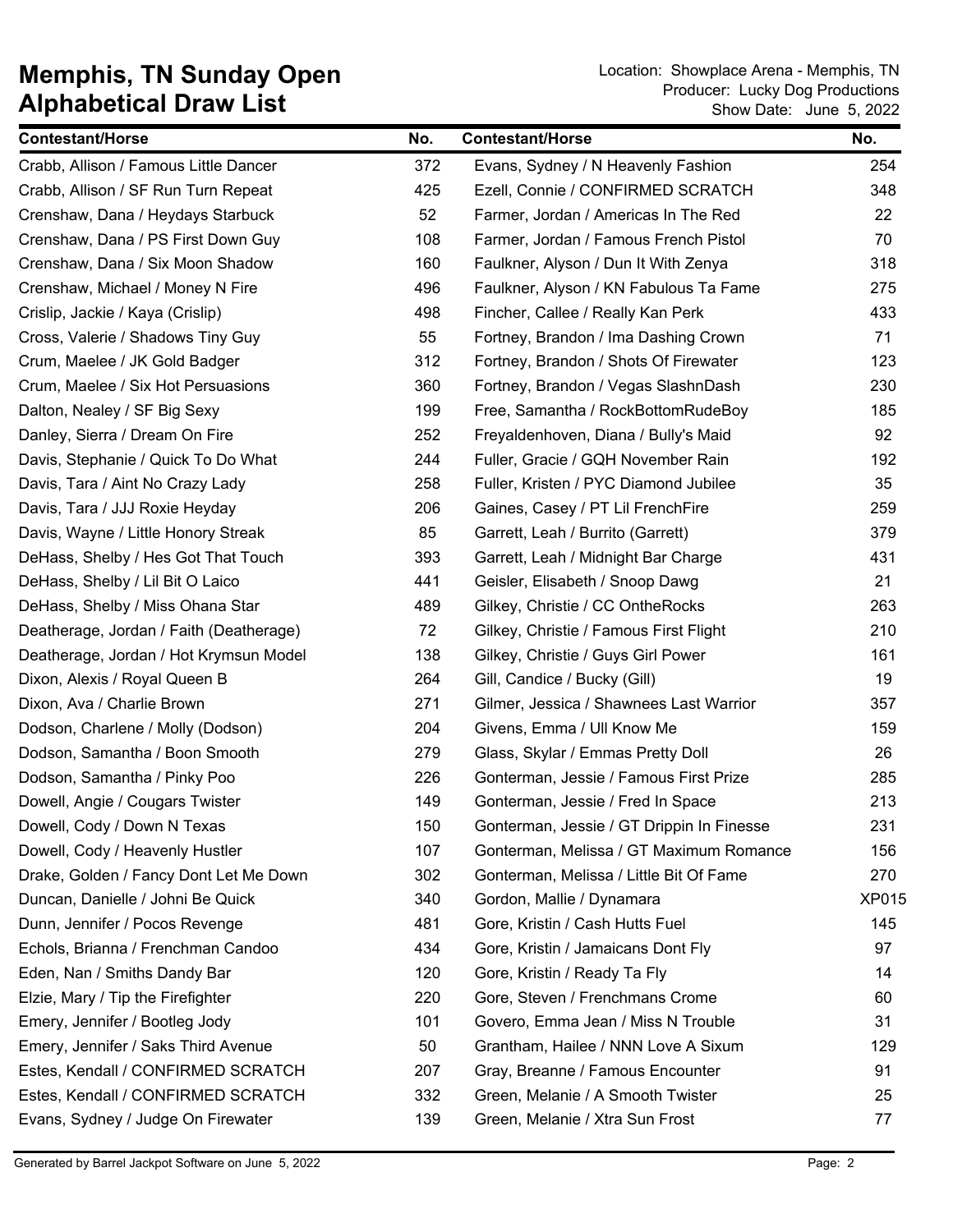# Memphis, TN Sunday Open
## Alphabetical Draw List

Location: Showplace Arena - Memphis, TN
Producer: Lucky Dog Productions
Show Date: June 5, 2022

| Contestant/Horse | No. | Contestant/Horse | No. |
|---|---|---|---|
| Crabb, Allison / Famous Little Dancer | 372 | Evans, Sydney / N Heavenly Fashion | 254 |
| Crabb, Allison / SF Run Turn Repeat | 425 | Ezell, Connie / CONFIRMED SCRATCH | 348 |
| Crenshaw, Dana / Heydays Starbuck | 52 | Farmer, Jordan / Americas In The Red | 22 |
| Crenshaw, Dana / PS First Down Guy | 108 | Farmer, Jordan / Famous French Pistol | 70 |
| Crenshaw, Dana / Six Moon Shadow | 160 | Faulkner, Alyson / Dun It With Zenya | 318 |
| Crenshaw, Michael / Money N Fire | 496 | Faulkner, Alyson / KN Fabulous Ta Fame | 275 |
| Crislip, Jackie / Kaya (Crislip) | 498 | Fincher, Callee / Really Kan Perk | 433 |
| Cross, Valerie / Shadows Tiny Guy | 55 | Fortney, Brandon / Ima Dashing Crown | 71 |
| Crum, Maelee / JK Gold Badger | 312 | Fortney, Brandon / Shots Of Firewater | 123 |
| Crum, Maelee / Six Hot Persuasions | 360 | Fortney, Brandon / Vegas SlashnDash | 230 |
| Dalton, Nealey / SF Big Sexy | 199 | Free, Samantha / RockBottomRudeBoy | 185 |
| Danley, Sierra / Dream On Fire | 252 | Freyaldenhoven, Diana / Bully's Maid | 92 |
| Davis, Stephanie / Quick To Do What | 244 | Fuller, Gracie / GQH November Rain | 192 |
| Davis, Tara / Aint No Crazy Lady | 258 | Fuller, Kristen / PYC Diamond Jubilee | 35 |
| Davis, Tara / JJJ Roxie Heyday | 206 | Gaines, Casey / PT Lil FrenchFire | 259 |
| Davis, Wayne / Little Honory Streak | 85 | Garrett, Leah / Burrito (Garrett) | 379 |
| DeHass, Shelby / Hes Got That Touch | 393 | Garrett, Leah / Midnight Bar Charge | 431 |
| DeHass, Shelby / Lil Bit O Laico | 441 | Geisler, Elisabeth / Snoop Dawg | 21 |
| DeHass, Shelby / Miss Ohana Star | 489 | Gilkey, Christie / CC OntheRocks | 263 |
| Deatherage, Jordan / Faith (Deatherage) | 72 | Gilkey, Christie / Famous First Flight | 210 |
| Deatherage, Jordan / Hot Krymsun Model | 138 | Gilkey, Christie / Guys Girl Power | 161 |
| Dixon, Alexis / Royal Queen B | 264 | Gill, Candice / Bucky (Gill) | 19 |
| Dixon, Ava / Charlie Brown | 271 | Gilmer, Jessica / Shawnees Last Warrior | 357 |
| Dodson, Charlene / Molly (Dodson) | 204 | Givens, Emma / Ull Know Me | 159 |
| Dodson, Samantha / Boon Smooth | 279 | Glass, Skylar / Emmas Pretty Doll | 26 |
| Dodson, Samantha / Pinky Poo | 226 | Gonterman, Jessie / Famous First Prize | 285 |
| Dowell, Angie / Cougars Twister | 149 | Gonterman, Jessie / Fred In Space | 213 |
| Dowell, Cody / Down N Texas | 150 | Gonterman, Jessie / GT Drippin In Finesse | 231 |
| Dowell, Cody / Heavenly Hustler | 107 | Gonterman, Melissa / GT Maximum Romance | 156 |
| Drake, Golden / Fancy Dont Let Me Down | 302 | Gonterman, Melissa / Little Bit Of Fame | 270 |
| Duncan, Danielle / Johni Be Quick | 340 | Gordon, Mallie / Dynamara | XP015 |
| Dunn, Jennifer / Pocos Revenge | 481 | Gore, Kristin / Cash Hutts Fuel | 145 |
| Echols, Brianna / Frenchman Candoo | 434 | Gore, Kristin / Jamaicans Dont Fly | 97 |
| Eden, Nan / Smiths Dandy Bar | 120 | Gore, Kristin / Ready Ta Fly | 14 |
| Elzie, Mary / Tip the Firefighter | 220 | Gore, Steven / Frenchmans Crome | 60 |
| Emery, Jennifer / Bootleg Jody | 101 | Govero, Emma Jean / Miss N Trouble | 31 |
| Emery, Jennifer / Saks Third Avenue | 50 | Grantham, Hailee / NNN Love A Sixum | 129 |
| Estes, Kendall / CONFIRMED SCRATCH | 207 | Gray, Breanne / Famous Encounter | 91 |
| Estes, Kendall / CONFIRMED SCRATCH | 332 | Green, Melanie / A Smooth Twister | 25 |
| Evans, Sydney / Judge On Firewater | 139 | Green, Melanie / Xtra Sun Frost | 77 |

Generated by Barrel Jackpot Software on June 5, 2022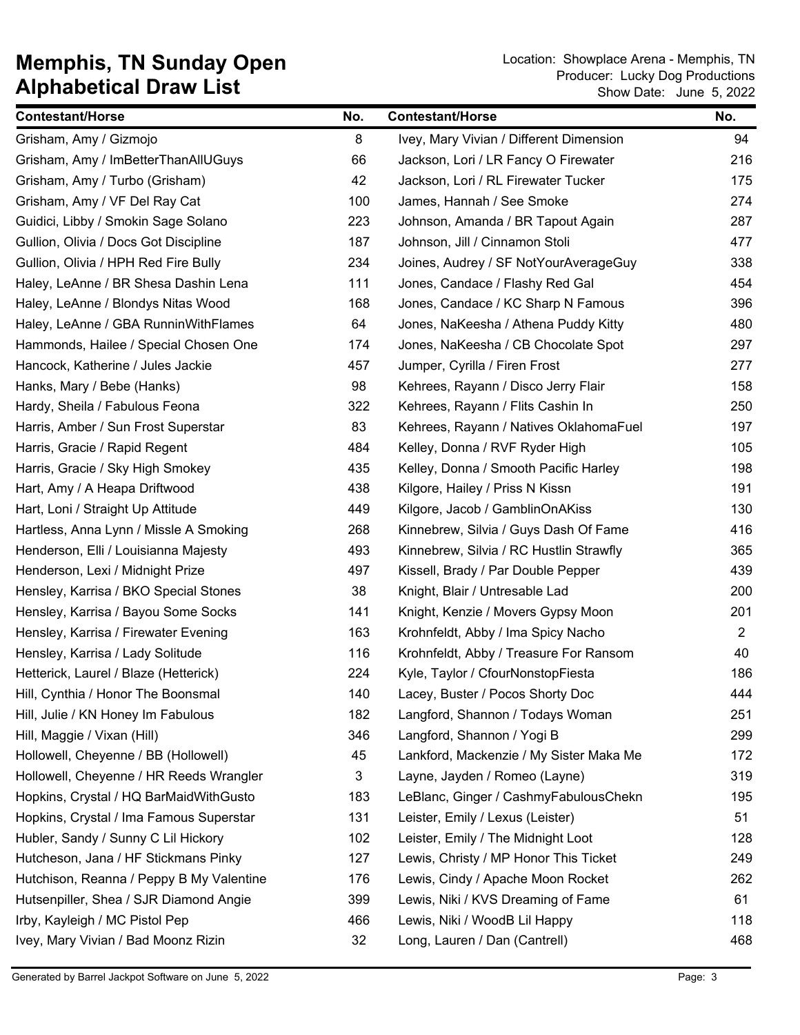# Memphis, TN Sunday Open Alphabetical Draw List

Location: Showplace Arena - Memphis, TN
Producer: Lucky Dog Productions
Show Date: June 5, 2022

| Contestant/Horse | No. |
|---|---|
| Grisham, Amy / Gizmojo | 8 |
| Grisham, Amy / ImBetterThanAllUGuys | 66 |
| Grisham, Amy / Turbo (Grisham) | 42 |
| Grisham, Amy / VF Del Ray Cat | 100 |
| Guidici, Libby / Smokin Sage Solano | 223 |
| Gullion, Olivia / Docs Got Discipline | 187 |
| Gullion, Olivia / HPH Red Fire Bully | 234 |
| Haley, LeAnne / BR Shesa Dashin Lena | 111 |
| Haley, LeAnne / Blondys Nitas Wood | 168 |
| Haley, LeAnne / GBA RunninWithFlames | 64 |
| Hammonds, Hailee / Special Chosen One | 174 |
| Hancock, Katherine / Jules Jackie | 457 |
| Hanks, Mary / Bebe (Hanks) | 98 |
| Hardy, Sheila / Fabulous Feona | 322 |
| Harris, Amber / Sun Frost Superstar | 83 |
| Harris, Gracie / Rapid Regent | 484 |
| Harris, Gracie / Sky High Smokey | 435 |
| Hart, Amy / A Heapa Driftwood | 438 |
| Hart, Loni / Straight Up Attitude | 449 |
| Hartless, Anna Lynn / Missle A Smoking | 268 |
| Henderson, Elli / Louisianna Majesty | 493 |
| Henderson, Lexi / Midnight Prize | 497 |
| Hensley, Karrisa / BKO Special Stones | 38 |
| Hensley, Karrisa / Bayou Some Socks | 141 |
| Hensley, Karrisa / Firewater Evening | 163 |
| Hensley, Karrisa / Lady Solitude | 116 |
| Hetterick, Laurel / Blaze (Hetterick) | 224 |
| Hill, Cynthia / Honor The Boonsmal | 140 |
| Hill, Julie / KN Honey Im Fabulous | 182 |
| Hill, Maggie / Vixan (Hill) | 346 |
| Hollowell, Cheyenne / BB (Hollowell) | 45 |
| Hollowell, Cheyenne / HR Reeds Wrangler | 3 |
| Hopkins, Crystal / HQ BarMaidWithGusto | 183 |
| Hopkins, Crystal / Ima Famous Superstar | 131 |
| Hubler, Sandy / Sunny C Lil Hickory | 102 |
| Hutcheson, Jana / HF Stickmans Pinky | 127 |
| Hutchison, Reanna / Peppy B My Valentine | 176 |
| Hutsenpiller, Shea / SJR Diamond Angie | 399 |
| Irby, Kayleigh / MC Pistol Pep | 466 |
| Ivey, Mary Vivian / Bad Moonz Rizin | 32 |
| Ivey, Mary Vivian / Different Dimension | 94 |
| Jackson, Lori / LR Fancy O Firewater | 216 |
| Jackson, Lori / RL Firewater Tucker | 175 |
| James, Hannah / See Smoke | 274 |
| Johnson, Amanda / BR Tapout Again | 287 |
| Johnson, Jill / Cinnamon Stoli | 477 |
| Joines, Audrey / SF NotYourAverageGuy | 338 |
| Jones, Candace / Flashy Red Gal | 454 |
| Jones, Candace / KC Sharp N Famous | 396 |
| Jones, NaKeesha / Athena Puddy Kitty | 480 |
| Jones, NaKeesha / CB Chocolate Spot | 297 |
| Jumper, Cyrilla / Firen Frost | 277 |
| Kehrees, Rayann / Disco Jerry Flair | 158 |
| Kehrees, Rayann / Flits Cashin In | 250 |
| Kehrees, Rayann / Natives OklahomaFuel | 197 |
| Kelley, Donna / RVF Ryder High | 105 |
| Kelley, Donna / Smooth Pacific Harley | 198 |
| Kilgore, Hailey / Priss N Kissn | 191 |
| Kilgore, Jacob / GamblinOnAKiss | 130 |
| Kinnebrew, Silvia / Guys Dash Of Fame | 416 |
| Kinnebrew, Silvia / RC Hustlin Strawfly | 365 |
| Kissell, Brady / Par Double Pepper | 439 |
| Knight, Blair / Untresable Lad | 200 |
| Knight, Kenzie / Movers Gypsy Moon | 201 |
| Krohnfeldt, Abby / Ima Spicy Nacho | 2 |
| Krohnfeldt, Abby / Treasure For Ransom | 40 |
| Kyle, Taylor / CfourNonstopFiesta | 186 |
| Lacey, Buster / Pocos Shorty Doc | 444 |
| Langford, Shannon / Todays Woman | 251 |
| Langford, Shannon / Yogi B | 299 |
| Lankford, Mackenzie / My Sister Maka Me | 172 |
| Layne, Jayden / Romeo (Layne) | 319 |
| LeBlanc, Ginger / CashmyFabulousChekn | 195 |
| Leister, Emily / Lexus (Leister) | 51 |
| Leister, Emily / The Midnight Loot | 128 |
| Lewis, Christy / MP Honor This Ticket | 249 |
| Lewis, Cindy / Apache Moon Rocket | 262 |
| Lewis, Niki / KVS Dreaming of Fame | 61 |
| Lewis, Niki / WoodB Lil Happy | 118 |
| Long, Lauren / Dan (Cantrell) | 468 |

Generated by Barrel Jackpot Software on June 5, 2022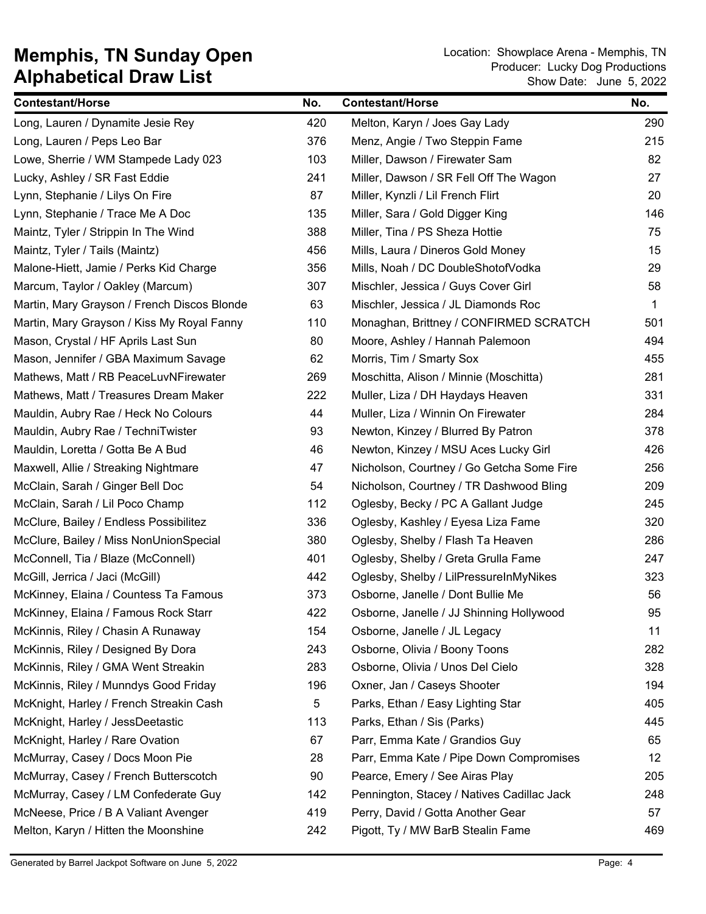# Memphis, TN Sunday Open
# Alphabetical Draw List

Location: Showplace Arena - Memphis, TN
Producer: Lucky Dog Productions
Show Date: June 5, 2022

| Contestant/Horse | No. | Contestant/Horse | No. |
|---|---|---|---|
| Long, Lauren / Dynamite Jesie Rey | 420 | Melton, Karyn / Joes Gay Lady | 290 |
| Long, Lauren / Peps Leo Bar | 376 | Menz, Angie / Two Steppin Fame | 215 |
| Lowe, Sherrie / WM Stampede Lady 023 | 103 | Miller, Dawson / Firewater Sam | 82 |
| Lucky, Ashley / SR Fast Eddie | 241 | Miller, Dawson / SR Fell Off The Wagon | 27 |
| Lynn, Stephanie / Lilys On Fire | 87 | Miller, Kynzli / Lil French Flirt | 20 |
| Lynn, Stephanie / Trace Me A Doc | 135 | Miller, Sara / Gold Digger King | 146 |
| Maintz, Tyler / Strippin In The Wind | 388 | Miller, Tina / PS Sheza Hottie | 75 |
| Maintz, Tyler / Tails (Maintz) | 456 | Mills, Laura / Dineros Gold Money | 15 |
| Malone-Hiett, Jamie / Perks Kid Charge | 356 | Mills, Noah / DC DoubleShotofVodka | 29 |
| Marcum, Taylor / Oakley (Marcum) | 307 | Mischler, Jessica / Guys Cover Girl | 58 |
| Martin, Mary Grayson / French Discos Blonde | 63 | Mischler, Jessica / JL Diamonds Roc | 1 |
| Martin, Mary Grayson / Kiss My Royal Fanny | 110 | Monaghan, Brittney / CONFIRMED SCRATCH | 501 |
| Mason, Crystal / HF Aprils Last Sun | 80 | Moore, Ashley / Hannah Palemoon | 494 |
| Mason, Jennifer / GBA Maximum Savage | 62 | Morris, Tim / Smarty Sox | 455 |
| Mathews, Matt / RB PeaceLuvNFirewater | 269 | Moschitta, Alison / Minnie (Moschitta) | 281 |
| Mathews, Matt / Treasures Dream Maker | 222 | Muller, Liza / DH Haydays Heaven | 331 |
| Mauldin, Aubry Rae / Heck No Colours | 44 | Muller, Liza / Winnin On Firewater | 284 |
| Mauldin, Aubry Rae / TechniTwister | 93 | Newton, Kinzey / Blurred By Patron | 378 |
| Mauldin, Loretta / Gotta Be A Bud | 46 | Newton, Kinzey / MSU Aces Lucky Girl | 426 |
| Maxwell, Allie / Streaking Nightmare | 47 | Nicholson, Courtney / Go Getcha Some Fire | 256 |
| McClain, Sarah / Ginger Bell Doc | 54 | Nicholson, Courtney / TR Dashwood Bling | 209 |
| McClain, Sarah / Lil Poco Champ | 112 | Oglesby, Becky / PC A Gallant Judge | 245 |
| McClure, Bailey / Endless Possibilitez | 336 | Oglesby, Kashley / Eyesa Liza Fame | 320 |
| McClure, Bailey / Miss NonUnionSpecial | 380 | Oglesby, Shelby / Flash Ta Heaven | 286 |
| McConnell, Tia / Blaze (McConnell) | 401 | Oglesby, Shelby / Greta Grulla Fame | 247 |
| McGill, Jerrica / Jaci (McGill) | 442 | Oglesby, Shelby / LilPressureInMyNikes | 323 |
| McKinney, Elaina / Countess Ta Famous | 373 | Osborne, Janelle / Dont Bullie Me | 56 |
| McKinney, Elaina / Famous Rock Starr | 422 | Osborne, Janelle / JJ Shinning Hollywood | 95 |
| McKinnis, Riley / Chasin A Runaway | 154 | Osborne, Janelle / JL Legacy | 11 |
| McKinnis, Riley / Designed By Dora | 243 | Osborne, Olivia / Boony Toons | 282 |
| McKinnis, Riley / GMA Went Streakin | 283 | Osborne, Olivia / Unos Del Cielo | 328 |
| McKinnis, Riley / Munndys Good Friday | 196 | Oxner, Jan / Caseys Shooter | 194 |
| McKnight, Harley / French Streakin Cash | 5 | Parks, Ethan / Easy Lighting Star | 405 |
| McKnight, Harley / JessDeetastic | 113 | Parks, Ethan / Sis (Parks) | 445 |
| McKnight, Harley / Rare Ovation | 67 | Parr, Emma Kate / Grandios Guy | 65 |
| McMurray, Casey / Docs Moon Pie | 28 | Parr, Emma Kate / Pipe Down Compromises | 12 |
| McMurray, Casey / French Butterscotch | 90 | Pearce, Emery / See Airas Play | 205 |
| McMurray, Casey / LM Confederate Guy | 142 | Pennington, Stacey / Natives Cadillac Jack | 248 |
| McNeese, Price / B A Valiant Avenger | 419 | Perry, David / Gotta Another Gear | 57 |
| Melton, Karyn / Hitten the Moonshine | 242 | Pigott, Ty / MW BarB Stealin Fame | 469 |

Generated by Barrel Jackpot Software on June 5, 2022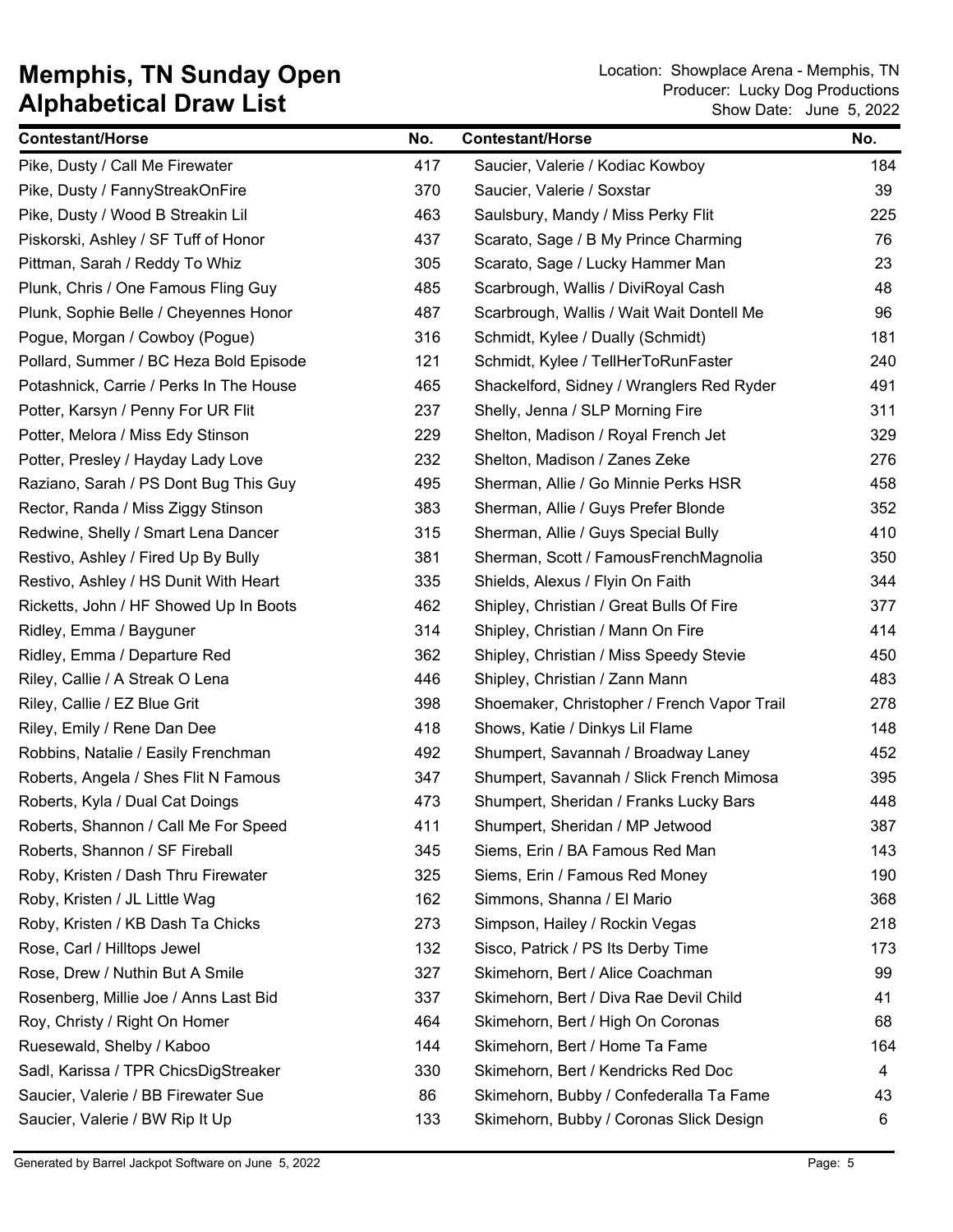# Memphis, TN Sunday Open
# Alphabetical Draw List

Location: Showplace Arena - Memphis, TN
Producer: Lucky Dog Productions
Show Date: June 5, 2022

| Contestant/Horse | No. |
|---|---|
| Pike, Dusty / Call Me Firewater | 417 |
| Pike, Dusty / FannyStreakOnFire | 370 |
| Pike, Dusty / Wood B Streakin Lil | 463 |
| Piskorski, Ashley / SF Tuff of Honor | 437 |
| Pittman, Sarah / Reddy To Whiz | 305 |
| Plunk, Chris / One Famous Fling Guy | 485 |
| Plunk, Sophie Belle / Cheyennes Honor | 487 |
| Pogue, Morgan / Cowboy (Pogue) | 316 |
| Pollard, Summer / BC Heza Bold Episode | 121 |
| Potashnick, Carrie / Perks In The House | 465 |
| Potter, Karsyn / Penny For UR Flit | 237 |
| Potter, Melora / Miss Edy Stinson | 229 |
| Potter, Presley / Hayday Lady Love | 232 |
| Raziano, Sarah / PS Dont Bug This Guy | 495 |
| Rector, Randa / Miss Ziggy Stinson | 383 |
| Redwine, Shelly / Smart Lena Dancer | 315 |
| Restivo, Ashley / Fired Up By Bully | 381 |
| Restivo, Ashley / HS Dunit With Heart | 335 |
| Ricketts, John / HF Showed Up In Boots | 462 |
| Ridley, Emma / Bayguner | 314 |
| Ridley, Emma / Departure Red | 362 |
| Riley, Callie / A Streak O Lena | 446 |
| Riley, Callie / EZ Blue Grit | 398 |
| Riley, Emily / Rene Dan Dee | 418 |
| Robbins, Natalie / Easily Frenchman | 492 |
| Roberts, Angela / Shes Flit N Famous | 347 |
| Roberts, Kyla / Dual Cat Doings | 473 |
| Roberts, Shannon / Call Me For Speed | 411 |
| Roberts, Shannon / SF Fireball | 345 |
| Roby, Kristen / Dash Thru Firewater | 325 |
| Roby, Kristen / JL Little Wag | 162 |
| Roby, Kristen / KB Dash Ta Chicks | 273 |
| Rose, Carl / Hilltops Jewel | 132 |
| Rose, Drew / Nuthin But A Smile | 327 |
| Rosenberg, Millie Joe / Anns Last Bid | 337 |
| Roy, Christy / Right On Homer | 464 |
| Ruesewald, Shelby / Kaboo | 144 |
| Sadl, Karissa / TPR ChicsDigStreaker | 330 |
| Saucier, Valerie / BB Firewater Sue | 86 |
| Saucier, Valerie / BW Rip It Up | 133 |
| Saucier, Valerie / Kodiac Kowboy | 184 |
| Saucier, Valerie / Soxstar | 39 |
| Saulsbury, Mandy / Miss Perky Flit | 225 |
| Scarato, Sage / B My Prince Charming | 76 |
| Scarato, Sage / Lucky Hammer Man | 23 |
| Scarbrough, Wallis / DiviRoyal Cash | 48 |
| Scarbrough, Wallis / Wait Wait Dontell Me | 96 |
| Schmidt, Kylee / Dually (Schmidt) | 181 |
| Schmidt, Kylee / TellHerToRunFaster | 240 |
| Shackelford, Sidney / Wranglers Red Ryder | 491 |
| Shelly, Jenna / SLP Morning Fire | 311 |
| Shelton, Madison / Royal French Jet | 329 |
| Shelton, Madison / Zanes Zeke | 276 |
| Sherman, Allie / Go Minnie Perks HSR | 458 |
| Sherman, Allie / Guys Prefer Blonde | 352 |
| Sherman, Allie / Guys Special Bully | 410 |
| Sherman, Scott / FamousFrenchMagnolia | 350 |
| Shields, Alexus / Flyin On Faith | 344 |
| Shipley, Christian / Great Bulls Of Fire | 377 |
| Shipley, Christian / Mann On Fire | 414 |
| Shipley, Christian / Miss Speedy Stevie | 450 |
| Shipley, Christian / Zann Mann | 483 |
| Shoemaker, Christopher / French Vapor Trail | 278 |
| Shows, Katie / Dinkys Lil Flame | 148 |
| Shumpert, Savannah / Broadway Laney | 452 |
| Shumpert, Savannah / Slick French Mimosa | 395 |
| Shumpert, Sheridan / Franks Lucky Bars | 448 |
| Shumpert, Sheridan / MP Jetwood | 387 |
| Siems, Erin / BA Famous Red Man | 143 |
| Siems, Erin / Famous Red Money | 190 |
| Simmons, Shanna / El Mario | 368 |
| Simpson, Hailey / Rockin Vegas | 218 |
| Sisco, Patrick / PS Its Derby Time | 173 |
| Skimehorn, Bert / Alice Coachman | 99 |
| Skimehorn, Bert / Diva Rae Devil Child | 41 |
| Skimehorn, Bert / High On Coronas | 68 |
| Skimehorn, Bert / Home Ta Fame | 164 |
| Skimehorn, Bert / Kendricks Red Doc | 4 |
| Skimehorn, Bubby / Confederalla Ta Fame | 43 |
| Skimehorn, Bubby / Coronas Slick Design | 6 |

Generated by Barrel Jackpot Software on June 5, 2022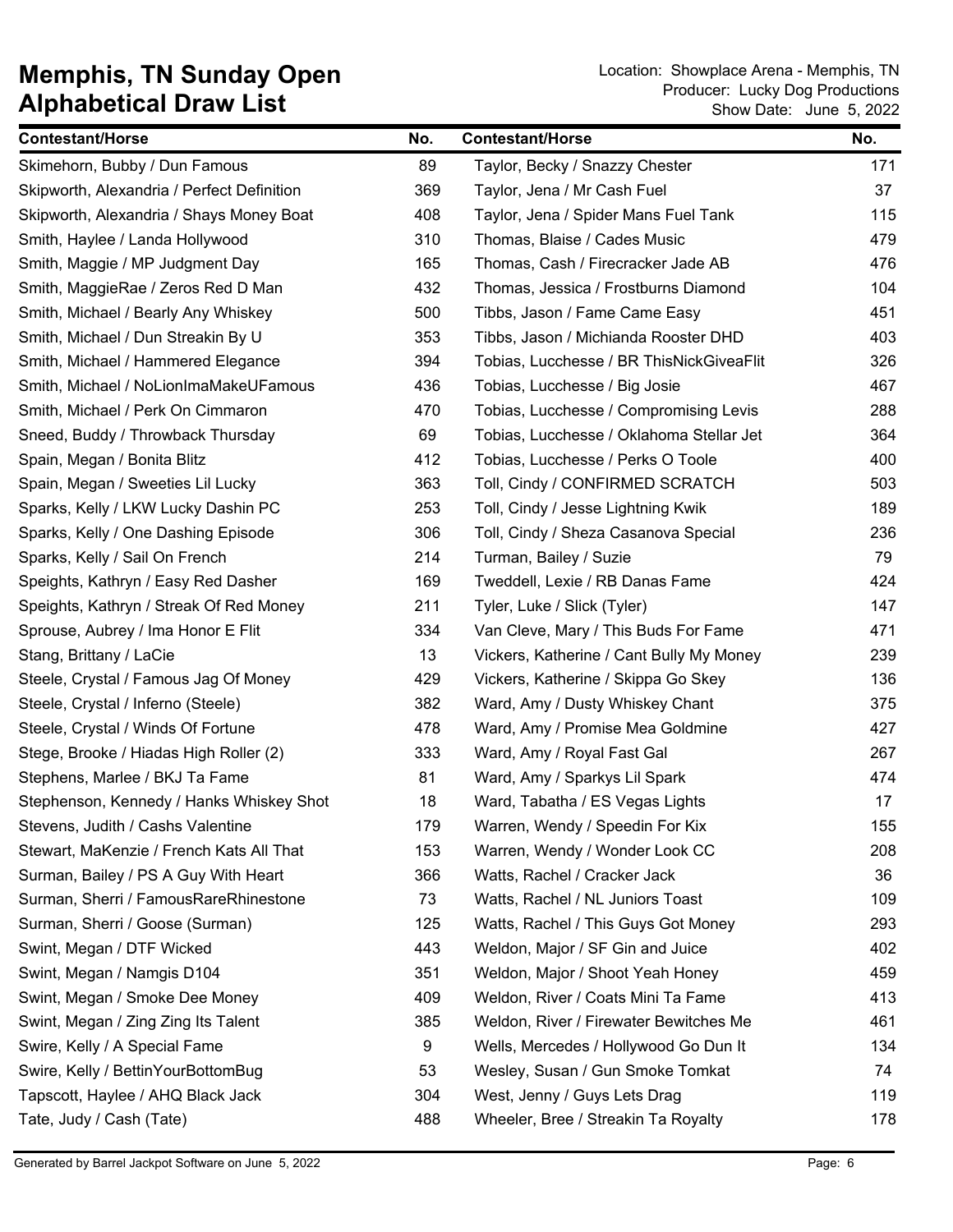# Memphis, TN Sunday Open
# Alphabetical Draw List

Location: Showplace Arena - Memphis, TN
Producer: Lucky Dog Productions
Show Date: June 5, 2022

| Contestant/Horse | No. | Contestant/Horse | No. |
|---|---|---|---|
| Skimehorn, Bubby / Dun Famous | 89 | Taylor, Becky / Snazzy Chester | 171 |
| Skipworth, Alexandria / Perfect Definition | 369 | Taylor, Jena / Mr Cash Fuel | 37 |
| Skipworth, Alexandria / Shays Money Boat | 408 | Taylor, Jena / Spider Mans Fuel Tank | 115 |
| Smith, Haylee / Landa Hollywood | 310 | Thomas, Blaise / Cades Music | 479 |
| Smith, Maggie / MP Judgment Day | 165 | Thomas, Cash / Firecracker Jade AB | 476 |
| Smith, MaggieRae / Zeros Red D Man | 432 | Thomas, Jessica / Frostburns Diamond | 104 |
| Smith, Michael / Bearly Any Whiskey | 500 | Tibbs, Jason / Fame Came Easy | 451 |
| Smith, Michael / Dun Streakin By U | 353 | Tibbs, Jason / Michianda Rooster DHD | 403 |
| Smith, Michael / Hammered Elegance | 394 | Tobias, Lucchesse / BR ThisNickGiveaFlit | 326 |
| Smith, Michael / NoLionImaMakeUFamous | 436 | Tobias, Lucchesse / Big Josie | 467 |
| Smith, Michael / Perk On Cimmaron | 470 | Tobias, Lucchesse / Compromising Levis | 288 |
| Sneed, Buddy / Throwback Thursday | 69 | Tobias, Lucchesse / Oklahoma Stellar Jet | 364 |
| Spain, Megan / Bonita Blitz | 412 | Tobias, Lucchesse / Perks O Toole | 400 |
| Spain, Megan / Sweeties Lil Lucky | 363 | Toll, Cindy / CONFIRMED SCRATCH | 503 |
| Sparks, Kelly / LKW Lucky Dashin PC | 253 | Toll, Cindy / Jesse Lightning Kwik | 189 |
| Sparks, Kelly / One Dashing Episode | 306 | Toll, Cindy / Sheza Casanova Special | 236 |
| Sparks, Kelly / Sail On French | 214 | Turman, Bailey / Suzie | 79 |
| Speights, Kathryn / Easy Red Dasher | 169 | Tweddell, Lexie / RB Danas Fame | 424 |
| Speights, Kathryn / Streak Of Red Money | 211 | Tyler, Luke / Slick (Tyler) | 147 |
| Sprouse, Aubrey / Ima Honor E Flit | 334 | Van Cleve, Mary / This Buds For Fame | 471 |
| Stang, Brittany / LaCie | 13 | Vickers, Katherine / Cant Bully My Money | 239 |
| Steele, Crystal / Famous Jag Of Money | 429 | Vickers, Katherine / Skippa Go Skey | 136 |
| Steele, Crystal / Inferno (Steele) | 382 | Ward, Amy / Dusty Whiskey Chant | 375 |
| Steele, Crystal / Winds Of Fortune | 478 | Ward, Amy / Promise Mea Goldmine | 427 |
| Stege, Brooke / Hiadas High Roller (2) | 333 | Ward, Amy / Royal Fast Gal | 267 |
| Stephens, Marlee / BKJ Ta Fame | 81 | Ward, Amy / Sparkys Lil Spark | 474 |
| Stephenson, Kennedy / Hanks Whiskey Shot | 18 | Ward, Tabatha / ES Vegas Lights | 17 |
| Stevens, Judith / Cashs Valentine | 179 | Warren, Wendy / Speedin For Kix | 155 |
| Stewart, MaKenzie / French Kats All That | 153 | Warren, Wendy / Wonder Look CC | 208 |
| Surman, Bailey / PS A Guy With Heart | 366 | Watts, Rachel / Cracker Jack | 36 |
| Surman, Sherri / FamousRareRhinestone | 73 | Watts, Rachel / NL Juniors Toast | 109 |
| Surman, Sherri / Goose (Surman) | 125 | Watts, Rachel / This Guys Got Money | 293 |
| Swint, Megan / DTF Wicked | 443 | Weldon, Major / SF Gin and Juice | 402 |
| Swint, Megan / Namgis D104 | 351 | Weldon, Major / Shoot Yeah Honey | 459 |
| Swint, Megan / Smoke Dee Money | 409 | Weldon, River / Coats Mini Ta Fame | 413 |
| Swint, Megan / Zing Zing Its Talent | 385 | Weldon, River / Firewater Bewitches Me | 461 |
| Swire, Kelly / A Special Fame | 9 | Wells, Mercedes / Hollywood Go Dun It | 134 |
| Swire, Kelly / BettinYourBottomBug | 53 | Wesley, Susan / Gun Smoke Tomkat | 74 |
| Tapscott, Haylee / AHQ Black Jack | 304 | West, Jenny / Guys Lets Drag | 119 |
| Tate, Judy / Cash (Tate) | 488 | Wheeler, Bree / Streakin Ta Royalty | 178 |

Generated by Barrel Jackpot Software on June 5, 2022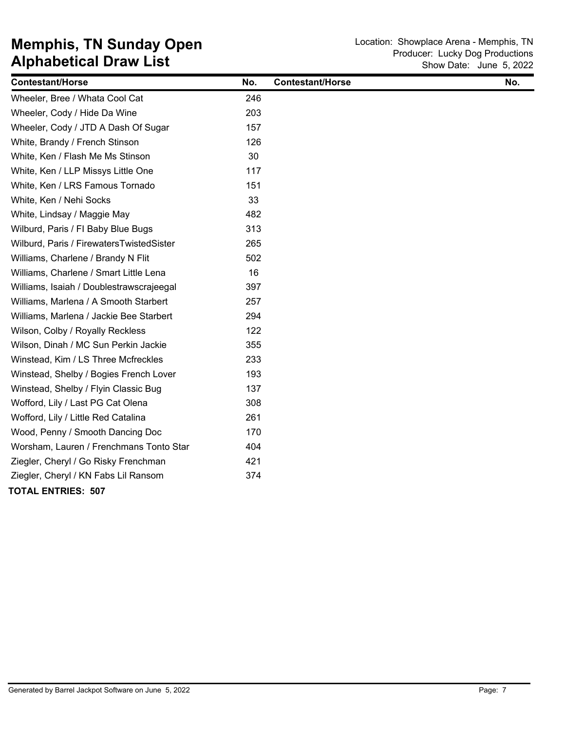# Memphis, TN Sunday Open
# Alphabetical Draw List

Location: Showplace Arena - Memphis, TN
Producer: Lucky Dog Productions
Show Date: June 5, 2022

| Contestant/Horse | No. | Contestant/Horse | No. |
|---|---|---|---|
| Wheeler, Bree / Whata Cool Cat | 246 | | |
| Wheeler, Cody / Hide Da Wine | 203 | | |
| Wheeler, Cody / JTD A Dash Of Sugar | 157 | | |
| White, Brandy / French Stinson | 126 | | |
| White, Ken / Flash Me Ms Stinson | 30 | | |
| White, Ken / LLP Missys Little One | 117 | | |
| White, Ken / LRS Famous Tornado | 151 | | |
| White, Ken / Nehi Socks | 33 | | |
| White, Lindsay / Maggie May | 482 | | |
| Wilburd, Paris / FI Baby Blue Bugs | 313 | | |
| Wilburd, Paris / FirewatersTwistedSister | 265 | | |
| Williams, Charlene / Brandy N Flit | 502 | | |
| Williams, Charlene / Smart Little Lena | 16 | | |
| Williams, Isaiah / Doublestrawscrajeegal | 397 | | |
| Williams, Marlena / A Smooth Starbert | 257 | | |
| Williams, Marlena / Jackie Bee Starbert | 294 | | |
| Wilson, Colby / Royally Reckless | 122 | | |
| Wilson, Dinah / MC Sun Perkin Jackie | 355 | | |
| Winstead, Kim / LS Three Mcfreckles | 233 | | |
| Winstead, Shelby / Bogies French Lover | 193 | | |
| Winstead, Shelby / Flyin Classic Bug | 137 | | |
| Wofford, Lily / Last PG Cat Olena | 308 | | |
| Wofford, Lily / Little Red Catalina | 261 | | |
| Wood, Penny / Smooth Dancing Doc | 170 | | |
| Worsham, Lauren / Frenchmans Tonto Star | 404 | | |
| Ziegler, Cheryl / Go Risky Frenchman | 421 | | |
| Ziegler, Cheryl / KN Fabs Lil Ransom | 374 | | |

**TOTAL ENTRIES: 507**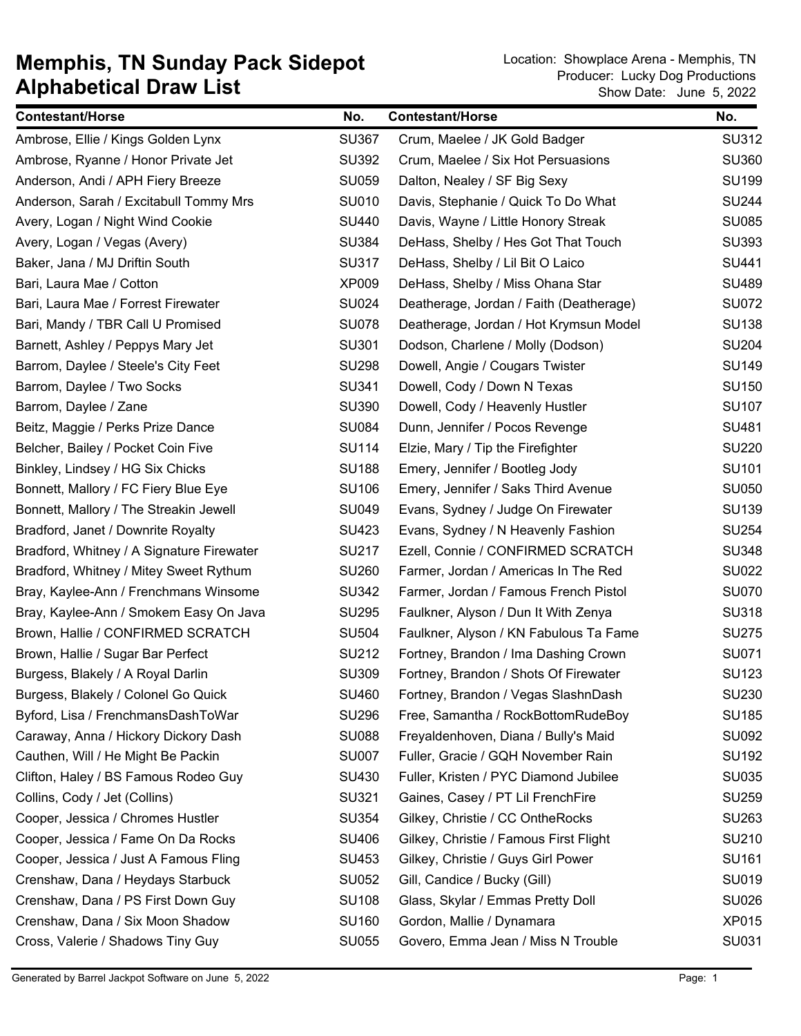# Memphis, TN Sunday Pack Sidepot
# Alphabetical Draw List

Location: Showplace Arena - Memphis, TN
Producer: Lucky Dog Productions
Show Date: June 5, 2022

| Contestant/Horse | No. | Contestant/Horse | No. |
|---|---|---|---|
| Ambrose, Ellie / Kings Golden Lynx | SU367 | Crum, Maelee / JK Gold Badger | SU312 |
| Ambrose, Ryanne / Honor Private Jet | SU392 | Crum, Maelee / Six Hot Persuasions | SU360 |
| Anderson, Andi / APH Fiery Breeze | SU059 | Dalton, Nealey / SF Big Sexy | SU199 |
| Anderson, Sarah / Excitabull Tommy Mrs | SU010 | Davis, Stephanie / Quick To Do What | SU244 |
| Avery, Logan / Night Wind Cookie | SU440 | Davis, Wayne / Little Honory Streak | SU085 |
| Avery, Logan / Vegas (Avery) | SU384 | DeHass, Shelby / Hes Got That Touch | SU393 |
| Baker, Jana / MJ Driftin South | SU317 | DeHass, Shelby / Lil Bit O Laico | SU441 |
| Bari, Laura Mae / Cotton | XP009 | DeHass, Shelby / Miss Ohana Star | SU489 |
| Bari, Laura Mae / Forrest Firewater | SU024 | Deatherage, Jordan / Faith (Deatherage) | SU072 |
| Bari, Mandy / TBR Call U Promised | SU078 | Deatherage, Jordan / Hot Krymsun Model | SU138 |
| Barnett, Ashley / Peppys Mary Jet | SU301 | Dodson, Charlene / Molly (Dodson) | SU204 |
| Barrom, Daylee / Steele's City Feet | SU298 | Dowell, Angie / Cougars Twister | SU149 |
| Barrom, Daylee / Two Socks | SU341 | Dowell, Cody / Down N Texas | SU150 |
| Barrom, Daylee / Zane | SU390 | Dowell, Cody / Heavenly Hustler | SU107 |
| Beitz, Maggie / Perks Prize Dance | SU084 | Dunn, Jennifer / Pocos Revenge | SU481 |
| Belcher, Bailey / Pocket Coin Five | SU114 | Elzie, Mary / Tip the Firefighter | SU220 |
| Binkley, Lindsey / HG Six Chicks | SU188 | Emery, Jennifer / Bootleg Jody | SU101 |
| Bonnett, Mallory / FC Fiery Blue Eye | SU106 | Emery, Jennifer / Saks Third Avenue | SU050 |
| Bonnett, Mallory / The Streakin Jewell | SU049 | Evans, Sydney / Judge On Firewater | SU139 |
| Bradford, Janet / Downrite Royalty | SU423 | Evans, Sydney / N Heavenly Fashion | SU254 |
| Bradford, Whitney / A Signature Firewater | SU217 | Ezell, Connie / CONFIRMED SCRATCH | SU348 |
| Bradford, Whitney / Mitey Sweet Rythum | SU260 | Farmer, Jordan / Americas In The Red | SU022 |
| Bray, Kaylee-Ann / Frenchmans Winsome | SU342 | Farmer, Jordan / Famous French Pistol | SU070 |
| Bray, Kaylee-Ann / Smokem Easy On Java | SU295 | Faulkner, Alyson / Dun It With Zenya | SU318 |
| Brown, Hallie / CONFIRMED SCRATCH | SU504 | Faulkner, Alyson / KN Fabulous Ta Fame | SU275 |
| Brown, Hallie / Sugar Bar Perfect | SU212 | Fortney, Brandon / Ima Dashing Crown | SU071 |
| Burgess, Blakely / A Royal Darlin | SU309 | Fortney, Brandon / Shots Of Firewater | SU123 |
| Burgess, Blakely / Colonel Go Quick | SU460 | Fortney, Brandon / Vegas SlashnDash | SU230 |
| Byford, Lisa / FrenchmansDashToWar | SU296 | Free, Samantha / RockBottomRudeBoy | SU185 |
| Caraway, Anna / Hickory Dickory Dash | SU088 | Freyaldenhoven, Diana / Bully's Maid | SU092 |
| Cauthen, Will / He Might Be Packin | SU007 | Fuller, Gracie / GQH November Rain | SU192 |
| Clifton, Haley / BS Famous Rodeo Guy | SU430 | Fuller, Kristen / PYC Diamond Jubilee | SU035 |
| Collins, Cody / Jet (Collins) | SU321 | Gaines, Casey / PT Lil FrenchFire | SU259 |
| Cooper, Jessica / Chromes Hustler | SU354 | Gilkey, Christie / CC OntheRocks | SU263 |
| Cooper, Jessica / Fame On Da Rocks | SU406 | Gilkey, Christie / Famous First Flight | SU210 |
| Cooper, Jessica / Just A Famous Fling | SU453 | Gilkey, Christie / Guys Girl Power | SU161 |
| Crenshaw, Dana / Heydays Starbuck | SU052 | Gill, Candice / Bucky (Gill) | SU019 |
| Crenshaw, Dana / PS First Down Guy | SU108 | Glass, Skylar / Emmas Pretty Doll | SU026 |
| Crenshaw, Dana / Six Moon Shadow | SU160 | Gordon, Mallie / Dynamara | XP015 |
| Cross, Valerie / Shadows Tiny Guy | SU055 | Govero, Emma Jean / Miss N Trouble | SU031 |

Generated by Barrel Jackpot Software on June 5, 2022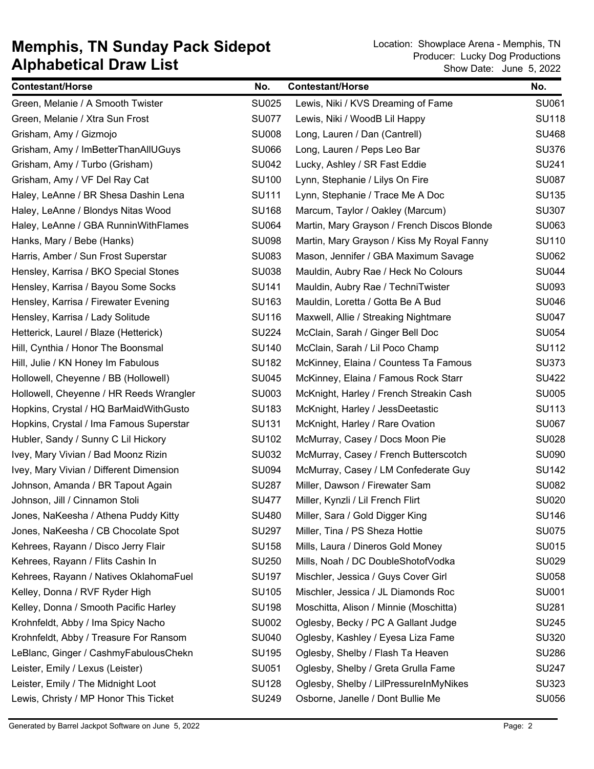# Memphis, TN Sunday Pack Sidepot
# Alphabetical Draw List

Location: Showplace Arena - Memphis, TN
Producer: Lucky Dog Productions
Show Date: June 5, 2022

| Contestant/Horse | No. | Contestant/Horse | No. |
|---|---|---|---|
| Green, Melanie / A Smooth Twister | SU025 | Lewis, Niki / KVS Dreaming of Fame | SU061 |
| Green, Melanie / Xtra Sun Frost | SU077 | Lewis, Niki / WoodB Lil Happy | SU118 |
| Grisham, Amy / Gizmojo | SU008 | Long, Lauren / Dan (Cantrell) | SU468 |
| Grisham, Amy / ImBetterThanAllUGuys | SU066 | Long, Lauren / Peps Leo Bar | SU376 |
| Grisham, Amy / Turbo (Grisham) | SU042 | Lucky, Ashley / SR Fast Eddie | SU241 |
| Grisham, Amy / VF Del Ray Cat | SU100 | Lynn, Stephanie / Lilys On Fire | SU087 |
| Haley, LeAnne / BR Shesa Dashin Lena | SU111 | Lynn, Stephanie / Trace Me A Doc | SU135 |
| Haley, LeAnne / Blondys Nitas Wood | SU168 | Marcum, Taylor / Oakley (Marcum) | SU307 |
| Haley, LeAnne / GBA RunninWithFlames | SU064 | Martin, Mary Grayson / French Discos Blonde | SU063 |
| Hanks, Mary / Bebe (Hanks) | SU098 | Martin, Mary Grayson / Kiss My Royal Fanny | SU110 |
| Harris, Amber / Sun Frost Superstar | SU083 | Mason, Jennifer / GBA Maximum Savage | SU062 |
| Hensley, Karrisa / BKO Special Stones | SU038 | Mauldin, Aubry Rae / Heck No Colours | SU044 |
| Hensley, Karrisa / Bayou Some Socks | SU141 | Mauldin, Aubry Rae / TechniTwister | SU093 |
| Hensley, Karrisa / Firewater Evening | SU163 | Mauldin, Loretta / Gotta Be A Bud | SU046 |
| Hensley, Karrisa / Lady Solitude | SU116 | Maxwell, Allie / Streaking Nightmare | SU047 |
| Hetterick, Laurel / Blaze (Hetterick) | SU224 | McClain, Sarah / Ginger Bell Doc | SU054 |
| Hill, Cynthia / Honor The Boonsmal | SU140 | McClain, Sarah / Lil Poco Champ | SU112 |
| Hill, Julie / KN Honey Im Fabulous | SU182 | McKinney, Elaina / Countess Ta Famous | SU373 |
| Hollowell, Cheyenne / BB (Hollowell) | SU045 | McKinney, Elaina / Famous Rock Starr | SU422 |
| Hollowell, Cheyenne / HR Reeds Wrangler | SU003 | McKnight, Harley / French Streakin Cash | SU005 |
| Hopkins, Crystal / HQ BarMaidWithGusto | SU183 | McKnight, Harley / JessDeetastic | SU113 |
| Hopkins, Crystal / Ima Famous Superstar | SU131 | McKnight, Harley / Rare Ovation | SU067 |
| Hubler, Sandy / Sunny C Lil Hickory | SU102 | McMurray, Casey / Docs Moon Pie | SU028 |
| Ivey, Mary Vivian / Bad Moonz Rizin | SU032 | McMurray, Casey / French Butterscotch | SU090 |
| Ivey, Mary Vivian / Different Dimension | SU094 | McMurray, Casey / LM Confederate Guy | SU142 |
| Johnson, Amanda / BR Tapout Again | SU287 | Miller, Dawson / Firewater Sam | SU082 |
| Johnson, Jill / Cinnamon Stoli | SU477 | Miller, Kynzli / Lil French Flirt | SU020 |
| Jones, NaKeesha / Athena Puddy Kitty | SU480 | Miller, Sara / Gold Digger King | SU146 |
| Jones, NaKeesha / CB Chocolate Spot | SU297 | Miller, Tina / PS Sheza Hottie | SU075 |
| Kehrees, Rayann / Disco Jerry Flair | SU158 | Mills, Laura / Dineros Gold Money | SU015 |
| Kehrees, Rayann / Flits Cashin In | SU250 | Mills, Noah / DC DoubleShotofVodka | SU029 |
| Kehrees, Rayann / Natives OklahomaFuel | SU197 | Mischler, Jessica / Guys Cover Girl | SU058 |
| Kelley, Donna / RVF Ryder High | SU105 | Mischler, Jessica / JL Diamonds Roc | SU001 |
| Kelley, Donna / Smooth Pacific Harley | SU198 | Moschitta, Alison / Minnie (Moschitta) | SU281 |
| Krohnfeldt, Abby / Ima Spicy Nacho | SU002 | Oglesby, Becky / PC A Gallant Judge | SU245 |
| Krohnfeldt, Abby / Treasure For Ransom | SU040 | Oglesby, Kashley / Eyesa Liza Fame | SU320 |
| LeBlanc, Ginger / CashmyFabulousChekn | SU195 | Oglesby, Shelby / Flash Ta Heaven | SU286 |
| Leister, Emily / Lexus (Leister) | SU051 | Oglesby, Shelby / Greta Grulla Fame | SU247 |
| Leister, Emily / The Midnight Loot | SU128 | Oglesby, Shelby / LilPressureInMyNikes | SU323 |
| Lewis, Christy / MP Honor This Ticket | SU249 | Osborne, Janelle / Dont Bullie Me | SU056 |

Generated by Barrel Jackpot Software on June 5, 2022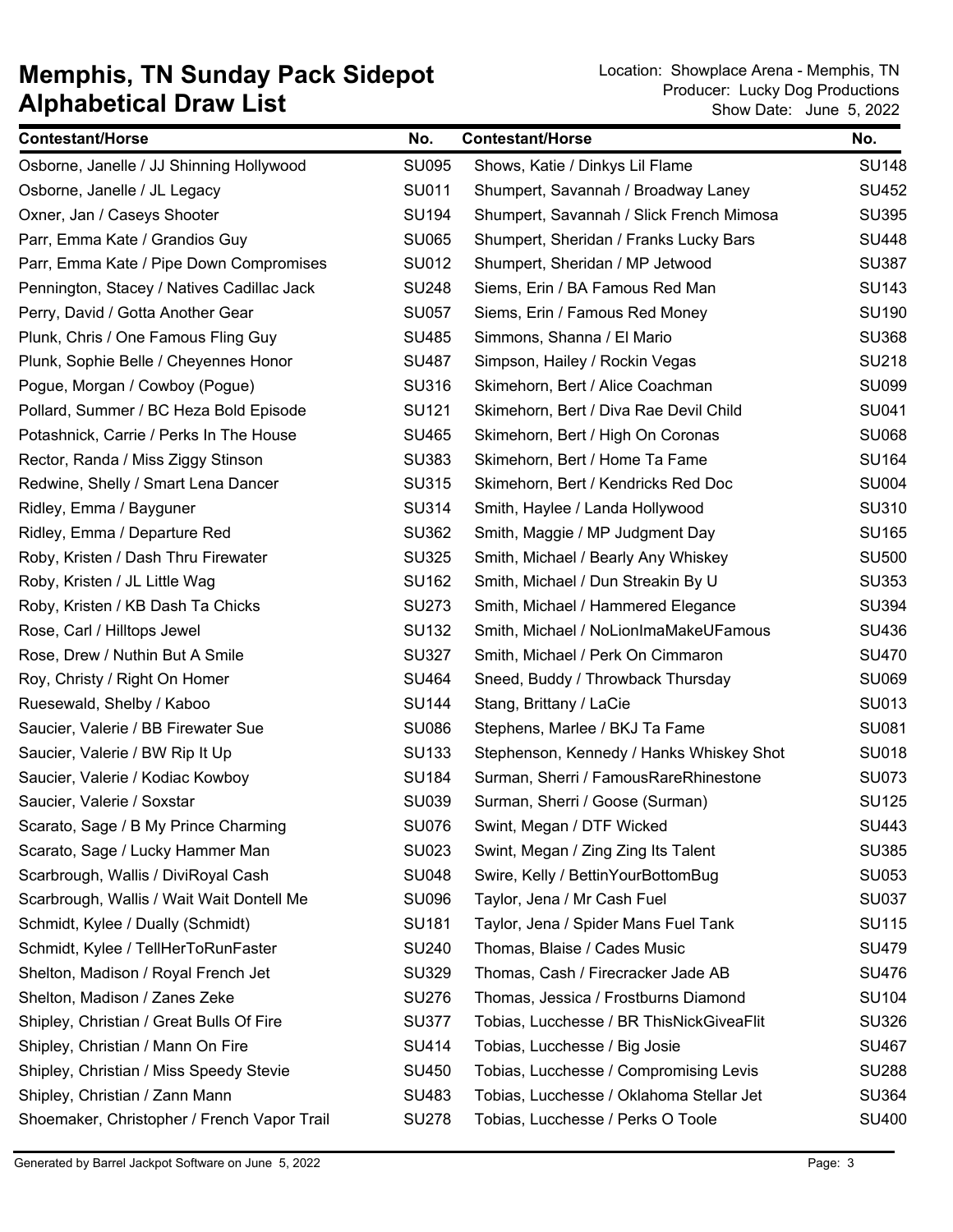# Memphis, TN Sunday Pack Sidepot
# Alphabetical Draw List

Location: Showplace Arena - Memphis, TN
Producer: Lucky Dog Productions
Show Date: June 5, 2022

| Contestant/Horse | No. | Contestant/Horse | No. |
|---|---|---|---|
| Osborne, Janelle / JJ Shinning Hollywood | SU095 | Shows, Katie / Dinkys Lil Flame | SU148 |
| Osborne, Janelle / JL Legacy | SU011 | Shumpert, Savannah / Broadway Laney | SU452 |
| Oxner, Jan / Caseys Shooter | SU194 | Shumpert, Savannah / Slick French Mimosa | SU395 |
| Parr, Emma Kate / Grandios Guy | SU065 | Shumpert, Sheridan / Franks Lucky Bars | SU448 |
| Parr, Emma Kate / Pipe Down Compromises | SU012 | Shumpert, Sheridan / MP Jetwood | SU387 |
| Pennington, Stacey / Natives Cadillac Jack | SU248 | Siems, Erin / BA Famous Red Man | SU143 |
| Perry, David / Gotta Another Gear | SU057 | Siems, Erin / Famous Red Money | SU190 |
| Plunk, Chris / One Famous Fling Guy | SU485 | Simmons, Shanna / El Mario | SU368 |
| Plunk, Sophie Belle / Cheyennes Honor | SU487 | Simpson, Hailey / Rockin Vegas | SU218 |
| Pogue, Morgan / Cowboy (Pogue) | SU316 | Skimehorn, Bert / Alice Coachman | SU099 |
| Pollard, Summer / BC Heza Bold Episode | SU121 | Skimehorn, Bert / Diva Rae Devil Child | SU041 |
| Potashnick, Carrie / Perks In The House | SU465 | Skimehorn, Bert / High On Coronas | SU068 |
| Rector, Randa / Miss Ziggy Stinson | SU383 | Skimehorn, Bert / Home Ta Fame | SU164 |
| Redwine, Shelly / Smart Lena Dancer | SU315 | Skimehorn, Bert / Kendricks Red Doc | SU004 |
| Ridley, Emma / Bayguner | SU314 | Smith, Haylee / Landa Hollywood | SU310 |
| Ridley, Emma / Departure Red | SU362 | Smith, Maggie / MP Judgment Day | SU165 |
| Roby, Kristen / Dash Thru Firewater | SU325 | Smith, Michael / Bearly Any Whiskey | SU500 |
| Roby, Kristen / JL Little Wag | SU162 | Smith, Michael / Dun Streakin By U | SU353 |
| Roby, Kristen / KB Dash Ta Chicks | SU273 | Smith, Michael / Hammered Elegance | SU394 |
| Rose, Carl / Hilltops Jewel | SU132 | Smith, Michael / NoLionImaMakeUFamous | SU436 |
| Rose, Drew / Nuthin But A Smile | SU327 | Smith, Michael / Perk On Cimmaron | SU470 |
| Roy, Christy / Right On Homer | SU464 | Sneed, Buddy / Throwback Thursday | SU069 |
| Ruesewald, Shelby / Kaboo | SU144 | Stang, Brittany / LaCie | SU013 |
| Saucier, Valerie / BB Firewater Sue | SU086 | Stephens, Marlee / BKJ Ta Fame | SU081 |
| Saucier, Valerie / BW Rip It Up | SU133 | Stephenson, Kennedy / Hanks Whiskey Shot | SU018 |
| Saucier, Valerie / Kodiac Kowboy | SU184 | Surman, Sherri / FamousRareRhinestone | SU073 |
| Saucier, Valerie / Soxstar | SU039 | Surman, Sherri / Goose (Surman) | SU125 |
| Scarato, Sage / B My Prince Charming | SU076 | Swint, Megan / DTF Wicked | SU443 |
| Scarato, Sage / Lucky Hammer Man | SU023 | Swint, Megan / Zing Zing Its Talent | SU385 |
| Scarbrough, Wallis / DiviRoyal Cash | SU048 | Swire, Kelly / BettinYourBottomBug | SU053 |
| Scarbrough, Wallis / Wait Wait Dontell Me | SU096 | Taylor, Jena / Mr Cash Fuel | SU037 |
| Schmidt, Kylee / Dually (Schmidt) | SU181 | Taylor, Jena / Spider Mans Fuel Tank | SU115 |
| Schmidt, Kylee / TellHerToRunFaster | SU240 | Thomas, Blaise / Cades Music | SU479 |
| Shelton, Madison / Royal French Jet | SU329 | Thomas, Cash / Firecracker Jade AB | SU476 |
| Shelton, Madison / Zanes Zeke | SU276 | Thomas, Jessica / Frostburns Diamond | SU104 |
| Shipley, Christian / Great Bulls Of Fire | SU377 | Tobias, Lucchesse / BR ThisNickGiveaFlit | SU326 |
| Shipley, Christian / Mann On Fire | SU414 | Tobias, Lucchesse / Big Josie | SU467 |
| Shipley, Christian / Miss Speedy Stevie | SU450 | Tobias, Lucchesse / Compromising Levis | SU288 |
| Shipley, Christian / Zann Mann | SU483 | Tobias, Lucchesse / Oklahoma Stellar Jet | SU364 |
| Shoemaker, Christopher / French Vapor Trail | SU278 | Tobias, Lucchesse / Perks O Toole | SU400 |

Generated by Barrel Jackpot Software on June 5, 2022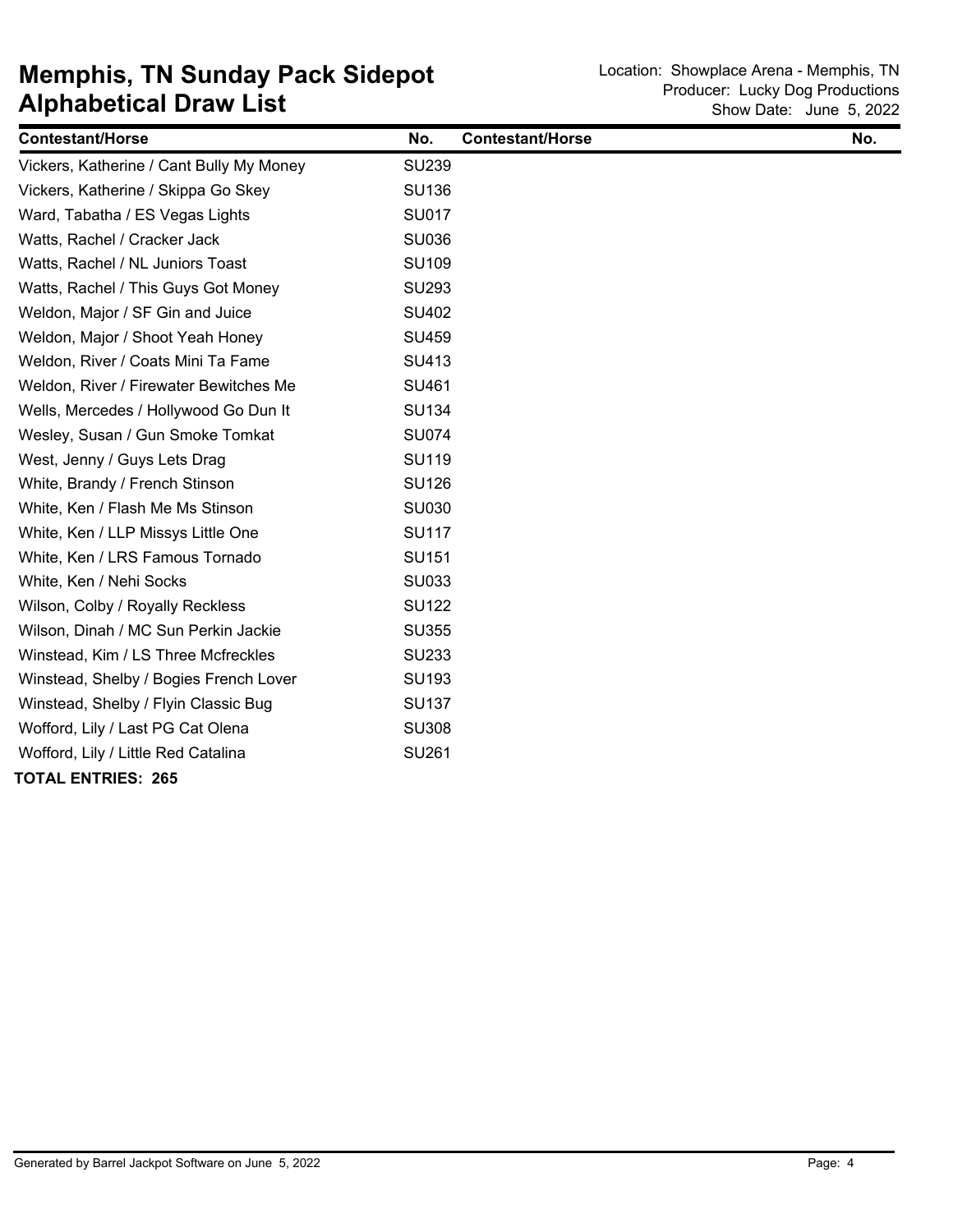# Memphis, TN Sunday Pack Sidepot
# Alphabetical Draw List

Location: Showplace Arena - Memphis, TN
Producer: Lucky Dog Productions
Show Date: June 5, 2022

| Contestant/Horse | No. | Contestant/Horse | No. |
|---|---|---|---|
| Vickers, Katherine / Cant Bully My Money | SU239 | | |
| Vickers, Katherine / Skippa Go Skey | SU136 | | |
| Ward, Tabatha / ES Vegas Lights | SU017 | | |
| Watts, Rachel / Cracker Jack | SU036 | | |
| Watts, Rachel / NL Juniors Toast | SU109 | | |
| Watts, Rachel / This Guys Got Money | SU293 | | |
| Weldon, Major / SF Gin and Juice | SU402 | | |
| Weldon, Major / Shoot Yeah Honey | SU459 | | |
| Weldon, River / Coats Mini Ta Fame | SU413 | | |
| Weldon, River / Firewater Bewitches Me | SU461 | | |
| Wells, Mercedes / Hollywood Go Dun It | SU134 | | |
| Wesley, Susan / Gun Smoke Tomkat | SU074 | | |
| West, Jenny / Guys Lets Drag | SU119 | | |
| White, Brandy / French Stinson | SU126 | | |
| White, Ken / Flash Me Ms Stinson | SU030 | | |
| White, Ken / LLP Missys Little One | SU117 | | |
| White, Ken / LRS Famous Tornado | SU151 | | |
| White, Ken / Nehi Socks | SU033 | | |
| Wilson, Colby / Royally Reckless | SU122 | | |
| Wilson, Dinah / MC Sun Perkin Jackie | SU355 | | |
| Winstead, Kim / LS Three Mcfreckles | SU233 | | |
| Winstead, Shelby / Bogies French Lover | SU193 | | |
| Winstead, Shelby / Flyin Classic Bug | SU137 | | |
| Wofford, Lily / Last PG Cat Olena | SU308 | | |
| Wofford, Lily / Little Red Catalina | SU261 | | |

**TOTAL ENTRIES: 265**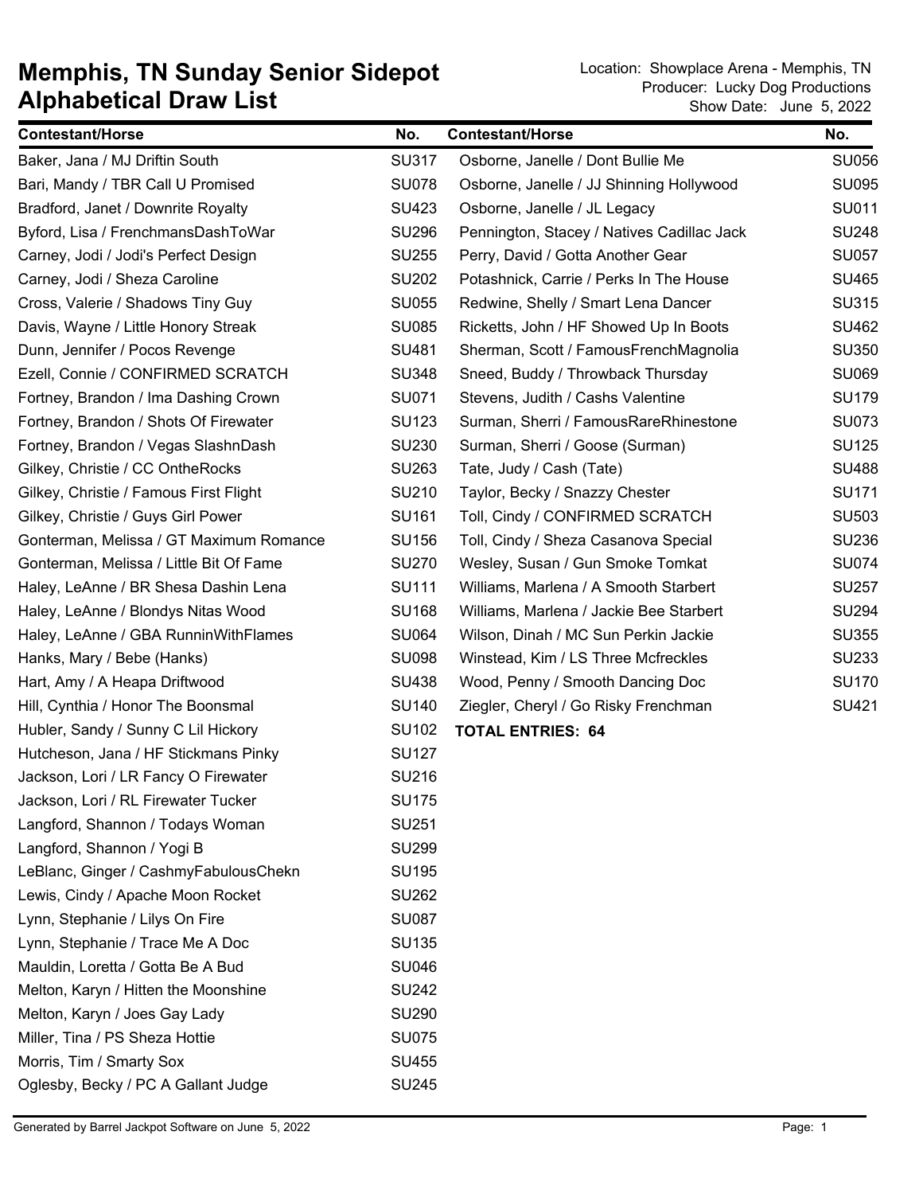# Memphis, TN Sunday Senior Sidepot
# Alphabetical Draw List

Location: Showplace Arena - Memphis, TN
Producer: Lucky Dog Productions
Show Date: June 5, 2022

| Contestant/Horse | No. |
|---|---|
| Baker, Jana / MJ Driftin South | SU317 |
| Bari, Mandy / TBR Call U Promised | SU078 |
| Bradford, Janet / Downrite Royalty | SU423 |
| Byford, Lisa / FrenchmansDashToWar | SU296 |
| Carney, Jodi / Jodi's Perfect Design | SU255 |
| Carney, Jodi / Sheza Caroline | SU202 |
| Cross, Valerie / Shadows Tiny Guy | SU055 |
| Davis, Wayne / Little Honory Streak | SU085 |
| Dunn, Jennifer / Pocos Revenge | SU481 |
| Ezell, Connie / CONFIRMED SCRATCH | SU348 |
| Fortney, Brandon / Ima Dashing Crown | SU071 |
| Fortney, Brandon / Shots Of Firewater | SU123 |
| Fortney, Brandon / Vegas SlashnDash | SU230 |
| Gilkey, Christie / CC OntheRocks | SU263 |
| Gilkey, Christie / Famous First Flight | SU210 |
| Gilkey, Christie / Guys Girl Power | SU161 |
| Gonterman, Melissa / GT Maximum Romance | SU156 |
| Gonterman, Melissa / Little Bit Of Fame | SU270 |
| Haley, LeAnne / BR Shesa Dashin Lena | SU111 |
| Haley, LeAnne / Blondys Nitas Wood | SU168 |
| Haley, LeAnne / GBA RunninWithFlames | SU064 |
| Hanks, Mary / Bebe (Hanks) | SU098 |
| Hart, Amy / A Heapa Driftwood | SU438 |
| Hill, Cynthia / Honor The Boonsmal | SU140 |
| Hubler, Sandy / Sunny C Lil Hickory | SU102 |
| Hutcheson, Jana / HF Stickmans Pinky | SU127 |
| Jackson, Lori / LR Fancy O Firewater | SU216 |
| Jackson, Lori / RL Firewater Tucker | SU175 |
| Langford, Shannon / Todays Woman | SU251 |
| Langford, Shannon / Yogi B | SU299 |
| LeBlanc, Ginger / CashmyFabulousChekn | SU195 |
| Lewis, Cindy / Apache Moon Rocket | SU262 |
| Lynn, Stephanie / Lilys On Fire | SU087 |
| Lynn, Stephanie / Trace Me A Doc | SU135 |
| Mauldin, Loretta / Gotta Be A Bud | SU046 |
| Melton, Karyn / Hitten the Moonshine | SU242 |
| Melton, Karyn / Joes Gay Lady | SU290 |
| Miller, Tina / PS Sheza Hottie | SU075 |
| Morris, Tim / Smarty Sox | SU455 |
| Oglesby, Becky / PC A Gallant Judge | SU245 |
| Osborne, Janelle / Dont Bullie Me | SU056 |
| Osborne, Janelle / JJ Shinning Hollywood | SU095 |
| Osborne, Janelle / JL Legacy | SU011 |
| Pennington, Stacey / Natives Cadillac Jack | SU248 |
| Perry, David / Gotta Another Gear | SU057 |
| Potashnick, Carrie / Perks In The House | SU465 |
| Redwine, Shelly / Smart Lena Dancer | SU315 |
| Ricketts, John / HF Showed Up In Boots | SU462 |
| Sherman, Scott / FamousFrenchMagnolia | SU350 |
| Sneed, Buddy / Throwback Thursday | SU069 |
| Stevens, Judith / Cashs Valentine | SU179 |
| Surman, Sherri / FamousRareRhinestone | SU073 |
| Surman, Sherri / Goose (Surman) | SU125 |
| Tate, Judy / Cash (Tate) | SU488 |
| Taylor, Becky / Snazzy Chester | SU171 |
| Toll, Cindy / CONFIRMED SCRATCH | SU503 |
| Toll, Cindy / Sheza Casanova Special | SU236 |
| Wesley, Susan / Gun Smoke Tomkat | SU074 |
| Williams, Marlena / A Smooth Starbert | SU257 |
| Williams, Marlena / Jackie Bee Starbert | SU294 |
| Wilson, Dinah / MC Sun Perkin Jackie | SU355 |
| Winstead, Kim / LS Three Mcfreckles | SU233 |
| Wood, Penny / Smooth Dancing Doc | SU170 |
| Ziegler, Cheryl / Go Risky Frenchman | SU421 |

**TOTAL ENTRIES: 64**

Generated by Barrel Jackpot Software on June 5, 2022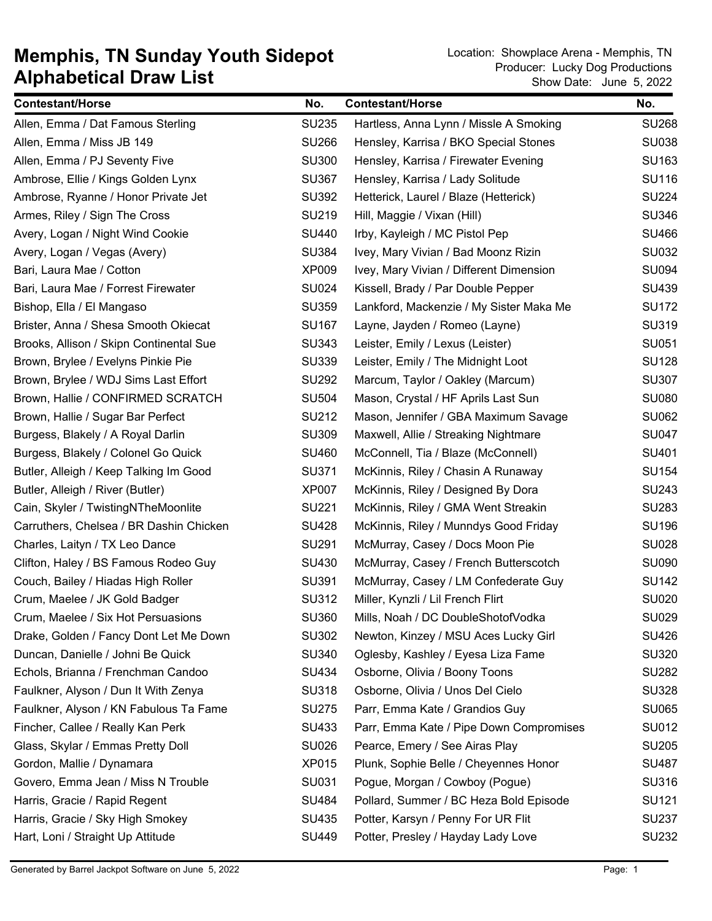# Memphis, TN Sunday Youth Sidepot Alphabetical Draw List

Location: Showplace Arena - Memphis, TN
Producer: Lucky Dog Productions
Show Date: June 5, 2022

| Contestant/Horse | No. | Contestant/Horse | No. |
|---|---|---|---|
| Allen, Emma / Dat Famous Sterling | SU235 | Hartless, Anna Lynn / Missle A Smoking | SU268 |
| Allen, Emma / Miss JB 149 | SU266 | Hensley, Karrisa / BKO Special Stones | SU038 |
| Allen, Emma / PJ Seventy Five | SU300 | Hensley, Karrisa / Firewater Evening | SU163 |
| Ambrose, Ellie / Kings Golden Lynx | SU367 | Hensley, Karrisa / Lady Solitude | SU116 |
| Ambrose, Ryanne / Honor Private Jet | SU392 | Hetterick, Laurel / Blaze (Hetterick) | SU224 |
| Armes, Riley / Sign The Cross | SU219 | Hill, Maggie / Vixan (Hill) | SU346 |
| Avery, Logan / Night Wind Cookie | SU440 | Irby, Kayleigh / MC Pistol Pep | SU466 |
| Avery, Logan / Vegas (Avery) | SU384 | Ivey, Mary Vivian / Bad Moonz Rizin | SU032 |
| Bari, Laura Mae / Cotton | XP009 | Ivey, Mary Vivian / Different Dimension | SU094 |
| Bari, Laura Mae / Forrest Firewater | SU024 | Kissell, Brady / Par Double Pepper | SU439 |
| Bishop, Ella / El Mangaso | SU359 | Lankford, Mackenzie / My Sister Maka Me | SU172 |
| Brister, Anna / Shesa Smooth Okiecat | SU167 | Layne, Jayden / Romeo (Layne) | SU319 |
| Brooks, Allison / Skipn Continental Sue | SU343 | Leister, Emily / Lexus (Leister) | SU051 |
| Brown, Brylee / Evelyns Pinkie Pie | SU339 | Leister, Emily / The Midnight Loot | SU128 |
| Brown, Brylee / WDJ Sims Last Effort | SU292 | Marcum, Taylor / Oakley (Marcum) | SU307 |
| Brown, Hallie / CONFIRMED SCRATCH | SU504 | Mason, Crystal / HF Aprils Last Sun | SU080 |
| Brown, Hallie / Sugar Bar Perfect | SU212 | Mason, Jennifer / GBA Maximum Savage | SU062 |
| Burgess, Blakely / A Royal Darlin | SU309 | Maxwell, Allie / Streaking Nightmare | SU047 |
| Burgess, Blakely / Colonel Go Quick | SU460 | McConnell, Tia / Blaze (McConnell) | SU401 |
| Butler, Alleigh / Keep Talking Im Good | SU371 | McKinnis, Riley / Chasin A Runaway | SU154 |
| Butler, Alleigh / River (Butler) | XP007 | McKinnis, Riley / Designed By Dora | SU243 |
| Cain, Skyler / TwistingNTheMoonlite | SU221 | McKinnis, Riley / GMA Went Streakin | SU283 |
| Carruthers, Chelsea / BR Dashin Chicken | SU428 | McKinnis, Riley / Munndys Good Friday | SU196 |
| Charles, Laityn / TX Leo Dance | SU291 | McMurray, Casey / Docs Moon Pie | SU028 |
| Clifton, Haley / BS Famous Rodeo Guy | SU430 | McMurray, Casey / French Butterscotch | SU090 |
| Couch, Bailey / Hiadas High Roller | SU391 | McMurray, Casey / LM Confederate Guy | SU142 |
| Crum, Maelee / JK Gold Badger | SU312 | Miller, Kynzli / Lil French Flirt | SU020 |
| Crum, Maelee / Six Hot Persuasions | SU360 | Mills, Noah / DC DoubleShotofVodka | SU029 |
| Drake, Golden / Fancy Dont Let Me Down | SU302 | Newton, Kinzey / MSU Aces Lucky Girl | SU426 |
| Duncan, Danielle / Johni Be Quick | SU340 | Oglesby, Kashley / Eyesa Liza Fame | SU320 |
| Echols, Brianna / Frenchman Candoo | SU434 | Osborne, Olivia / Boony Toons | SU282 |
| Faulkner, Alyson / Dun It With Zenya | SU318 | Osborne, Olivia / Unos Del Cielo | SU328 |
| Faulkner, Alyson / KN Fabulous Ta Fame | SU275 | Parr, Emma Kate / Grandios Guy | SU065 |
| Fincher, Callee / Really Kan Perk | SU433 | Parr, Emma Kate / Pipe Down Compromises | SU012 |
| Glass, Skylar / Emmas Pretty Doll | SU026 | Pearce, Emery / See Airas Play | SU205 |
| Gordon, Mallie / Dynamara | XP015 | Plunk, Sophie Belle / Cheyennes Honor | SU487 |
| Govero, Emma Jean / Miss N Trouble | SU031 | Pogue, Morgan / Cowboy (Pogue) | SU316 |
| Harris, Gracie / Rapid Regent | SU484 | Pollard, Summer / BC Heza Bold Episode | SU121 |
| Harris, Gracie / Sky High Smokey | SU435 | Potter, Karsyn / Penny For UR Flit | SU237 |
| Hart, Loni / Straight Up Attitude | SU449 | Potter, Presley / Hayday Lady Love | SU232 |

Generated by Barrel Jackpot Software on June 5, 2022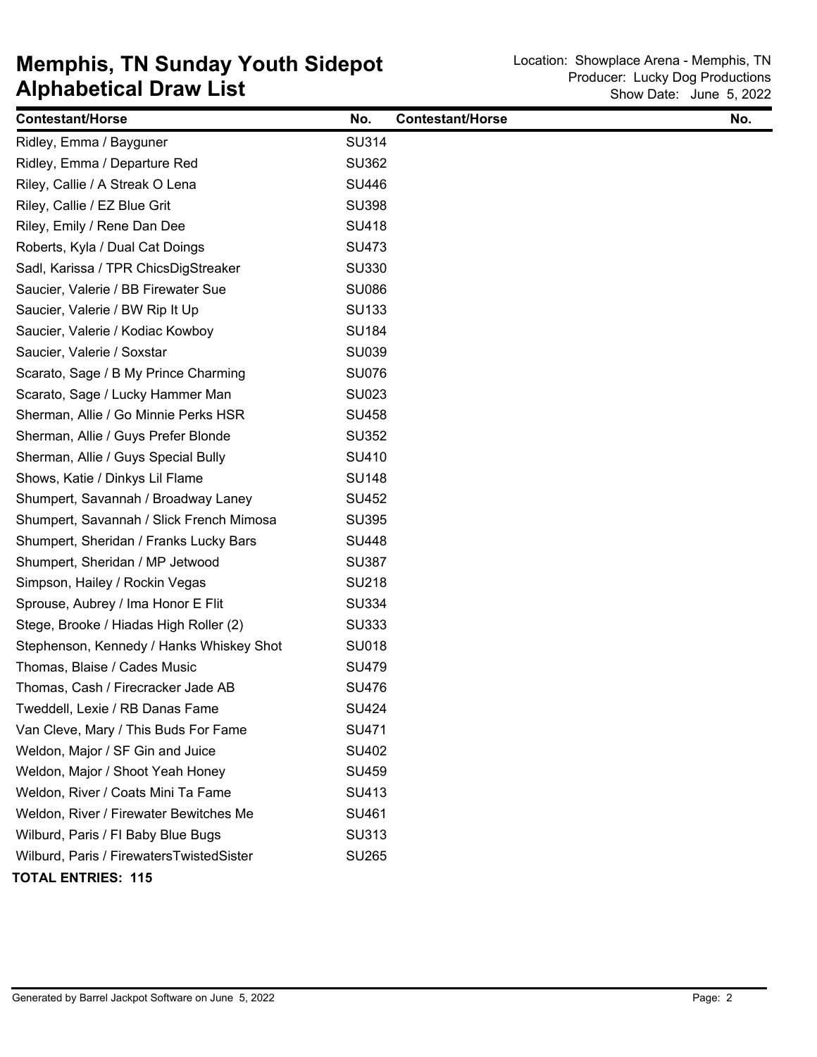# Memphis, TN Sunday Youth Sidepot Alphabetical Draw List

Location: Showplace Arena - Memphis, TN
Producer: Lucky Dog Productions
Show Date: June 5, 2022

| Contestant/Horse | No. | Contestant/Horse | No. |
|---|---|---|---|
| Ridley, Emma / Bayguner | SU314 | | |
| Ridley, Emma / Departure Red | SU362 | | |
| Riley, Callie / A Streak O Lena | SU446 | | |
| Riley, Callie / EZ Blue Grit | SU398 | | |
| Riley, Emily / Rene Dan Dee | SU418 | | |
| Roberts, Kyla / Dual Cat Doings | SU473 | | |
| Sadl, Karissa / TPR ChicsDigStreaker | SU330 | | |
| Saucier, Valerie / BB Firewater Sue | SU086 | | |
| Saucier, Valerie / BW Rip It Up | SU133 | | |
| Saucier, Valerie / Kodiac Kowboy | SU184 | | |
| Saucier, Valerie / Soxstar | SU039 | | |
| Scarato, Sage / B My Prince Charming | SU076 | | |
| Scarato, Sage / Lucky Hammer Man | SU023 | | |
| Sherman, Allie / Go Minnie Perks HSR | SU458 | | |
| Sherman, Allie / Guys Prefer Blonde | SU352 | | |
| Sherman, Allie / Guys Special Bully | SU410 | | |
| Shows, Katie / Dinkys Lil Flame | SU148 | | |
| Shumpert, Savannah / Broadway Laney | SU452 | | |
| Shumpert, Savannah / Slick French Mimosa | SU395 | | |
| Shumpert, Sheridan / Franks Lucky Bars | SU448 | | |
| Shumpert, Sheridan / MP Jetwood | SU387 | | |
| Simpson, Hailey / Rockin Vegas | SU218 | | |
| Sprouse, Aubrey / Ima Honor E Flit | SU334 | | |
| Stege, Brooke / Hiadas High Roller (2) | SU333 | | |
| Stephenson, Kennedy / Hanks Whiskey Shot | SU018 | | |
| Thomas, Blaise / Cades Music | SU479 | | |
| Thomas, Cash / Firecracker Jade AB | SU476 | | |
| Tweddell, Lexie / RB Danas Fame | SU424 | | |
| Van Cleve, Mary / This Buds For Fame | SU471 | | |
| Weldon, Major / SF Gin and Juice | SU402 | | |
| Weldon, Major / Shoot Yeah Honey | SU459 | | |
| Weldon, River / Coats Mini Ta Fame | SU413 | | |
| Weldon, River / Firewater Bewitches Me | SU461 | | |
| Wilburd, Paris / FI Baby Blue Bugs | SU313 | | |
| Wilburd, Paris / FirewatersTwistedSister | SU265 | | |

**TOTAL ENTRIES: 115**

Generated by Barrel Jackpot Software on June 5, 2022